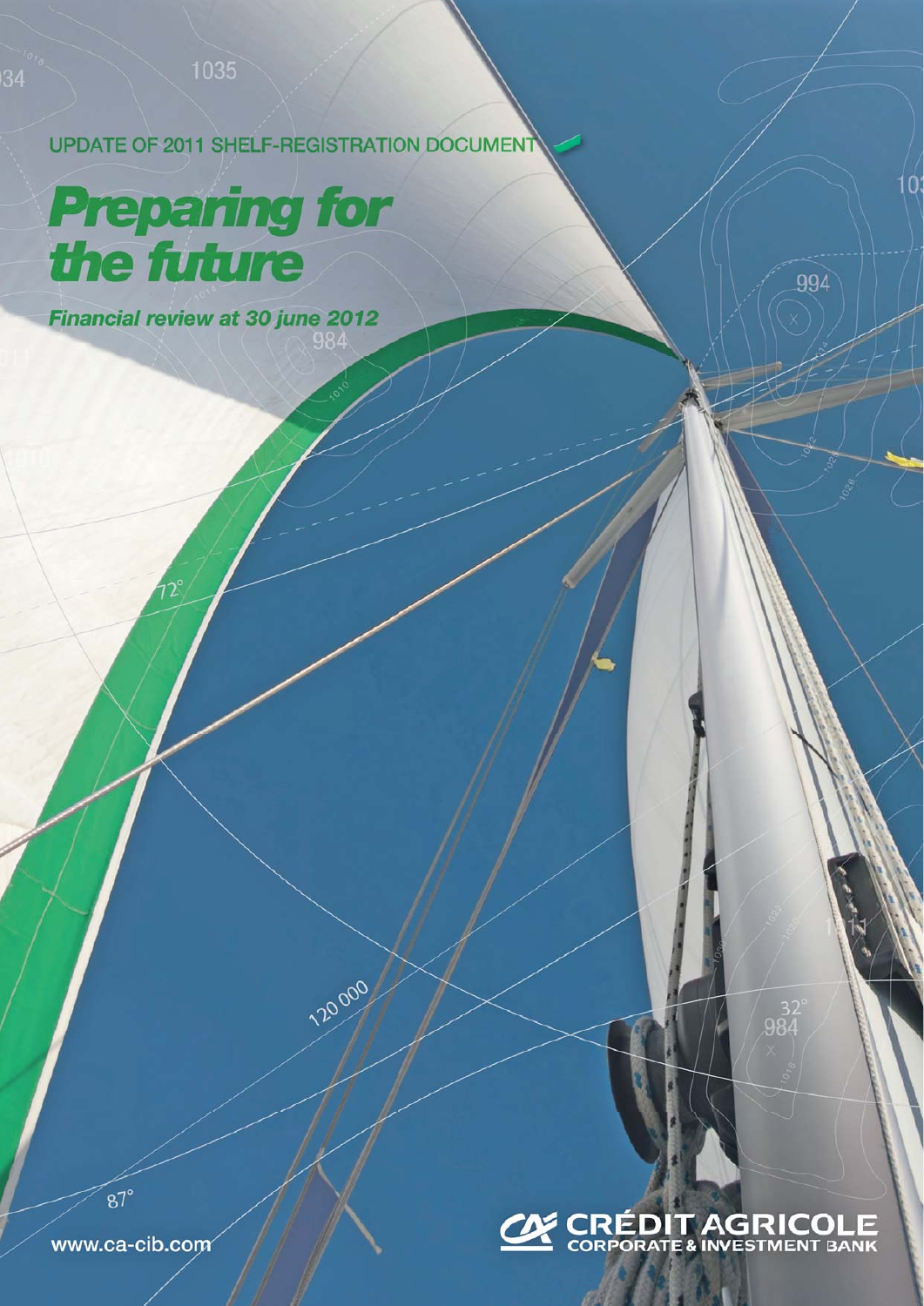UPDATE OF 2011 SHELF-REGISTRATION DOCUMENT

# *Preparing for the future*

*Financial review at 30 june 2012*

www.ca-cib.com

CRÉDIT AGRICOLE CORPORATE & INVESTMENT BANK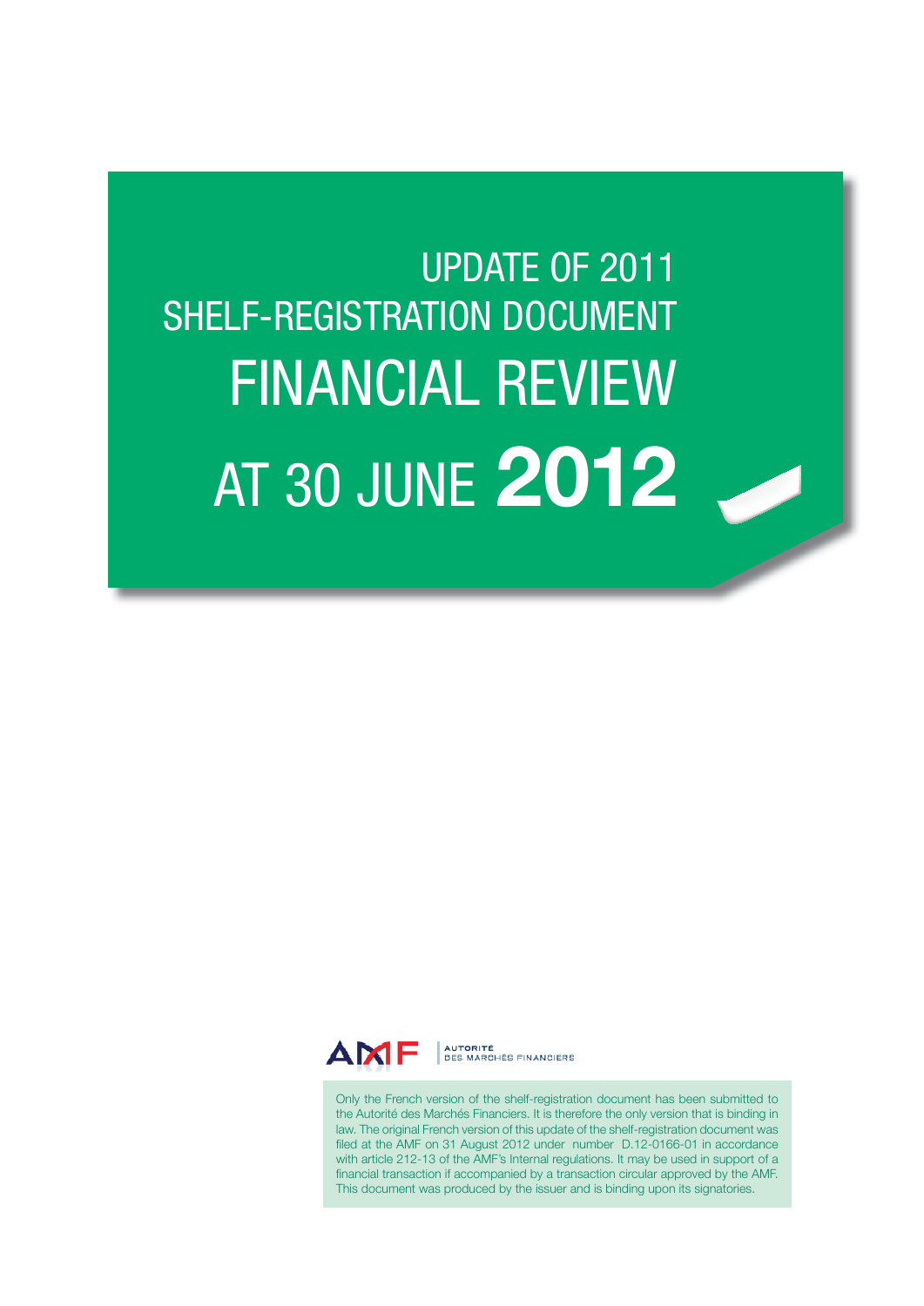# UPDATE OF 2011 SHELF-REGISTRATION DOCUMENT

# FINANCIAL REVIEW AT 30 JUNE 2012

AMF | AUTORITÉ DES MARCHÉS FINANCIERS

Only the French version of the shelf-registration document has been submitted to the Autorité des Marchés Financiers. It is therefore the only version that is binding in law. The original French version of this update of the shelf-registration document was filed at the AMF on 31 August 2012 under number D.12-0166-01 in accordance with article 212-13 of the AMF's Internal regulations. It may be used in support of a financial transaction if accompanied by a transaction circular approved by the AMF. This document was produced by the issuer and is binding upon its signatories.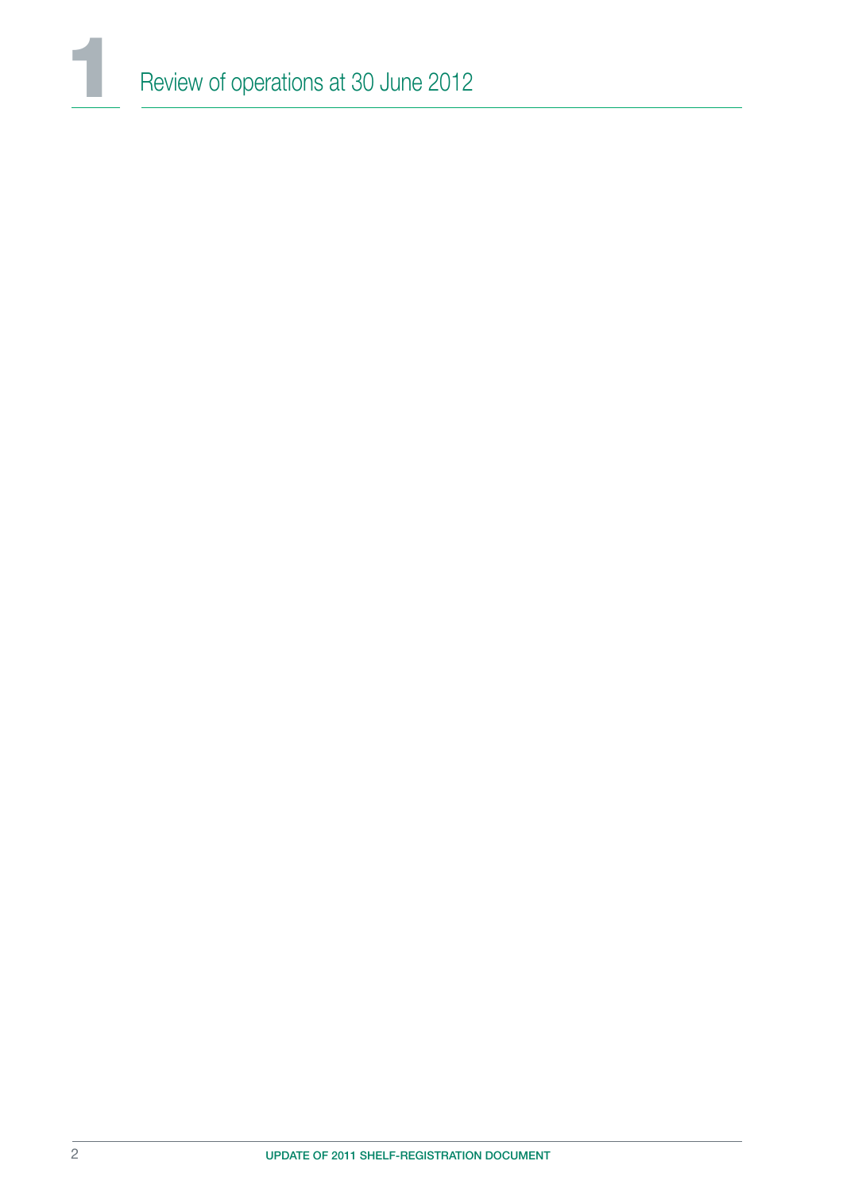# 1 Review of operations at 30 June 2012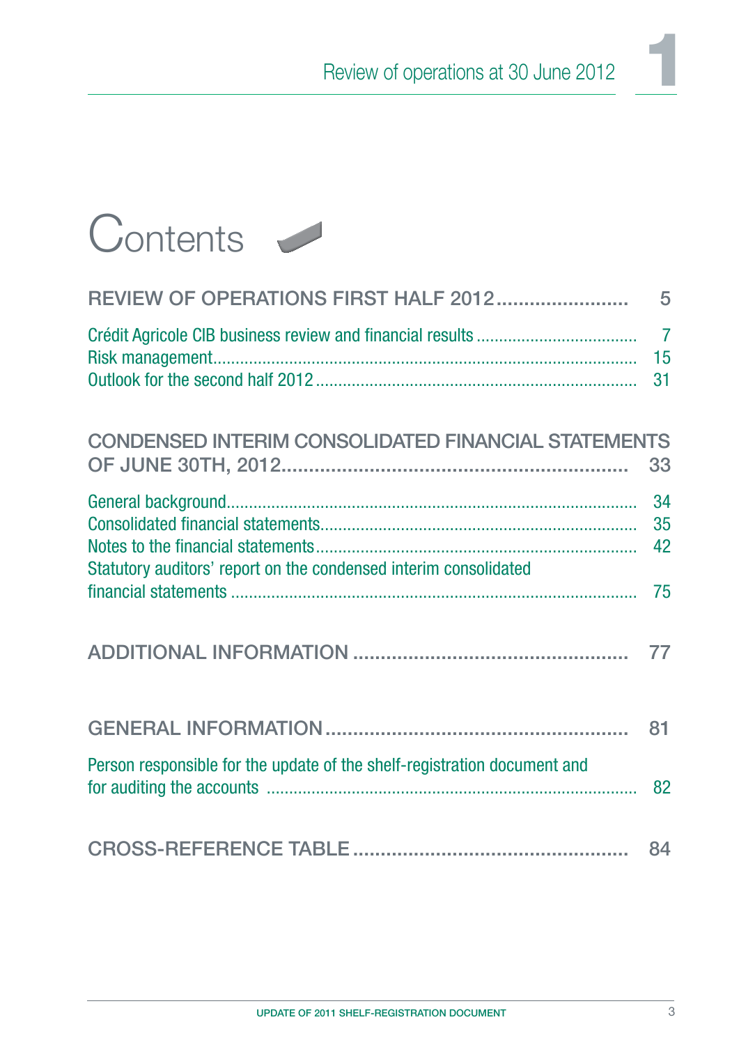# Contents

| | |
|---|---|
| **REVIEW OF OPERATIONS FIRST HALF 2012** | **5** |
| Crédit Agricole CIB business review and financial results | 7 |
| Risk management | 15 |
| Outlook for the second half 2012 | 31 |
| **CONDENSED INTERIM CONSOLIDATED FINANCIAL STATEMENTS OF JUNE 30TH, 2012** | **33** |
| General background | 34 |
| Consolidated financial statements | 35 |
| Notes to the financial statements | 42 |
| Statutory auditors' report on the condensed interim consolidated financial statements | 75 |
| **ADDITIONAL INFORMATION** | **77** |
| **GENERAL INFORMATION** | **81** |
| Person responsible for the update of the shelf-registration document and for auditing the accounts | 82 |
| **CROSS-REFERENCE TABLE** | **84** |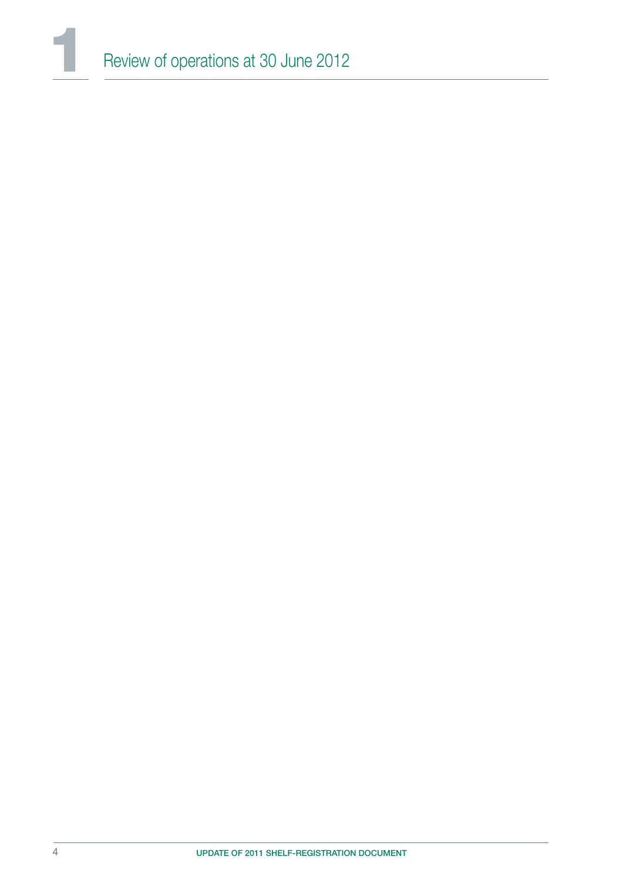# 1 Review of operations at 30 June 2012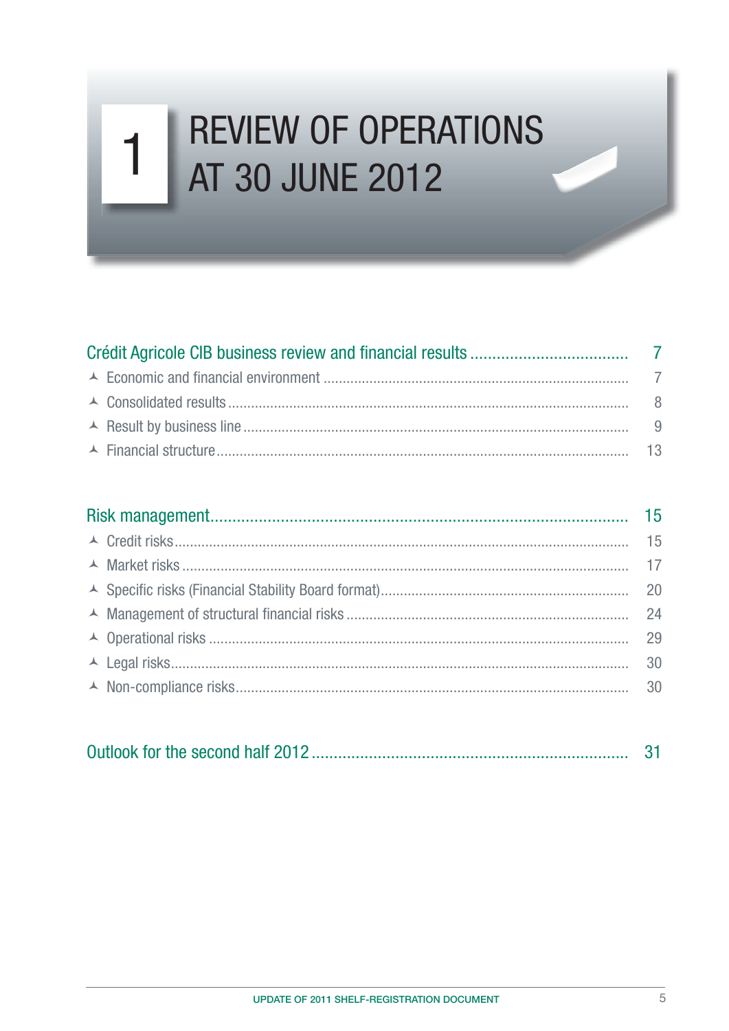# 1 REVIEW OF OPERATIONS AT 30 JUNE 2012

| | |
|---|---|
| **Crédit Agricole CIB business review and financial results** | **7** |
| Economic and financial environment | 7 |
| Consolidated results | 8 |
| Result by business line | 9 |
| Financial structure | 13 |

| | |
|---|---|
| **Risk management** | **15** |
| Credit risks | 15 |
| Market risks | 17 |
| Specific risks (Financial Stability Board format) | 20 |
| Management of structural financial risks | 24 |
| Operational risks | 29 |
| Legal risks | 30 |
| Non-compliance risks | 30 |

| | |
|---|---|
| **Outlook for the second half 2012** | **31** |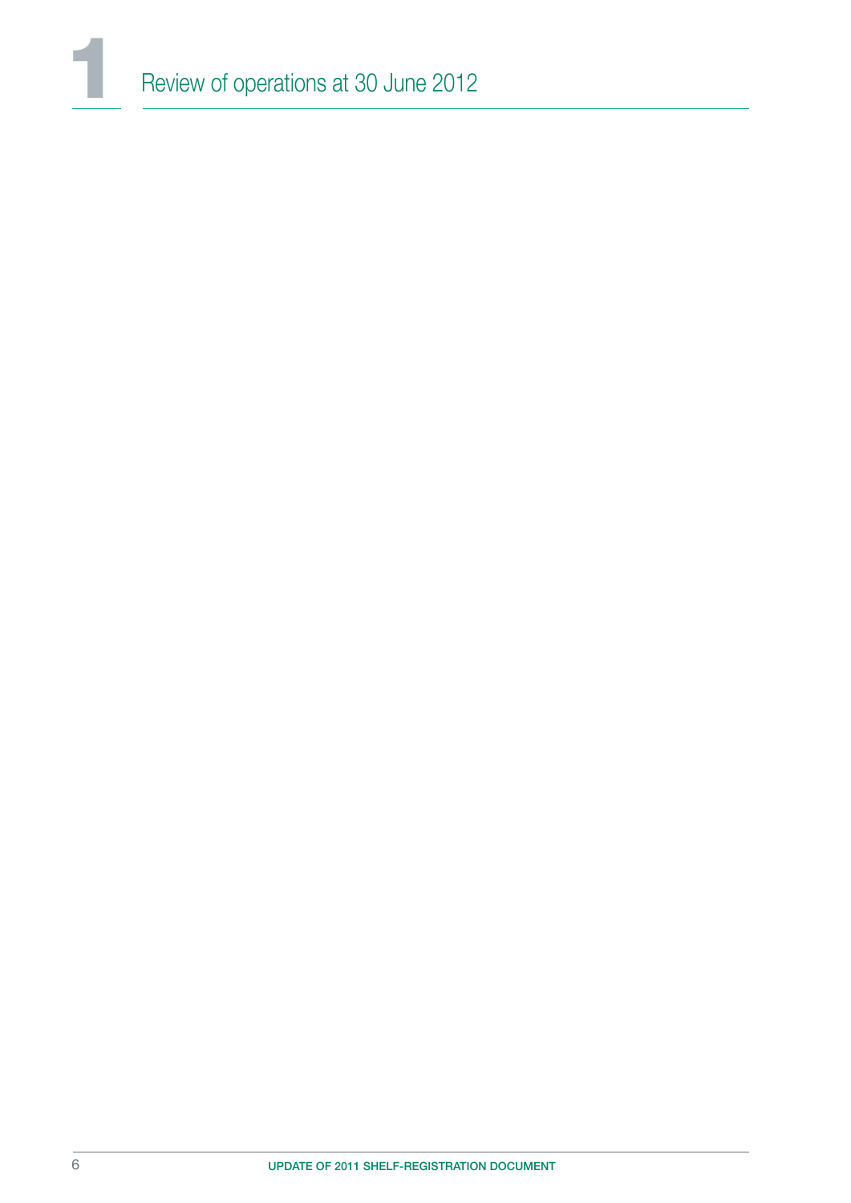# 1 Review of operations at 30 June 2012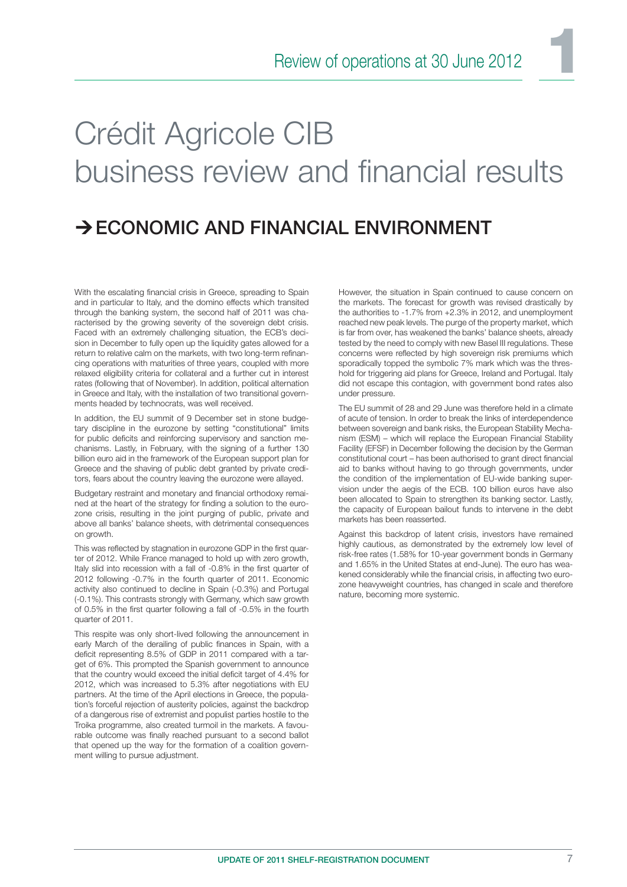# Crédit Agricole CIB business review and financial results

## → ECONOMIC AND FINANCIAL ENVIRONMENT

With the escalating financial crisis in Greece, spreading to Spain and in particular to Italy, and the domino effects which transited through the banking system, the second half of 2011 was characterised by the growing severity of the sovereign debt crisis. Faced with an extremely challenging situation, the ECB's decision in December to fully open up the liquidity gates allowed for a return to relative calm on the markets, with two long-term refinancing operations with maturities of three years, coupled with more relaxed eligibility criteria for collateral and a further cut in interest rates (following that of November). In addition, political alternation in Greece and Italy, with the installation of two transitional governments headed by technocrats, was well received.

In addition, the EU summit of 9 December set in stone budgetary discipline in the eurozone by setting "constitutional" limits for public deficits and reinforcing supervisory and sanction mechanisms. Lastly, in February, with the signing of a further 130 billion euro aid in the framework of the European support plan for Greece and the shaving of public debt granted by private creditors, fears about the country leaving the eurozone were allayed.

Budgetary restraint and monetary and financial orthodoxy remained at the heart of the strategy for finding a solution to the eurozone crisis, resulting in the joint purging of public, private and above all banks' balance sheets, with detrimental consequences on growth.

This was reflected by stagnation in eurozone GDP in the first quarter of 2012. While France managed to hold up with zero growth, Italy slid into recession with a fall of -0.8% in the first quarter of 2012 following -0.7% in the fourth quarter of 2011. Economic activity also continued to decline in Spain (-0.3%) and Portugal (-0.1%). This contrasts strongly with Germany, which saw growth of 0.5% in the first quarter following a fall of -0.5% in the fourth quarter of 2011.

This respite was only short-lived following the announcement in early March of the derailing of public finances in Spain, with a deficit representing 8.5% of GDP in 2011 compared with a target of 6%. This prompted the Spanish government to announce that the country would exceed the initial deficit target of 4.4% for 2012, which was increased to 5.3% after negotiations with EU partners. At the time of the April elections in Greece, the population's forceful rejection of austerity policies, against the backdrop of a dangerous rise of extremist and populist parties hostile to the Troika programme, also created turmoil in the markets. A favourable outcome was finally reached pursuant to a second ballot that opened up the way for the formation of a coalition government willing to pursue adjustment.

However, the situation in Spain continued to cause concern on the markets. The forecast for growth was revised drastically by the authorities to -1.7% from +2.3% in 2012, and unemployment reached new peak levels. The purge of the property market, which is far from over, has weakened the banks' balance sheets, already tested by the need to comply with new Basel III regulations. These concerns were reflected by high sovereign risk premiums which sporadically topped the symbolic 7% mark which was the threshold for triggering aid plans for Greece, Ireland and Portugal. Italy did not escape this contagion, with government bond rates also under pressure.

The EU summit of 28 and 29 June was therefore held in a climate of acute of tension. In order to break the links of interdependence between sovereign and bank risks, the European Stability Mechanism (ESM) – which will replace the European Financial Stability Facility (EFSF) in December following the decision by the German constitutional court – has been authorised to grant direct financial aid to banks without having to go through governments, under the condition of the implementation of EU-wide banking supervision under the aegis of the ECB. 100 billion euros have also been allocated to Spain to strengthen its banking sector. Lastly, the capacity of European bailout funds to intervene in the debt markets has been reasserted.

Against this backdrop of latent crisis, investors have remained highly cautious, as demonstrated by the extremely low level of risk-free rates (1.58% for 10-year government bonds in Germany and 1.65% in the United States at end-June). The euro has weakened considerably while the financial crisis, in affecting two eurozone heavyweight countries, has changed in scale and therefore nature, becoming more systemic.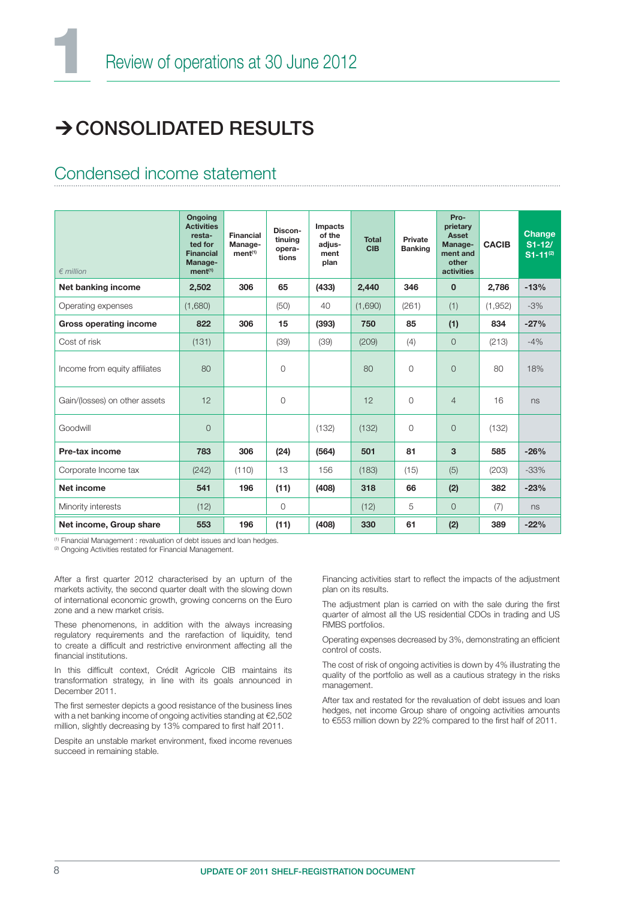# → CONSOLIDATED RESULTS

## Condensed income statement

| € million | Ongoing Activities restated for Financial Management[1] | Financial Management[1] | Discontinuing operations | Impacts of the adjustment plan | Total CIB | Private Banking | Proprietary Asset Management and other activities | CACIB | Change S1-12/ S1-11[2] |
|---|---|---|---|---|---|---|---|---|---|
| **Net banking income** | **2,502** | **306** | **65** | **(433)** | **2,440** | **346** | **0** | **2,786** | **-13%** |
| Operating expenses | (1,680) | | (50) | 40 | (1,690) | (261) | (1) | (1,952) | -3% |
| **Gross operating income** | **822** | **306** | **15** | **(393)** | **750** | **85** | **(1)** | **834** | **-27%** |
| Cost of risk | (131) | | (39) | (39) | (209) | (4) | 0 | (213) | -4% |
| Income from equity affiliates | 80 | | 0 | | 80 | 0 | 0 | 80 | 18% |
| Gain/(losses) on other assets | 12 | | 0 | | 12 | 0 | 4 | 16 | ns |
| Goodwill | 0 | | | (132) | (132) | 0 | 0 | (132) | |
| **Pre-tax income** | **783** | **306** | **(24)** | **(564)** | **501** | **81** | **3** | **585** | **-26%** |
| Corporate Income tax | (242) | (110) | 13 | 156 | (183) | (15) | (5) | (203) | -33% |
| **Net income** | **541** | **196** | **(11)** | **(408)** | **318** | **66** | **(2)** | **382** | **-23%** |
| Minority interests | (12) | | 0 | | (12) | 5 | 0 | (7) | ns |
| **Net income, Group share** | **553** | **196** | **(11)** | **(408)** | **330** | **61** | **(2)** | **389** | **-22%** |

[1] Financial Management : revaluation of debt issues and loan hedges.
[2] Ongoing Activities restated for Financial Management.

After a first quarter 2012 characterised by an upturn of the markets activity, the second quarter dealt with the slowing down of international economic growth, growing concerns on the Euro zone and a new market crisis.

These phenomenons, in addition with the always increasing regulatory requirements and the rarefaction of liquidity, tend to create a difficult and restrictive environment affecting all the financial institutions.

In this difficult context, Crédit Agricole CIB maintains its transformation strategy, in line with its goals announced in December 2011.

The first semester depicts a good resistance of the business lines with a net banking income of ongoing activities standing at €2,502 million, slightly decreasing by 13% compared to first half 2011.

Despite an unstable market environment, fixed income revenues succeed in remaining stable.

Financing activities start to reflect the impacts of the adjustment plan on its results.

The adjustment plan is carried on with the sale during the first quarter of almost all the US residential CDOs in trading and US RMBS portfolios.

Operating expenses decreased by 3%, demonstrating an efficient control of costs.

The cost of risk of ongoing activities is down by 4% illustrating the quality of the portfolio as well as a cautious strategy in the risks management.

After tax and restated for the revaluation of debt issues and loan hedges, net income Group share of ongoing activities amounts to €553 million down by 22% compared to the first half of 2011.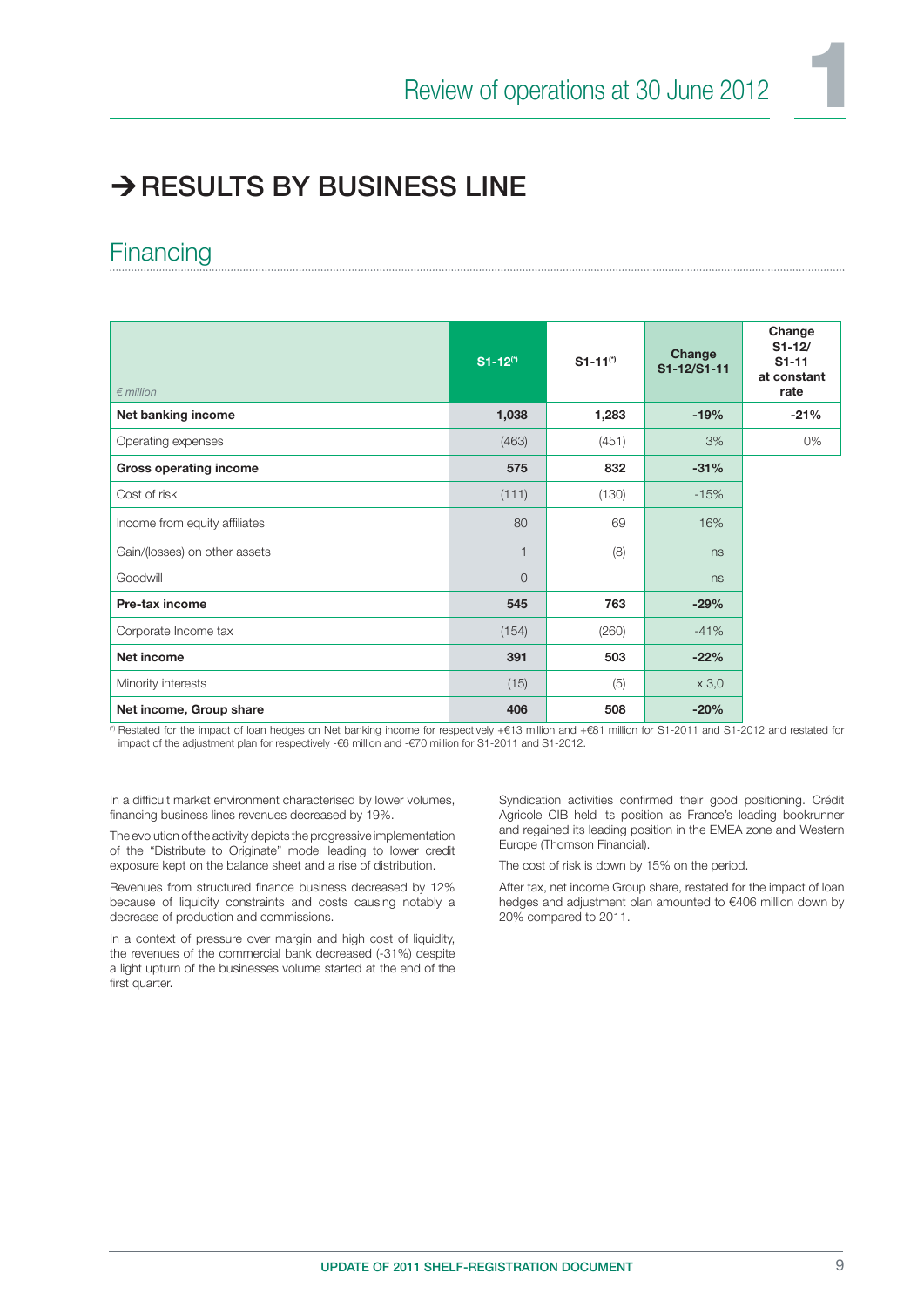# → RESULTS BY BUSINESS LINE

## Financing

| *€ million* | S1-12(*) | S1-11(*) | Change S1-12/S1-11 | Change S1-12/ S1-11 at constant rate |
|---|---|---|---|---|
| **Net banking income** | **1,038** | **1,283** | **-19%** | **-21%** |
| Operating expenses | (463) | (451) | 3% | 0% |
| **Gross operating income** | **575** | **832** | **-31%** | |
| Cost of risk | (111) | (130) | -15% | |
| Income from equity affiliates | 80 | 69 | 16% | |
| Gain/(losses) on other assets | 1 | (8) | ns | |
| Goodwill | 0 | | ns | |
| **Pre-tax income** | **545** | **763** | **-29%** | |
| Corporate Income tax | (154) | (260) | -41% | |
| **Net income** | **391** | **503** | **-22%** | |
| Minority interests | (15) | (5) | x 3,0 | |
| **Net income, Group share** | **406** | **508** | **-20%** | |

(*) Restated for the impact of loan hedges on Net banking income for respectively +€13 million and +€81 million for S1-2011 and S1-2012 and restated for impact of the adjustment plan for respectively -€6 million and -€70 million for S1-2011 and S1-2012.

In a difficult market environment characterised by lower volumes, financing business lines revenues decreased by 19%.

The evolution of the activity depicts the progressive implementation of the "Distribute to Originate" model leading to lower credit exposure kept on the balance sheet and a rise of distribution.

Revenues from structured finance business decreased by 12% because of liquidity constraints and costs causing notably a decrease of production and commissions.

In a context of pressure over margin and high cost of liquidity, the revenues of the commercial bank decreased (-31%) despite a light upturn of the businesses volume started at the end of the first quarter.

Syndication activities confirmed their good positioning. Crédit Agricole CIB held its position as France's leading bookrunner and regained its leading position in the EMEA zone and Western Europe (Thomson Financial).

The cost of risk is down by 15% on the period.

After tax, net income Group share, restated for the impact of loan hedges and adjustment plan amounted to €406 million down by 20% compared to 2011.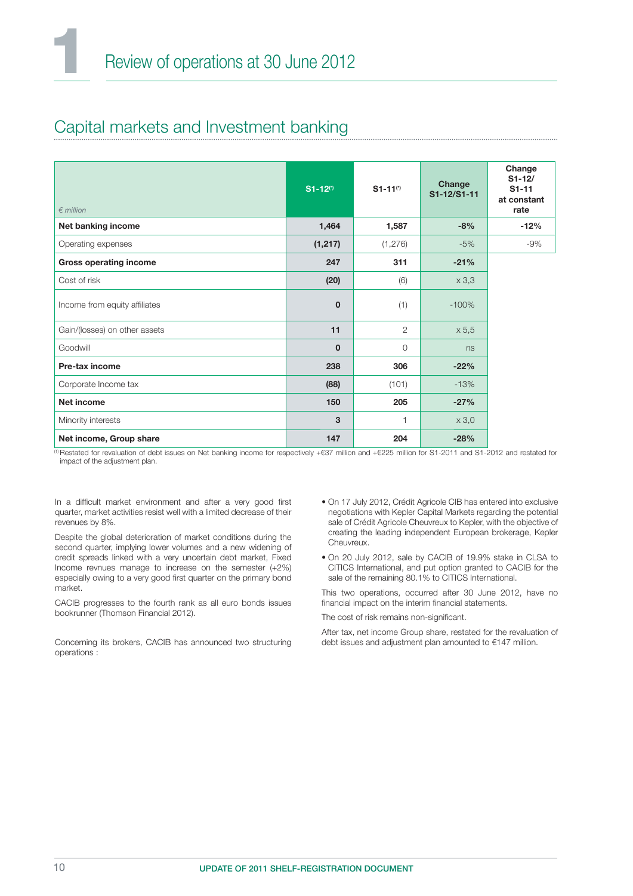# Capital markets and Investment banking

| € million | S1-12[(1)] | S1-11[(1)] | Change S1-12/S1-11 | Change S1-12/ S1-11 at constant rate |
|---|---|---|---|---|
| **Net banking income** | **1,464** | **1,587** | **-8%** | **-12%** |
| Operating expenses | **(1,217)** | (1,276) | -5% | -9% |
| **Gross operating income** | **247** | **311** | **-21%** | |
| Cost of risk | **(20)** | (6) | x 3,3 | |
| Income from equity affiliates | **0** | (1) | -100% | |
| Gain/(losses) on other assets | **11** | 2 | x 5,5 | |
| Goodwill | **0** | 0 | ns | |
| **Pre-tax income** | **238** | **306** | **-22%** | |
| Corporate Income tax | **(88)** | (101) | -13% | |
| **Net income** | **150** | **205** | **-27%** | |
| Minority interests | **3** | 1 | x 3,0 | |
| **Net income, Group share** | **147** | **204** | **-28%** | |

(1) Restated for revaluation of debt issues on Net banking income for respectively +€37 million and +€225 million for S1-2011 and S1-2012 and restated for impact of the adjustment plan.

In a difficult market environment and after a very good first quarter, market activities resist well with a limited decrease of their revenues by 8%.

Despite the global deterioration of market conditions during the second quarter, implying lower volumes and a new widening of credit spreads linked with a very uncertain debt market, Fixed Income revnues manage to increase on the semester (+2%) especially owing to a very good first quarter on the primary bond market.

CACIB progresses to the fourth rank as all euro bonds issues bookrunner (Thomson Financial 2012).

Concerning its brokers, CACIB has announced two structuring operations :

- On 17 July 2012, Crédit Agricole CIB has entered into exclusive negotiations with Kepler Capital Markets regarding the potential sale of Crédit Agricole Cheuvreux to Kepler, with the objective of creating the leading independent European brokerage, Kepler Cheuvreux.
- On 20 July 2012, sale by CACIB of 19.9% stake in CLSA to CITICS International, and put option granted to CACIB for the sale of the remaining 80.1% to CITICS International.

This two operations, occurred after 30 June 2012, have no financial impact on the interim financial statements.

The cost of risk remains non-significant.

After tax, net income Group share, restated for the revaluation of debt issues and adjustment plan amounted to €147 million.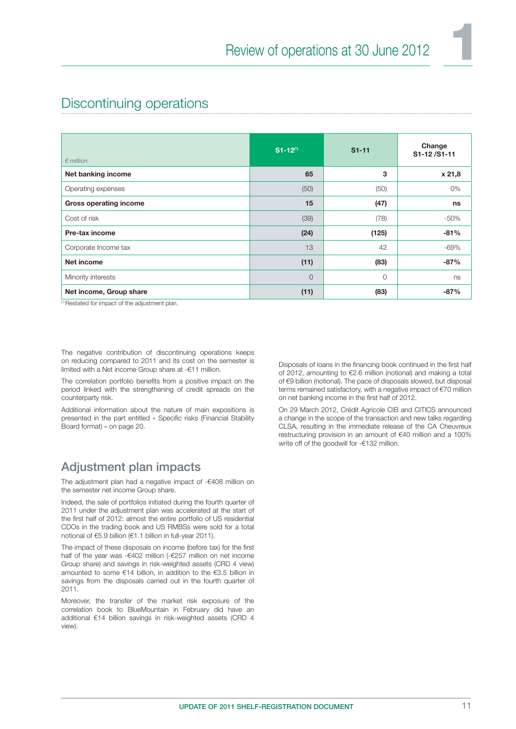## Discontinuing operations

| *€ million* | S1-12[(*)] | S1-11 | Change S1-12 /S1-11 |
|---|---|---|---|
| **Net banking income** | **65** | **3** | **x 21,8** |
| Operating expenses | (50) | (50) | 0% |
| **Gross operating income** | **15** | **(47)** | **ns** |
| Cost of risk | (39) | (78) | -50% |
| **Pre-tax income** | **(24)** | **(125)** | **-81%** |
| Corporate Income tax | 13 | 42 | -69% |
| **Net income** | **(11)** | **(83)** | **-87%** |
| Minority interests | 0 | 0 | ns |
| **Net income, Group share** | **(11)** | **(83)** | **-87%** |

(*) Restated for impact of the adjustment plan.

The negative contribution of discontinuing operations keeps on reducing compared to 2011 and its cost on the semester is limited with a Net income Group share at -€11 million.

The correlation portfolio benefits from a positive impact on the period linked with the strengthening of credit spreads on the counterparty risk.

Additional information about the nature of main expositions is presented in the part entitled « Specific risks (Financial Stability Board format) » on page 20.

## Adjustment plan impacts

The adjustment plan had a negative impact of -€408 million on the semester net income Group share.

Indeed, the sale of portfolios initiated during the fourth quarter of 2011 under the adjustment plan was accelerated at the start of the first half of 2012: almost the entire portfolio of US residential CDOs in the trading book and US RMBSs were sold for a total notional of €5.9 billion (€1.1 billion in full-year 2011).

The impact of these disposals on income (before tax) for the first half of the year was -€402 million (-€257 million on net income Group share) and savings in risk-weighted assets (CRD 4 view) amounted to some €14 billion, in addition to the €3.5 billion in savings from the disposals carried out in the fourth quarter of 2011.

Moreover, the transfer of the market risk exposure of the correlation book to BlueMountain in February did have an additional €14 billion savings in risk-weighted assets (CRD 4 view).

Disposals of loans in the financing book continued in the first half of 2012, amounting to €2.6 million (notional) and making a total of €9 billion (notional). The pace of disposals slowed, but disposal terms remained satisfactory, with a negative impact of €70 million on net banking income in the first half of 2012.

On 29 March 2012, Crédit Agricole CIB and CITICS announced a change in the scope of the transaction and new talks regarding CLSA, resulting in the immediate release of the CA Cheuvreux restructuring provision in an amount of €40 million and a 100% write off of the goodwill for -€132 million.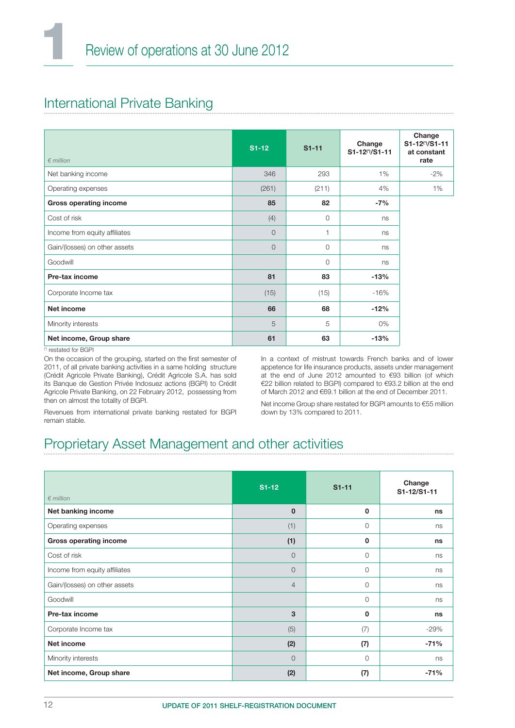# 1 Review of operations at 30 June 2012

## International Private Banking

| *€ million* | S1-12 | S1-11 | Change S1-12(*)/S1-11 | Change S1-12(*)/S1-11 at constant rate |
|---|---|---|---|---|
| Net banking income | 346 | 293 | 1% | -2% |
| Operating expenses | (261) | (211) | 4% | 1% |
| **Gross operating income** | **85** | **82** | **-7%** | |
| Cost of risk | (4) | 0 | ns | |
| Income from equity affiliates | 0 | 1 | ns | |
| Gain/(losses) on other assets | 0 | 0 | ns | |
| Goodwill | | 0 | ns | |
| **Pre-tax income** | **81** | **83** | **-13%** | |
| Corporate Income tax | (15) | (15) | -16% | |
| **Net income** | **66** | **68** | **-12%** | |
| Minority interests | 5 | 5 | 0% | |
| **Net income, Group share** | **61** | **63** | **-13%** | |

(*) restated for BGPI

On the occasion of the grouping, started on the first semester of 2011, of all private banking activities in a same holding structure (Crédit Agricole Private Banking), Crédit Agricole S.A. has sold its Banque de Gestion Privée Indosuez actions (BGPI) to Crédit Agricole Private Banking, on 22 February 2012, possessing from then on almost the totality of BGPI.

Revenues from international private banking restated for BGPI remain stable.

In a context of mistrust towards French banks and of lower appetence for life insurance products, assets under management at the end of June 2012 amounted to €93 billion (of which €22 billion related to BGPI) compared to €93.2 billion at the end of March 2012 and €69.1 billion at the end of December 2011.

Net income Group share restated for BGPI amounts to €55 million down by 13% compared to 2011.

## Proprietary Asset Management and other activities

| *€ million* | S1-12 | S1-11 | Change S1-12/S1-11 |
|---|---|---|---|
| **Net banking income** | **0** | **0** | **ns** |
| Operating expenses | (1) | 0 | ns |
| **Gross operating income** | **(1)** | **0** | **ns** |
| Cost of risk | 0 | 0 | ns |
| Income from equity affiliates | 0 | 0 | ns |
| Gain/(losses) on other assets | 4 | 0 | ns |
| Goodwill | | 0 | ns |
| **Pre-tax income** | **3** | **0** | **ns** |
| Corporate Income tax | (5) | (7) | -29% |
| **Net income** | **(2)** | **(7)** | **-71%** |
| Minority interests | 0 | 0 | ns |
| **Net income, Group share** | **(2)** | **(7)** | **-71%** |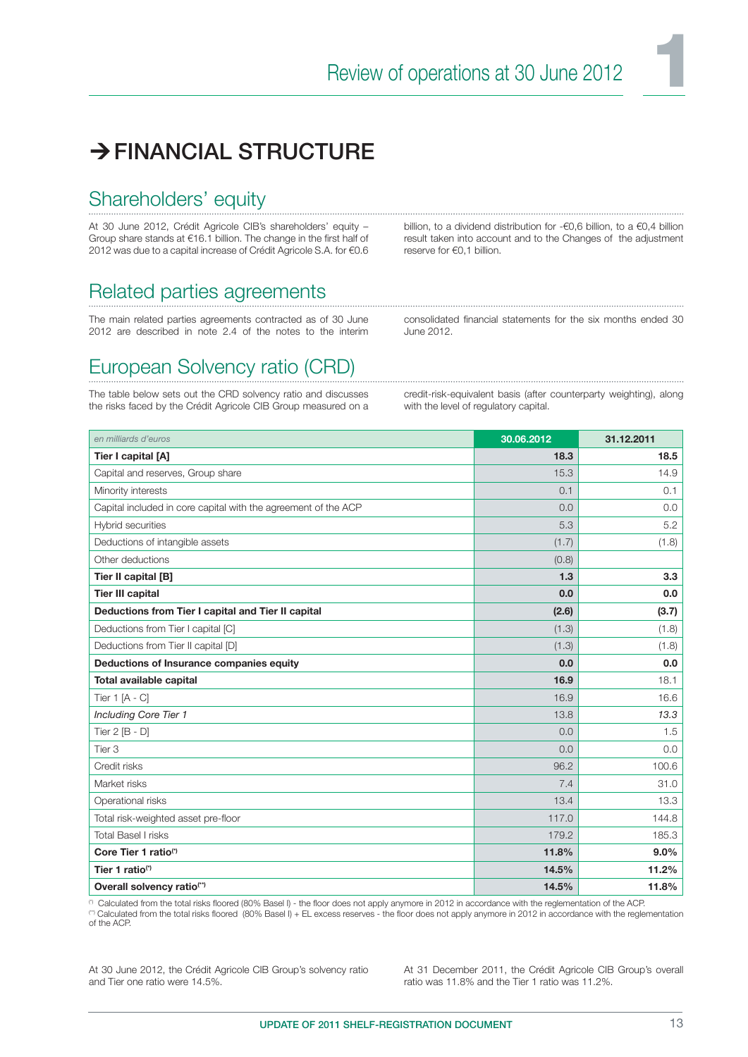# → FINANCIAL STRUCTURE

## Shareholders' equity

At 30 June 2012, Crédit Agricole CIB's shareholders' equity – Group share stands at €16.1 billion. The change in the first half of 2012 was due to a capital increase of Crédit Agricole S.A. for €0.6 billion, to a dividend distribution for -€0,6 billion, to a €0,4 billion result taken into account and to the Changes of the adjustment reserve for €0,1 billion.

## Related parties agreements

The main related parties agreements contracted as of 30 June 2012 are described in note 2.4 of the notes to the interim consolidated financial statements for the six months ended 30 June 2012.

## European Solvency ratio (CRD)

The table below sets out the CRD solvency ratio and discusses the risks faced by the Crédit Agricole CIB Group measured on a credit-risk-equivalent basis (after counterparty weighting), along with the level of regulatory capital.

| *en milliards d'euros* | 30.06.2012 | 31.12.2011 |
|---|---|---|
| **Tier I capital [A]** | **18.3** | **18.5** |
| Capital and reserves, Group share | 15.3 | 14.9 |
| Minority interests | 0.1 | 0.1 |
| Capital included in core capital with the agreement of the ACP | 0.0 | 0.0 |
| Hybrid securities | 5.3 | 5.2 |
| Deductions of intangible assets | (1.7) | (1.8) |
| Other deductions | (0.8) | |
| **Tier II capital [B]** | **1.3** | **3.3** |
| **Tier III capital** | **0.0** | **0.0** |
| **Deductions from Tier I capital and Tier II capital** | **(2.6)** | **(3.7)** |
| Deductions from Tier I capital [C] | (1.3) | (1.8) |
| Deductions from Tier II capital [D] | (1.3) | (1.8) |
| **Deductions of Insurance companies equity** | **0.0** | **0.0** |
| **Total available capital** | **16.9** | 18.1 |
| Tier 1 [A - C] | 16.9 | 16.6 |
| *Including Core Tier 1* | 13.8 | *13.3* |
| Tier 2 [B - D] | 0.0 | 1.5 |
| Tier 3 | 0.0 | 0.0 |
| Credit risks | 96.2 | 100.6 |
| Market risks | 7.4 | 31.0 |
| Operational risks | 13.4 | 13.3 |
| Total risk-weighted asset pre-floor | 117.0 | 144.8 |
| Total Basel I risks | 179.2 | 185.3 |
| **Core Tier 1 ratio(\*)** | **11.8%** | **9.0%** |
| **Tier 1 ratio(\*)** | **14.5%** | **11.2%** |
| **Overall solvency ratio(\*\*)** | **14.5%** | **11.8%** |

(\*) Calculated from the total risks floored (80% Basel I) - the floor does not apply anymore in 2012 in accordance with the reglementation of the ACP.
(\*\*) Calculated from the total risks floored (80% Basel I) + EL excess reserves - the floor does not apply anymore in 2012 in accordance with the reglementation of the ACP.

At 30 June 2012, the Crédit Agricole CIB Group's solvency ratio and Tier one ratio were 14.5%.

At 31 December 2011, the Crédit Agricole CIB Group's overall ratio was 11.8% and the Tier 1 ratio was 11.2%.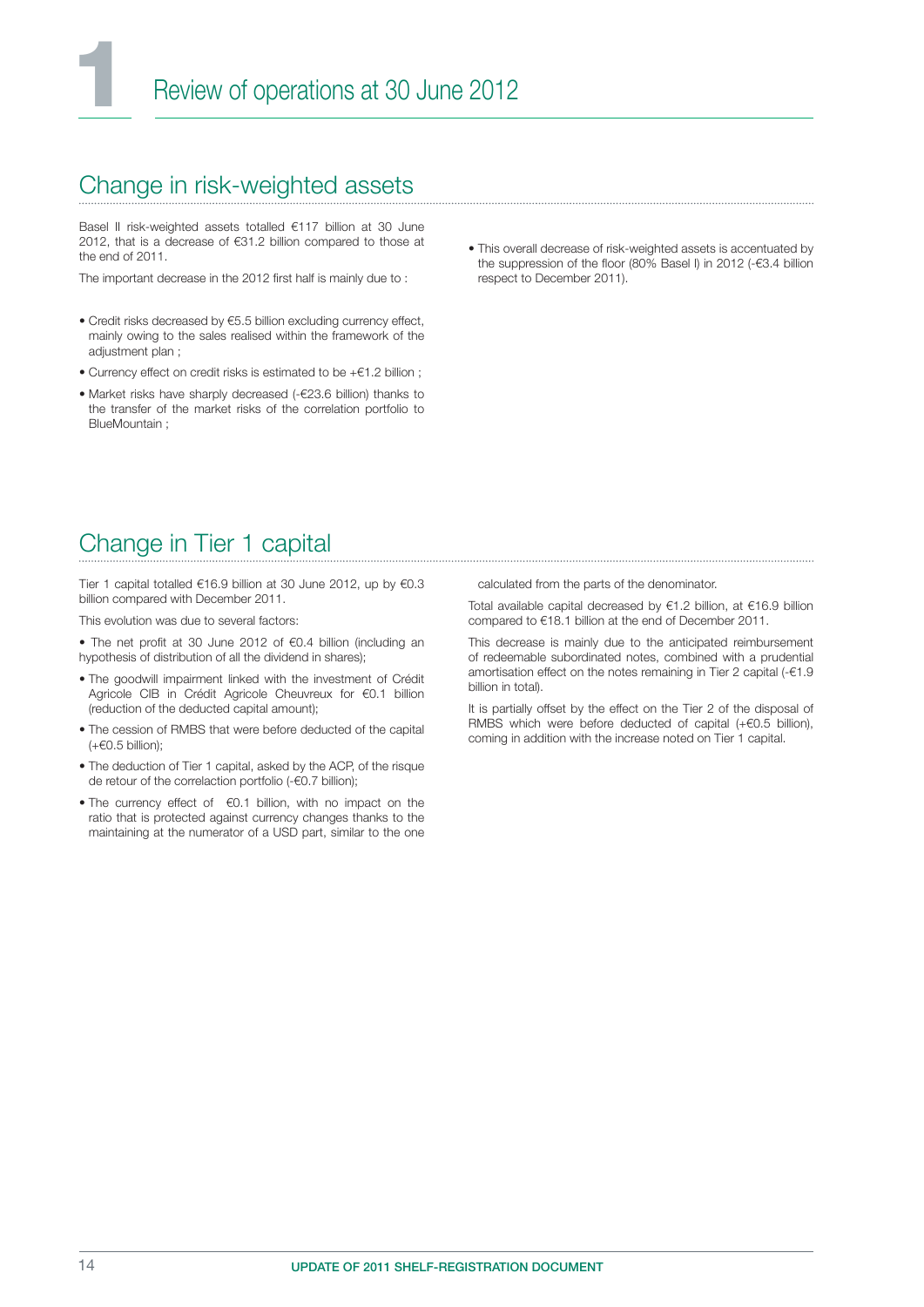## Change in risk-weighted assets

Basel II risk-weighted assets totalled €117 billion at 30 June 2012, that is a decrease of €31.2 billion compared to those at the end of 2011.

The important decrease in the 2012 first half is mainly due to :

- Credit risks decreased by €5.5 billion excluding currency effect, mainly owing to the sales realised within the framework of the adjustment plan ;
- Currency effect on credit risks is estimated to be +€1.2 billion ;
- Market risks have sharply decreased (-€23.6 billion) thanks to the transfer of the market risks of the correlation portfolio to BlueMountain ;
- This overall decrease of risk-weighted assets is accentuated by the suppression of the floor (80% Basel I) in 2012 (-€3.4 billion respect to December 2011).

## Change in Tier 1 capital

Tier 1 capital totalled €16.9 billion at 30 June 2012, up by €0.3 billion compared with December 2011.

This evolution was due to several factors:

- The net profit at 30 June 2012 of €0.4 billion (including an hypothesis of distribution of all the dividend in shares);
- The goodwill impairment linked with the investment of Crédit Agricole CIB in Crédit Agricole Cheuvreux for €0.1 billion (reduction of the deducted capital amount);
- The cession of RMBS that were before deducted of the capital (+€0.5 billion);
- The deduction of Tier 1 capital, asked by the ACP, of the risque de retour of the correlation portfolio (-€0.7 billion);
- The currency effect of €0.1 billion, with no impact on the ratio that is protected against currency changes thanks to the maintaining at the numerator of a USD part, similar to the one calculated from the parts of the denominator.

Total available capital decreased by €1.2 billion, at €16.9 billion compared to €18.1 billion at the end of December 2011.

This decrease is mainly due to the anticipated reimbursement of redeemable subordinated notes, combined with a prudential amortisation effect on the notes remaining in Tier 2 capital (-€1.9 billion in total).

It is partially offset by the effect on the Tier 2 of the disposal of RMBS which were before deducted of capital (+€0.5 billion), coming in addition with the increase noted on Tier 1 capital.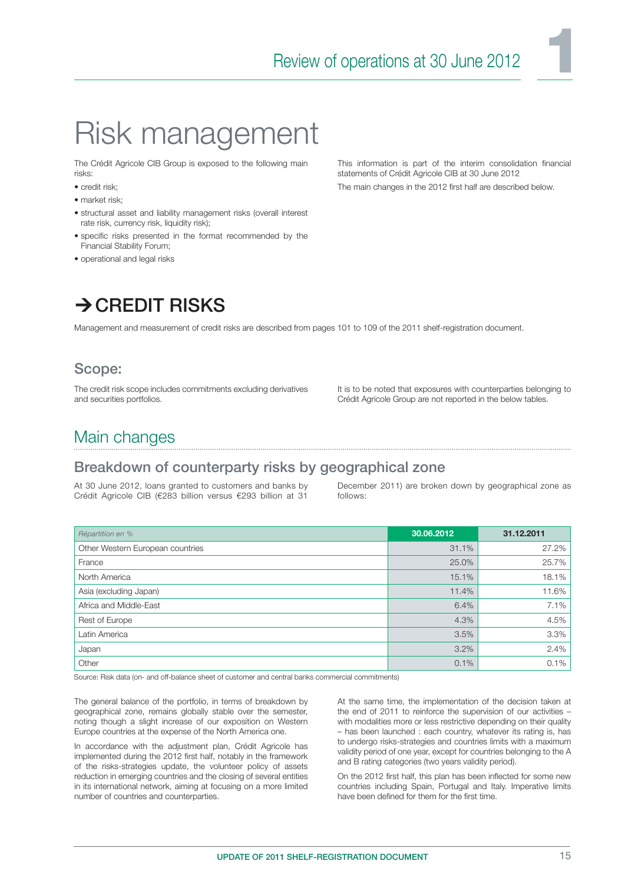# Risk management

The Crédit Agricole CIB Group is exposed to the following main risks:

- credit risk;
- market risk;
- structural asset and liability management risks (overall interest rate risk, currency risk, liquidity risk);
- specific risks presented in the format recommended by the Financial Stability Forum;
- operational and legal risks

This information is part of the interim consolidation financial statements of Crédit Agricole CIB at 30 June 2012

The main changes in the 2012 first half are described below.

## → CREDIT RISKS

Management and measurement of credit risks are described from pages 101 to 109 of the 2011 shelf-registration document.

### Scope:

The credit risk scope includes commitments excluding derivatives and securities portfolios.

It is to be noted that exposures with counterparties belonging to Crédit Agricole Group are not reported in the below tables.

## Main changes

### Breakdown of counterparty risks by geographical zone

At 30 June 2012, loans granted to customers and banks by Crédit Agricole CIB (€283 billion versus €293 billion at 31 December 2011) are broken down by geographical zone as follows:

| *Répartition en %* | **30.06.2012** | **31.12.2011** |
|---|---|---|
| Other Western European countries | 31.1% | 27.2% |
| France | 25.0% | 25.7% |
| North America | 15.1% | 18.1% |
| Asia (excluding Japan) | 11.4% | 11.6% |
| Africa and Middle-East | 6.4% | 7.1% |
| Rest of Europe | 4.3% | 4.5% |
| Latin America | 3.5% | 3.3% |
| Japan | 3.2% | 2.4% |
| Other | 0.1% | 0.1% |

Source: Risk data (on- and off-balance sheet of customer and central banks commercial commitments)

The general balance of the portfolio, in terms of breakdown by geographical zone, remains globally stable over the semester, noting though a slight increase of our exposition on Western Europe countries at the expense of the North America one.

In accordance with the adjustment plan, Crédit Agricole has implemented during the 2012 first half, notably in the framework of the risks-strategies update, the volunteer policy of assets reduction in emerging countries and the closing of several entities in its international network, aiming at focusing on a more limited number of countries and counterparties.

At the same time, the implementation of the decision taken at the end of 2011 to reinforce the supervision of our activities – with modalities more or less restrictive depending on their quality – has been launched : each country, whatever its rating is, has to undergo risks-strategies and countries limits with a maximum validity period of one year, except for countries belonging to the A and B rating categories (two years validity period).

On the 2012 first half, this plan has been inflected for some new countries including Spain, Portugal and Italy. Imperative limits have been defined for them for the first time.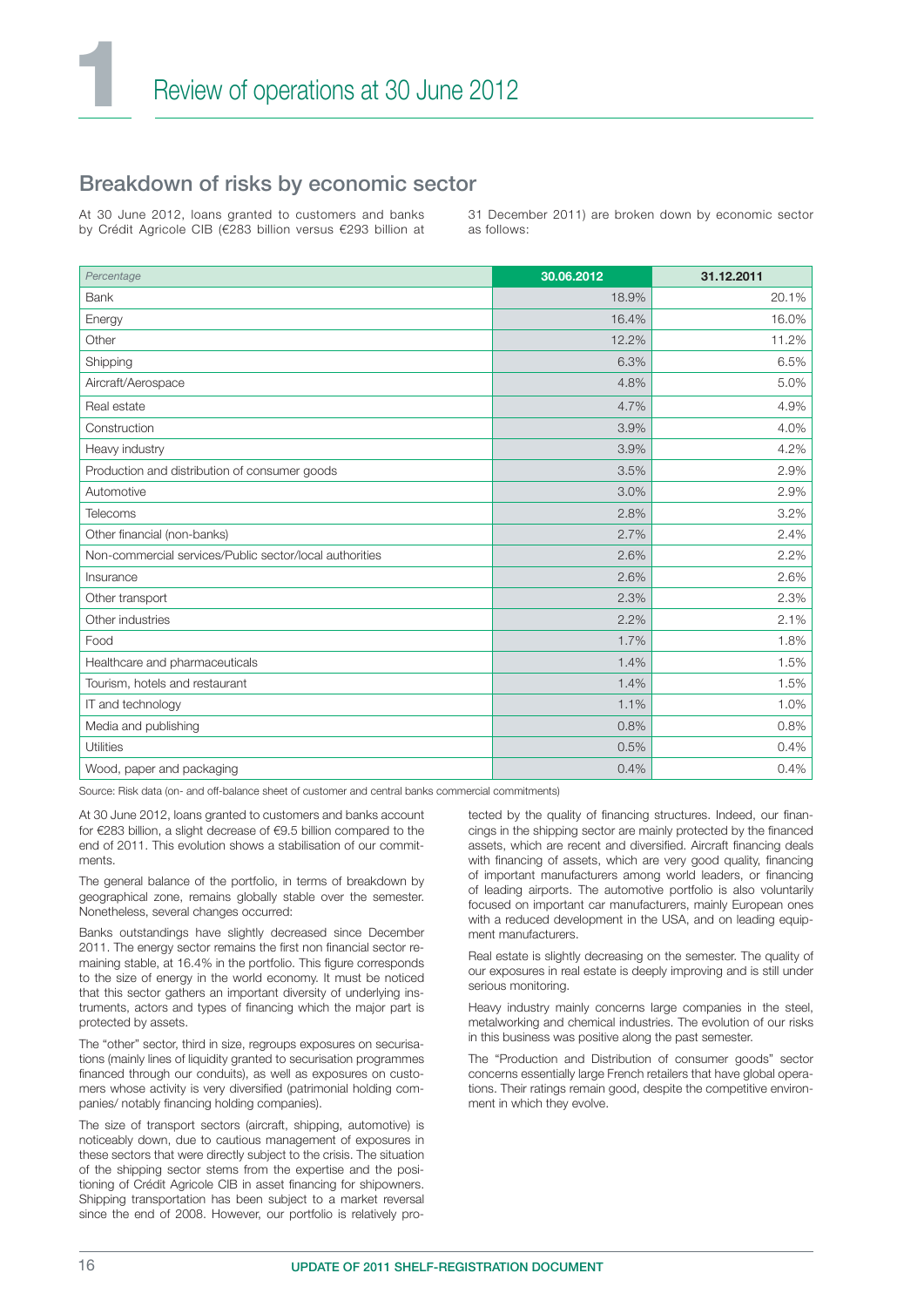# 1 Review of operations at 30 June 2012

## Breakdown of risks by economic sector

At 30 June 2012, loans granted to customers and banks by Crédit Agricole CIB (€283 billion versus €293 billion at 31 December 2011) are broken down by economic sector as follows:

| *Percentage* | 30.06.2012 | 31.12.2011 |
|---|---|---|
| Bank | 18.9% | 20.1% |
| Energy | 16.4% | 16.0% |
| Other | 12.2% | 11.2% |
| Shipping | 6.3% | 6.5% |
| Aircraft/Aerospace | 4.8% | 5.0% |
| Real estate | 4.7% | 4.9% |
| Construction | 3.9% | 4.0% |
| Heavy industry | 3.9% | 4.2% |
| Production and distribution of consumer goods | 3.5% | 2.9% |
| Automotive | 3.0% | 2.9% |
| Telecoms | 2.8% | 3.2% |
| Other financial (non-banks) | 2.7% | 2.4% |
| Non-commercial services/Public sector/local authorities | 2.6% | 2.2% |
| Insurance | 2.6% | 2.6% |
| Other transport | 2.3% | 2.3% |
| Other industries | 2.2% | 2.1% |
| Food | 1.7% | 1.8% |
| Healthcare and pharmaceuticals | 1.4% | 1.5% |
| Tourism, hotels and restaurant | 1.4% | 1.5% |
| IT and technology | 1.1% | 1.0% |
| Media and publishing | 0.8% | 0.8% |
| Utilities | 0.5% | 0.4% |
| Wood, paper and packaging | 0.4% | 0.4% |

Source: Risk data (on- and off-balance sheet of customer and central banks commercial commitments)

At 30 June 2012, loans granted to customers and banks account for €283 billion, a slight decrease of €9.5 billion compared to the end of 2011. This evolution shows a stabilisation of our commitments.

The general balance of the portfolio, in terms of breakdown by geographical zone, remains globally stable over the semester. Nonetheless, several changes occurred:

Banks outstandings have slightly decreased since December 2011. The energy sector remains the first non financial sector remaining stable, at 16.4% in the portfolio. This figure corresponds to the size of energy in the world economy. It must be noticed that this sector gathers an important diversity of underlying instruments, actors and types of financing which the major part is protected by assets.

The "other" sector, third in size, regroups exposures on securisations (mainly lines of liquidity granted to securisation programmes financed through our conduits), as well as exposures on customers whose activity is very diversified (patrimonial holding companies/ notably financing holding companies).

The size of transport sectors (aircraft, shipping, automotive) is noticeably down, due to cautious management of exposures in these sectors that were directly subject to the crisis. The situation of the shipping sector stems from the expertise and the positioning of Crédit Agricole CIB in asset financing for shipowners. Shipping transportation has been subject to a market reversal since the end of 2008. However, our portfolio is relatively protected by the quality of financing structures. Indeed, our financings in the shipping sector are mainly protected by the financed assets, which are recent and diversified. Aircraft financing deals with financing of assets, which are very good quality, financing of important manufacturers among world leaders, or financing of leading airports. The automotive portfolio is also voluntarily focused on important car manufacturers, mainly European ones with a reduced development in the USA, and on leading equipment manufacturers.

Real estate is slightly decreasing on the semester. The quality of our exposures in real estate is deeply improving and is still under serious monitoring.

Heavy industry mainly concerns large companies in the steel, metalworking and chemical industries. The evolution of our risks in this business was positive along the past semester.

The "Production and Distribution of consumer goods" sector concerns essentially large French retailers that have global operations. Their ratings remain good, despite the competitive environment in which they evolve.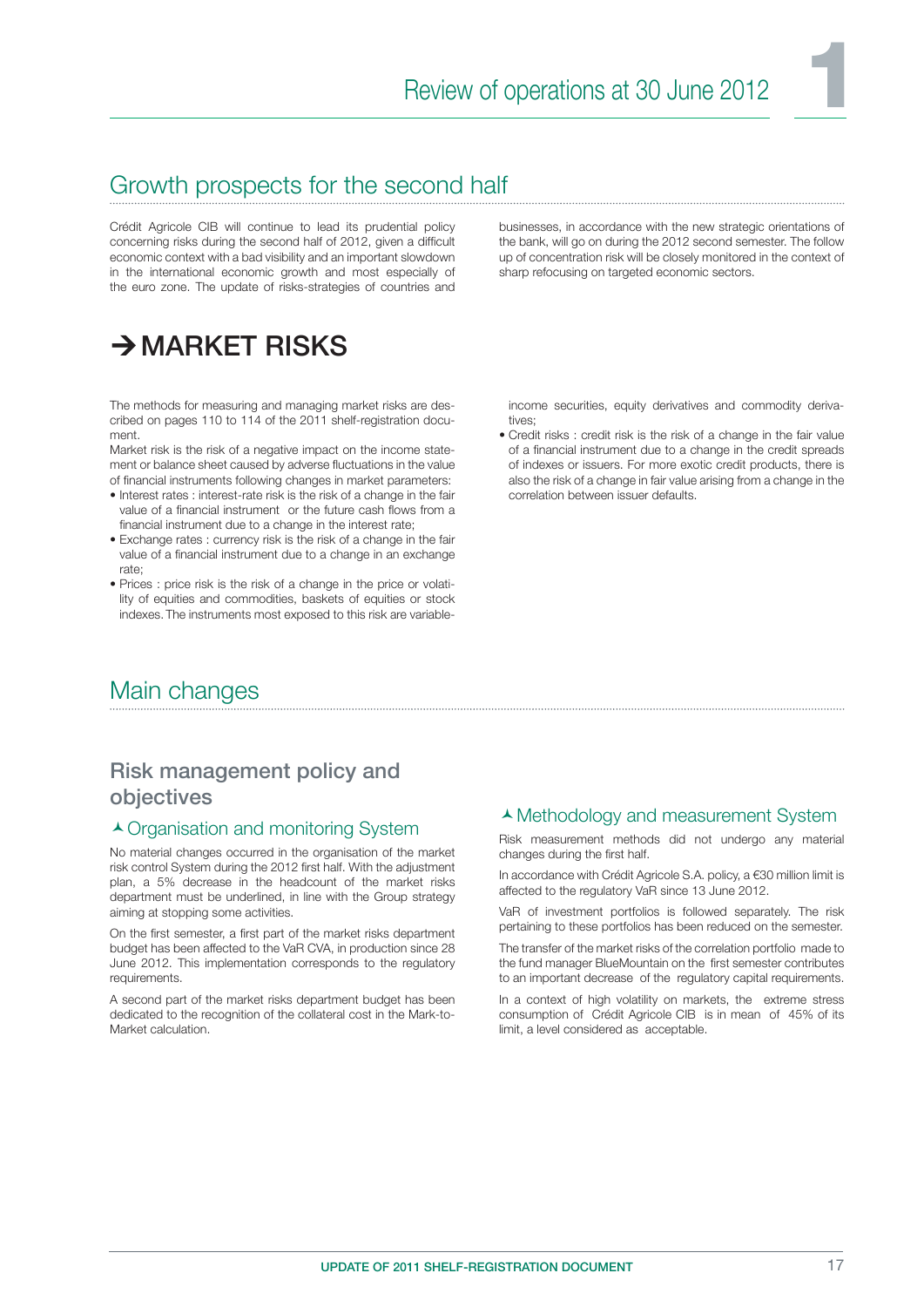## Growth prospects for the second half

Crédit Agricole CIB will continue to lead its prudential policy concerning risks during the second half of 2012, given a difficult economic context with a bad visibility and an important slowdown in the international economic growth and most especially of the euro zone. The update of risks-strategies of countries and businesses, in accordance with the new strategic orientations of the bank, will go on during the 2012 second semester. The follow up of concentration risk will be closely monitored in the context of sharp refocusing on targeted economic sectors.

# → MARKET RISKS

The methods for measuring and managing market risks are described on pages 110 to 114 of the 2011 shelf-registration document.

Market risk is the risk of a negative impact on the income statement or balance sheet caused by adverse fluctuations in the value of financial instruments following changes in market parameters:

- Interest rates : interest-rate risk is the risk of a change in the fair value of a financial instrument or the future cash flows from a financial instrument due to a change in the interest rate;
- Exchange rates : currency risk is the risk of a change in the fair value of a financial instrument due to a change in an exchange rate;
- Prices : price risk is the risk of a change in the price or volatility of equities and commodities, baskets of equities or stock indexes. The instruments most exposed to this risk are variable-income securities, equity derivatives and commodity derivatives;
- Credit risks : credit risk is the risk of a change in the fair value of a financial instrument due to a change in the credit spreads of indexes or issuers. For more exotic credit products, there is also the risk of a change in fair value arising from a change in the correlation between issuer defaults.

## Main changes

### Risk management policy and objectives

#### ⅄ Organisation and monitoring System

No material changes occurred in the organisation of the market risk control System during the 2012 first half. With the adjustment plan, a 5% decrease in the headcount of the market risks department must be underlined, in line with the Group strategy aiming at stopping some activities.

On the first semester, a first part of the market risks department budget has been affected to the VaR CVA, in production since 28 June 2012. This implementation corresponds to the regulatory requirements.

A second part of the market risks department budget has been dedicated to the recognition of the collateral cost in the Mark-to-Market calculation.

#### ⅄ Methodology and measurement System

Risk measurement methods did not undergo any material changes during the first half.

In accordance with Crédit Agricole S.A. policy, a €30 million limit is affected to the regulatory VaR since 13 June 2012.

VaR of investment portfolios is followed separately. The risk pertaining to these portfolios has been reduced on the semester.

The transfer of the market risks of the correlation portfolio made to the fund manager BlueMountain on the first semester contributes to an important decrease of the regulatory capital requirements.

In a context of high volatility on markets, the extreme stress consumption of Crédit Agricole CIB is in mean of 45% of its limit, a level considered as acceptable.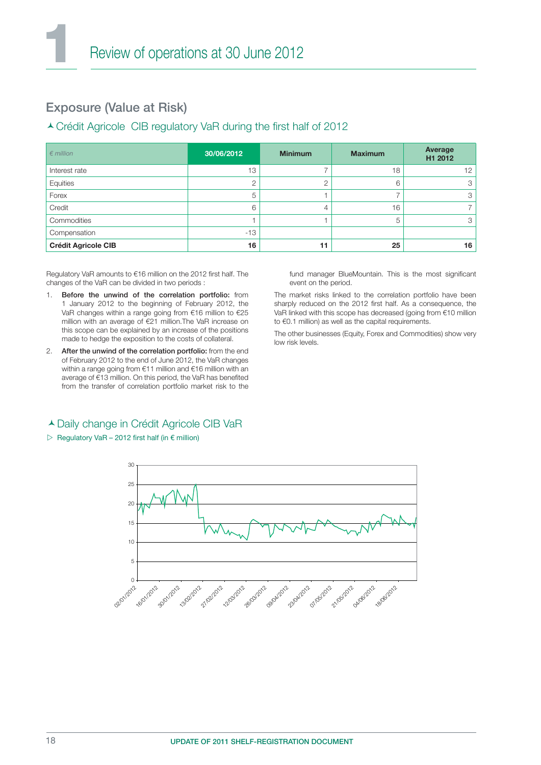## Exposure (Value at Risk)

### Crédit Agricole CIB regulatory VaR during the first half of 2012

| *€ million* | 30/06/2012 | Minimum | Maximum | Average H1 2012 |
|---|---|---|---|---|
| Interest rate | 13 | 7 | 18 | 12 |
| Equities | 2 | 2 | 6 | 3 |
| Forex | 5 | 1 | 7 | 3 |
| Credit | 6 | 4 | 16 | 7 |
| Commodities | 1 | 1 | 5 | 3 |
| Compensation | -13 | | | |
| **Crédit Agricole CIB** | **16** | **11** | **25** | **16** |

Regulatory VaR amounts to €16 million on the 2012 first half. The changes of the VaR can be divided in two periods :

1. **Before the unwind of the correlation portfolio:** from 1 January 2012 to the beginning of February 2012, the VaR changes within a range going from €16 million to €25 million with an average of €21 million.The VaR increase on this scope can be explained by an increase of the positions made to hedge the exposition to the costs of collateral.
2. **After the unwind of the correlation portfolio:** from the end of February 2012 to the end of June 2012, the VaR changes within a range going from €11 million and €16 million with an average of €13 million. On this period, the VaR has benefited from the transfer of correlation portfolio market risk to the fund manager BlueMountain. This is the most significant event on the period.

The market risks linked to the correlation portfolio have been sharply reduced on the 2012 first half. As a consequence, the VaR linked with this scope has decreased (going from €10 million to €0.1 million) as well as the capital requirements.

The other businesses (Equity, Forex and Commodities) show very low risk levels.

### Daily change in Crédit Agricole CIB VaR

▷ Regulatory VaR – 2012 first half (in € million)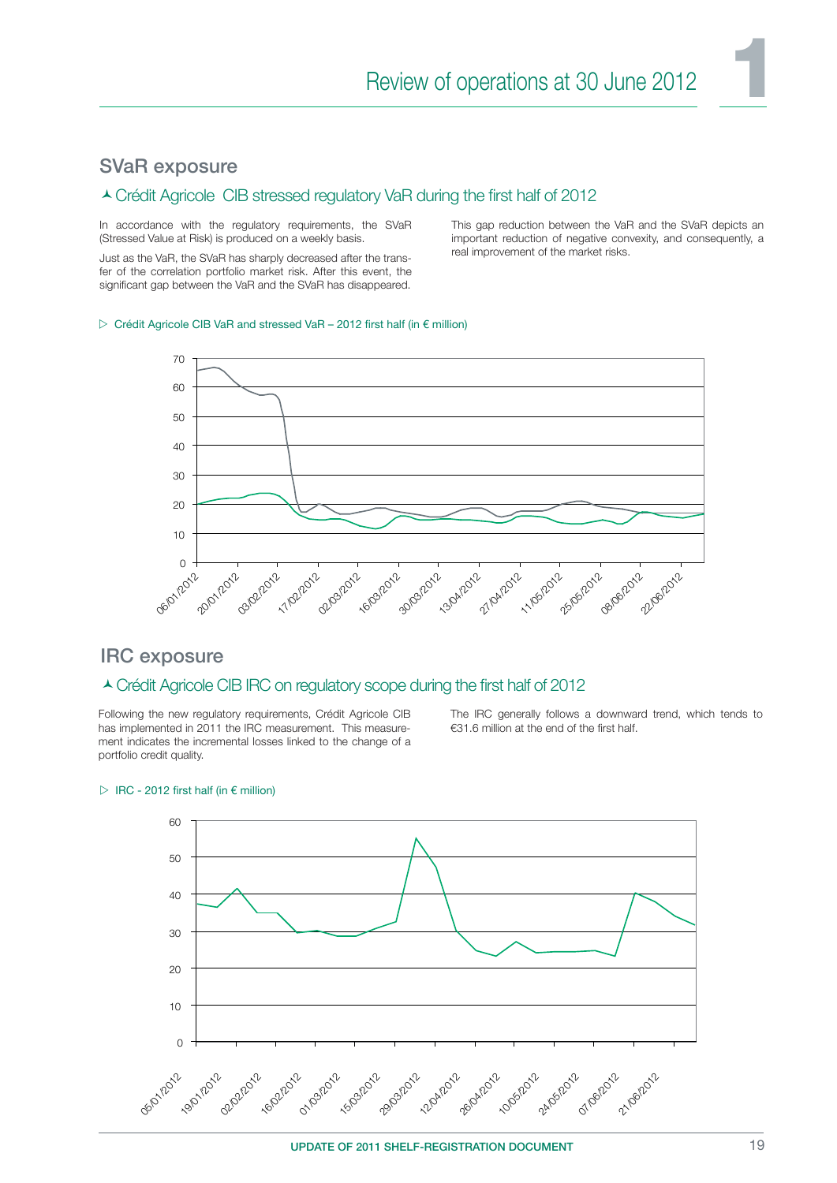## SVaR exposure

### Crédit Agricole CIB stressed regulatory VaR during the first half of 2012

In accordance with the regulatory requirements, the SVaR (Stressed Value at Risk) is produced on a weekly basis.

Just as the VaR, the SVaR has sharply decreased after the transfer of the correlation portfolio market risk. After this event, the significant gap between the VaR and the SVaR has disappeared.

This gap reduction between the VaR and the SVaR depicts an important reduction of negative convexity, and consequently, a real improvement of the market risks.

▷ Crédit Agricole CIB VaR and stressed VaR – 2012 first half (in € million)

## IRC exposure

### Crédit Agricole CIB IRC on regulatory scope during the first half of 2012

Following the new regulatory requirements, Crédit Agricole CIB has implemented in 2011 the IRC measurement. This measurement indicates the incremental losses linked to the change of a portfolio credit quality.

The IRC generally follows a downward trend, which tends to €31.6 million at the end of the first half.

▷ IRC - 2012 first half (in € million)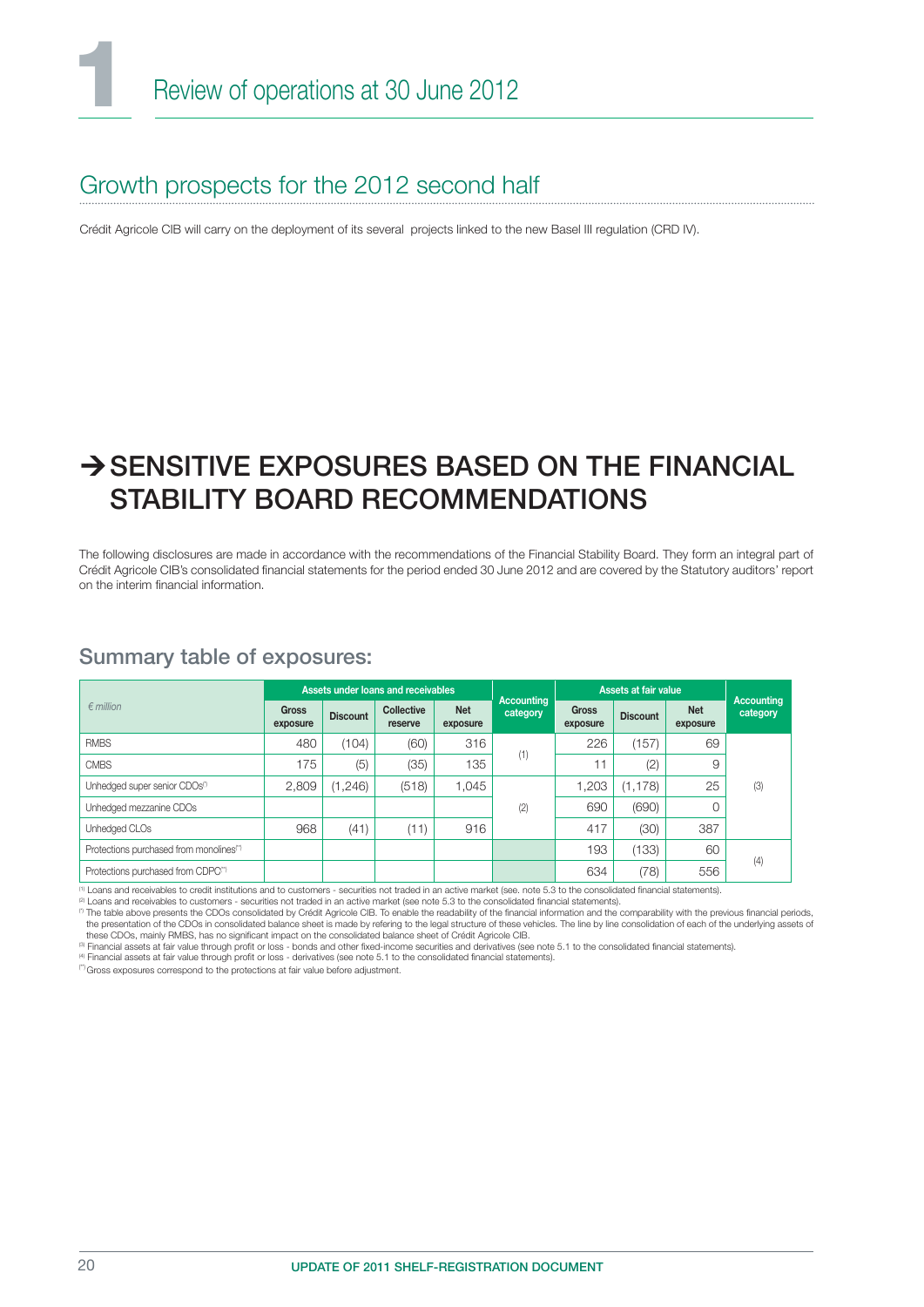## Growth prospects for the 2012 second half

Crédit Agricole CIB will carry on the deployment of its several projects linked to the new Basel III regulation (CRD IV).

# → SENSITIVE EXPOSURES BASED ON THE FINANCIAL STABILITY BOARD RECOMMENDATIONS

The following disclosures are made in accordance with the recommendations of the Financial Stability Board. They form an integral part of Crédit Agricole CIB's consolidated financial statements for the period ended 30 June 2012 and are covered by the Statutory auditors' report on the interim financial information.

## Summary table of exposures:

| *€ million* | Assets under loans and receivables | | | | Accounting category | Assets at fair value | | | Accounting category |
|---|---|---|---|---|---|---|---|---|---|
| | Gross exposure | Discount | Collective reserve | Net exposure | | Gross exposure | Discount | Net exposure | |
| RMBS | 480 | (104) | (60) | 316 | (1) | 226 | (157) | 69 | (3) |
| CMBS | 175 | (5) | (35) | 135 | (1) | 11 | (2) | 9 | (3) |
| Unhedged super senior CDOs(*) | 2,809 | (1,246) | (518) | 1,045 | (2) | 1,203 | (1,178) | 25 | (3) |
| Unhedged mezzanine CDOs | | | | | (2) | 690 | (690) | 0 | (3) |
| Unhedged CLOs | 968 | (41) | (11) | 916 | (2) | 417 | (30) | 387 | (3) |
| Protections purchased from monolines(**) | | | | | | 193 | (133) | 60 | (4) |
| Protections purchased from CDPC(**) | | | | | | 634 | (78) | 556 | (4) |

(1) Loans and receivables to credit institutions and to customers - securities not traded in an active market (see. note 5.3 to the consolidated financial statements).
(2) Loans and receivables to customers - securities not traded in an active market (see note 5.3 to the consolidated financial statements).
(*) The table above presents the CDOs consolidated by Crédit Agricole CIB. To enable the readability of the financial information and the comparability with the previous financial periods, the presentation of the CDOs in consolidated balance sheet is made by refering to the legal structure of these vehicles. The line by line consolidation of each of the underlying assets of these CDOs, mainly RMBS, has no significant impact on the consolidated balance sheet of Crédit Agricole CIB.
(3) Financial assets at fair value through profit or loss - bonds and other fixed-income securities and derivatives (see note 5.1 to the consolidated financial statements).
(4) Financial assets at fair value through profit or loss - derivatives (see note 5.1 to the consolidated financial statements).
(**) Gross exposures correspond to the protections at fair value before adjustment.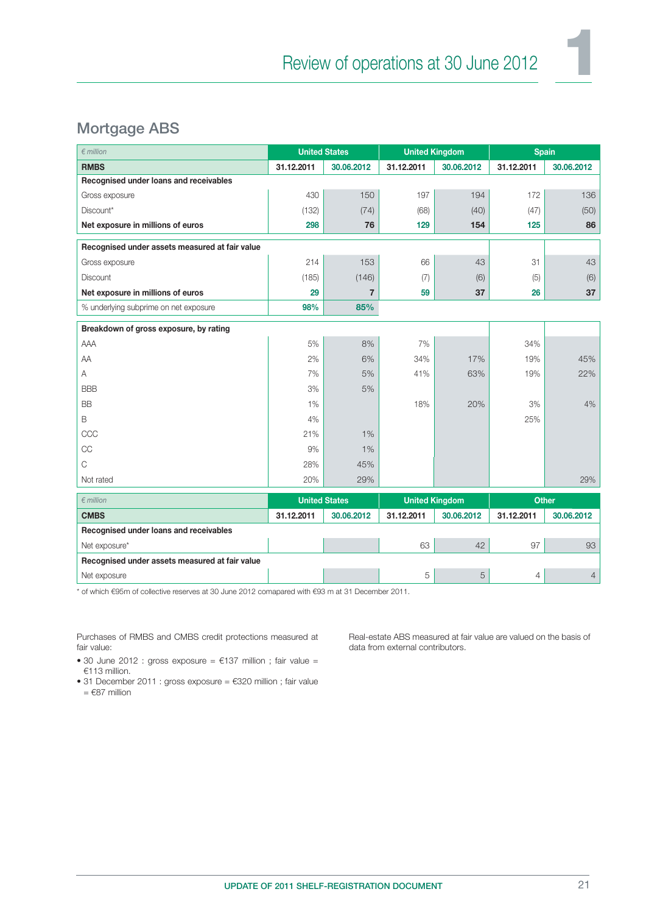## Mortgage ABS

| € million | United States | | United Kingdom | | Spain | |
|---|---|---|---|---|---|---|
| **RMBS** | **31.12.2011** | **30.06.2012** | **31.12.2011** | **30.06.2012** | **31.12.2011** | **30.06.2012** |
| **Recognised under loans and receivables** | | | | | | |
| Gross exposure | 430 | 150 | 197 | 194 | 172 | 136 |
| Discount* | (132) | (74) | (68) | (40) | (47) | (50) |
| **Net exposure in millions of euros** | **298** | **76** | **129** | **154** | **125** | **86** |
| **Recognised under assets measured at fair value** | | | | | | |
| Gross exposure | 214 | 153 | 66 | 43 | 31 | 43 |
| Discount | (185) | (146) | (7) | (6) | (5) | (6) |
| **Net exposure in millions of euros** | **29** | **7** | **59** | **37** | **26** | **37** |
| % underlying subprime on net exposure | **98%** | **85%** | | | | |
| **Breakdown of gross exposure, by rating** | | | | | | |
| AAA | 5% | 8% | 7% | | 34% | |
| AA | 2% | 6% | 34% | 17% | 19% | 45% |
| A | 7% | 5% | 41% | 63% | 19% | 22% |
| BBB | 3% | 5% | | | | |
| BB | 1% | | 18% | 20% | 3% | 4% |
| B | 4% | | | | 25% | |
| CCC | 21% | 1% | | | | |
| CC | 9% | 1% | | | | |
| C | 28% | 45% | | | | |
| Not rated | 20% | 29% | | | | 29% |

| € million | United States | | United Kingdom | | Other | |
|---|---|---|---|---|---|---|
| **CMBS** | **31.12.2011** | **30.06.2012** | **31.12.2011** | **30.06.2012** | **31.12.2011** | **30.06.2012** |
| **Recognised under loans and receivables** | | | | | | |
| Net exposure* | | | 63 | 42 | 97 | 93 |
| **Recognised under assets measured at fair value** | | | | | | |
| Net exposure | | | 5 | 5 | 4 | 4 |

* of which €95m of collective reserves at 30 June 2012 comapared with €93 m at 31 December 2011.

Purchases of RMBS and CMBS credit protections measured at fair value:

- 30 June 2012 : gross exposure = €137 million ; fair value = €113 million.
- 31 December 2011 : gross exposure = €320 million ; fair value = €87 million

Real-estate ABS measured at fair value are valued on the basis of data from external contributors.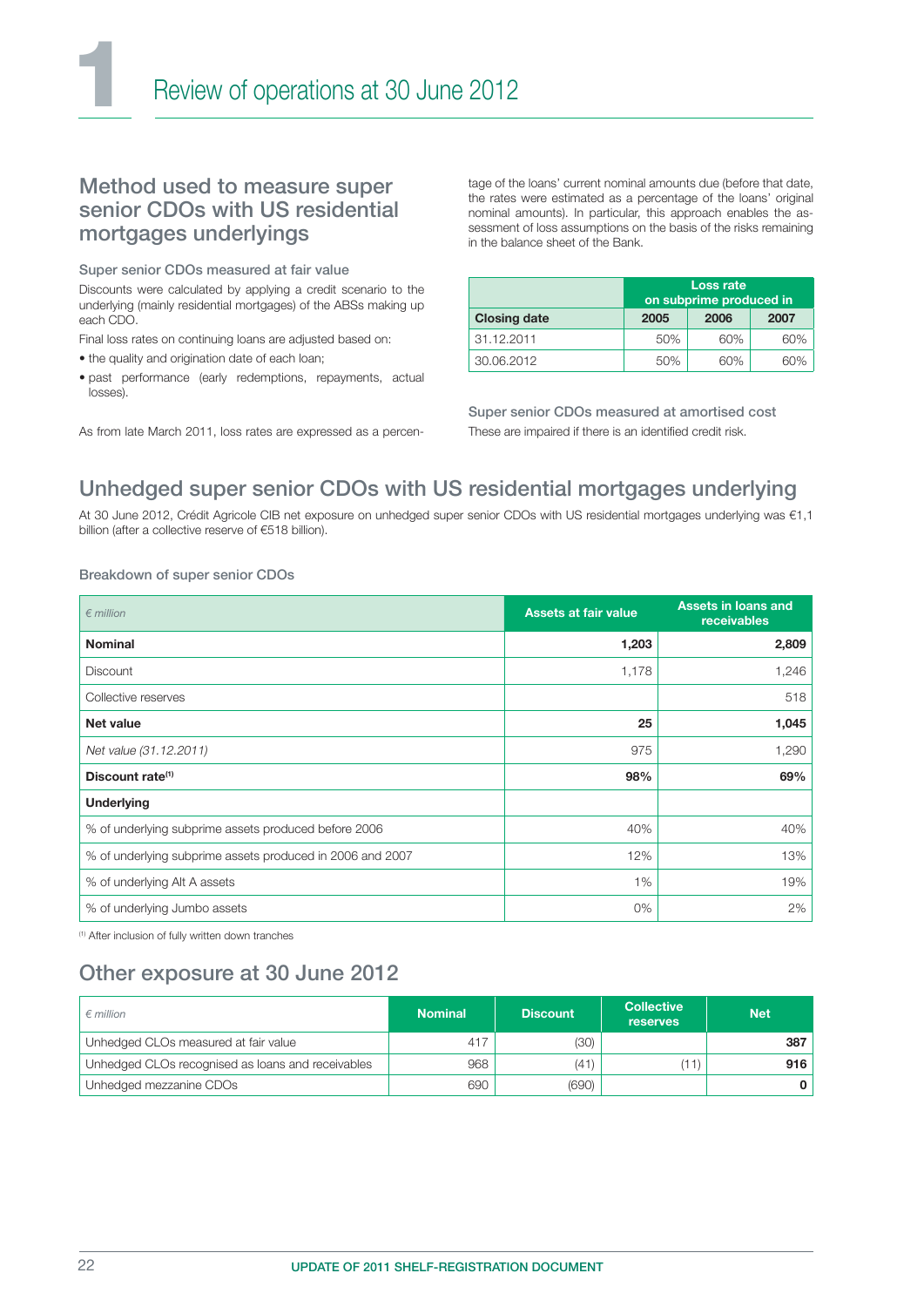# Review of operations at 30 June 2012

## Method used to measure super senior CDOs with US residential mortgages underlyings

### Super senior CDOs measured at fair value

Discounts were calculated by applying a credit scenario to the underlying (mainly residential mortgages) of the ABSs making up each CDO.

Final loss rates on continuing loans are adjusted based on:

- the quality and origination date of each loan;
- past performance (early redemptions, repayments, actual losses).

As from late March 2011, loss rates are expressed as a percentage of the loans' current nominal amounts due (before that date, the rates were estimated as a percentage of the loans' original nominal amounts). In particular, this approach enables the assessment of loss assumptions on the basis of the risks remaining in the balance sheet of the Bank.

| | Loss rate on subprime produced in | | |
|---|---|---|---|
| **Closing date** | **2005** | **2006** | **2007** |
| 31.12.2011 | 50% | 60% | 60% |
| 30.06.2012 | 50% | 60% | 60% |

### Super senior CDOs measured at amortised cost

These are impaired if there is an identified credit risk.

## Unhedged super senior CDOs with US residential mortgages underlying

At 30 June 2012, Crédit Agricole CIB net exposure on unhedged super senior CDOs with US residential mortgages underlying was €1,1 billion (after a collective reserve of €518 billion).

### Breakdown of super senior CDOs

| *€ million* | Assets at fair value | Assets in loans and receivables |
|---|---|---|
| **Nominal** | **1,203** | **2,809** |
| Discount | 1,178 | 1,246 |
| Collective reserves | | 518 |
| **Net value** | **25** | **1,045** |
| *Net value (31.12.2011)* | 975 | 1,290 |
| **Discount rate[1]** | **98%** | **69%** |
| **Underlying** | | |
| % of underlying subprime assets produced before 2006 | 40% | 40% |
| % of underlying subprime assets produced in 2006 and 2007 | 12% | 13% |
| % of underlying Alt A assets | 1% | 19% |
| % of underlying Jumbo assets | 0% | 2% |

[1] After inclusion of fully written down tranches

## Other exposure at 30 June 2012

| *€ million* | Nominal | Discount | Collective reserves | Net |
|---|---|---|---|---|
| Unhedged CLOs measured at fair value | 417 | (30) | | **387** |
| Unhedged CLOs recognised as loans and receivables | 968 | (41) | (11) | **916** |
| Unhedged mezzanine CDOs | 690 | (690) | | **0** |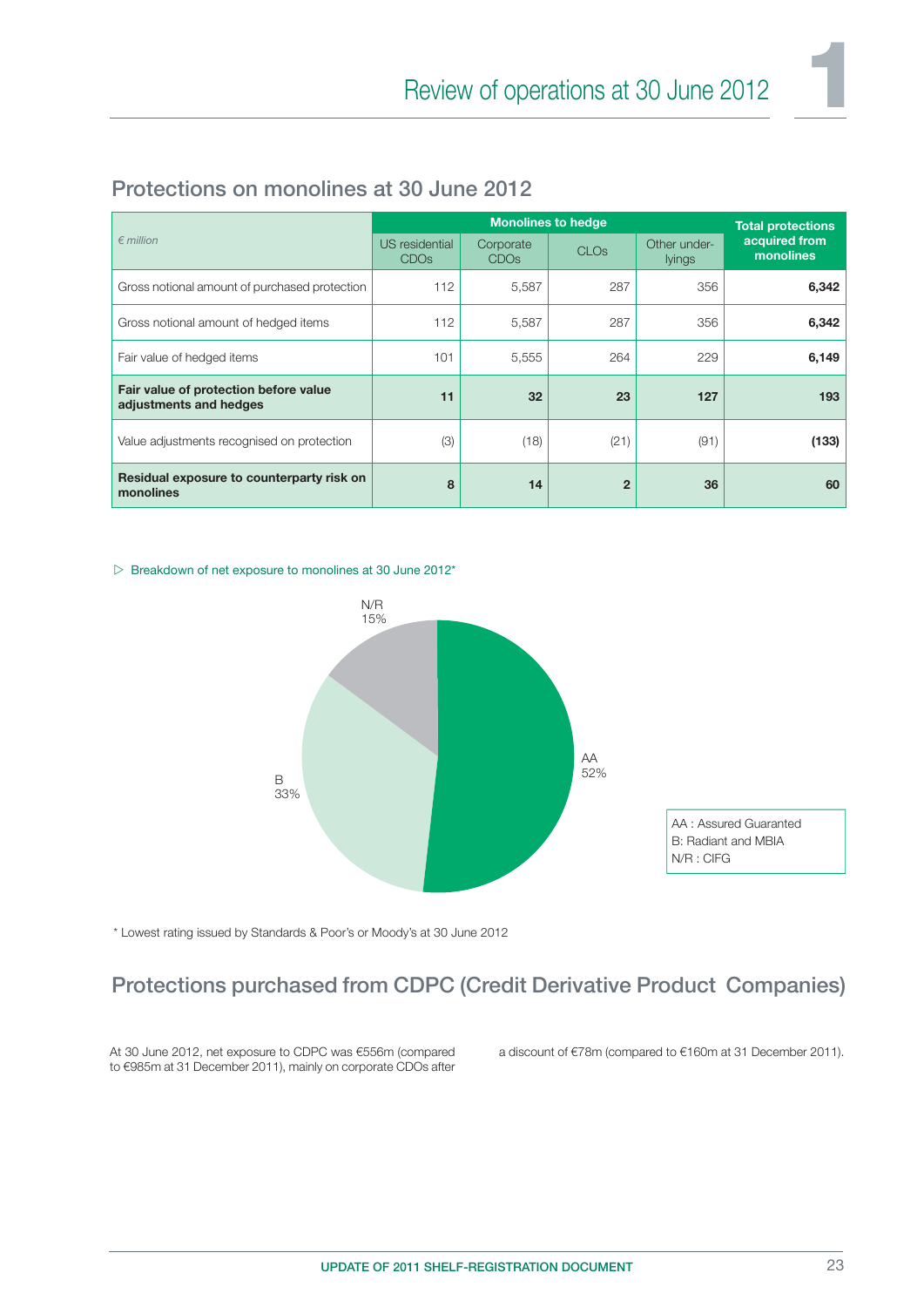## Protections on monolines at 30 June 2012

| *€ million* | Monolines to hedge | | | | Total protections acquired from monolines |
|---|---|---|---|---|---|
| | US residential CDOs | Corporate CDOs | CLOs | Other under-lyings | |
| Gross notional amount of purchased protection | 112 | 5,587 | 287 | 356 | **6,342** |
| Gross notional amount of hedged items | 112 | 5,587 | 287 | 356 | **6,342** |
| Fair value of hedged items | 101 | 5,555 | 264 | 229 | **6,149** |
| **Fair value of protection before value adjustments and hedges** | **11** | **32** | **23** | **127** | **193** |
| Value adjustments recognised on protection | (3) | (18) | (21) | (91) | **(133)** |
| **Residual exposure to counterparty risk on monolines** | **8** | **14** | **2** | **36** | **60** |

▷ Breakdown of net exposure to monolines at 30 June 2012*

AA 52%
B 33%
N/R 15%

AA : Assured Guaranted
B: Radiant and MBIA
N/R : CIFG

\* Lowest rating issued by Standards & Poor's or Moody's at 30 June 2012

## Protections purchased from CDPC (Credit Derivative Product Companies)

At 30 June 2012, net exposure to CDPC was €556m (compared to €985m at 31 December 2011), mainly on corporate CDOs after a discount of €78m (compared to €160m at 31 December 2011).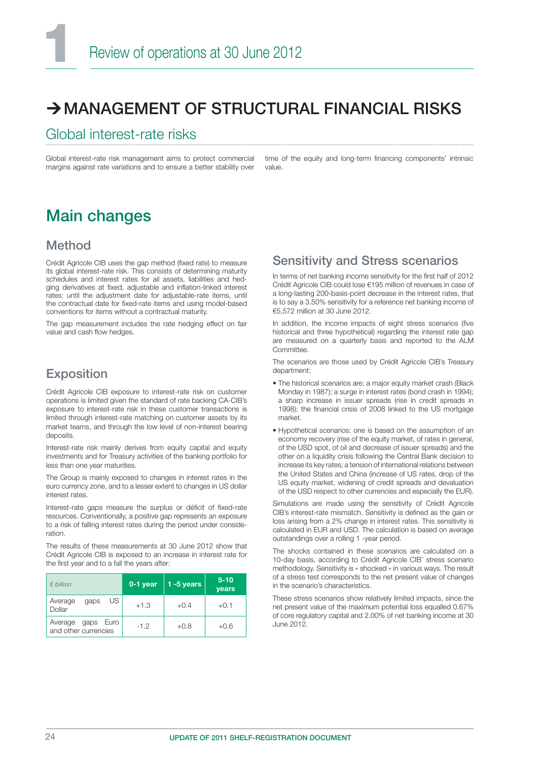# → MANAGEMENT OF STRUCTURAL FINANCIAL RISKS

## Global interest-rate risks

Global interest-rate risk management aims to protect commercial margins against rate variations and to ensure a better stability over time of the equity and long-term financing components' intrinsic value.

# Main changes

## Method

Crédit Agricole CIB uses the gap method (fixed rate) to measure its global interest-rate risk. This consists of determining maturity schedules and interest rates for all assets, liabilities and hedging derivatives at fixed, adjustable and inflation-linked interest rates: until the adjustment date for adjustable-rate items, until the contractual date for fixed-rate items and using model-based conventions for items without a contractual maturity.

The gap measurement includes the rate hedging effect on fair value and cash flow hedges.

## Exposition

Crédit Agricole CIB exposure to interest-rate risk on customer operations is limited given the standard of rate backing CA-CIB's exposure to interest-rate risk in these customer transactions is limited through interest-rate matching on customer assets by its market teams, and through the low level of non-interest bearing deposits.

Interest-rate risk mainly derives from equity capital and equity investments and for Treasury activities of the banking portfolio for less than one year maturities.

The Group is mainly exposed to changes in interest rates in the euro currency zone, and to a lesser extent to changes in US dollar interest rates.

Interest-rate gaps measure the surplus or déficit of fixed-rate resources. Conventionally, a positive gap represents an exposure to a risk of falling interest rates during the period under consideration.

The results of these measurements at 30 June 2012 show that Crédit Agricole CIB is exposed to an increase in interest rate for the first year and to a fall the years after:

| *€ billion* | 0-1 year | 1 -5 years | 5-10 years |
|---|---|---|---|
| Average gaps US Dollar | +1.3 | +0.4 | +0.1 |
| Average gaps Euro and other currencies | -1.2 | +0.8 | +0.6 |

## Sensitivity and Stress scenarios

In terms of net banking income sensitivity for the first half of 2012 Crédit Agricole CIB could lose €195 million of revenues in case of a long-lasting 200-basis-point decrease in the interest rates, that is to say a 3.50% sensitivity for a reference net banking income of €5,572 million at 30 June 2012.

In addition, the income impacts of eight stress scenarios (five historical and three hypothetical) regarding the interest rate gap are measured on a quarterly basis and reported to the ALM Committee.

The scenarios are those used by Crédit Agricole CIB's Treasury department:

- The historical scenarios are: a major equity market crash (Black Monday in 1987); a surge in interest rates (bond crash in 1994); a sharp increase in issuer spreads (rise in credit spreads in 1998); the financial crisis of 2008 linked to the US mortgage market.
- Hypothetical scenarios: one is based on the assumption of an economy recovery (rise of the equity market, of rates in general, of the USD spot, of oil and decrease of issuer spreads) and the other on a liquidity crisis following the Central Bank decision to increase its key rates; a tension of international relations between the United States and China (increase of US rates, drop of the US equity market, widening of credit spreads and devaluation of the USD respect to other currencies and especially the EUR).

Simulations are made using the sensitivity of Crédit Agricole CIB's interest-rate mismatch. Sensitivity is defined as the gain or loss arising from a 2% change in interest rates. This sensitivity is calculated in EUR and USD. The calculation is based on average outstandings over a rolling 1 -year period.

The shocks contained in these scenarios are calculated on a 10-day basis, according to Crédit Agricole CIB' stress scenario methodology. Sensitivity is « shocked » in various ways. The result of a stress test corresponds to the net present value of changes in the scenario's characteristics.

These stress scenarios show relatively limited impacts, since the net present value of the maximum potential loss equalled 0.67% of core regulatory capital and 2.00% of net banking income at 30 June 2012.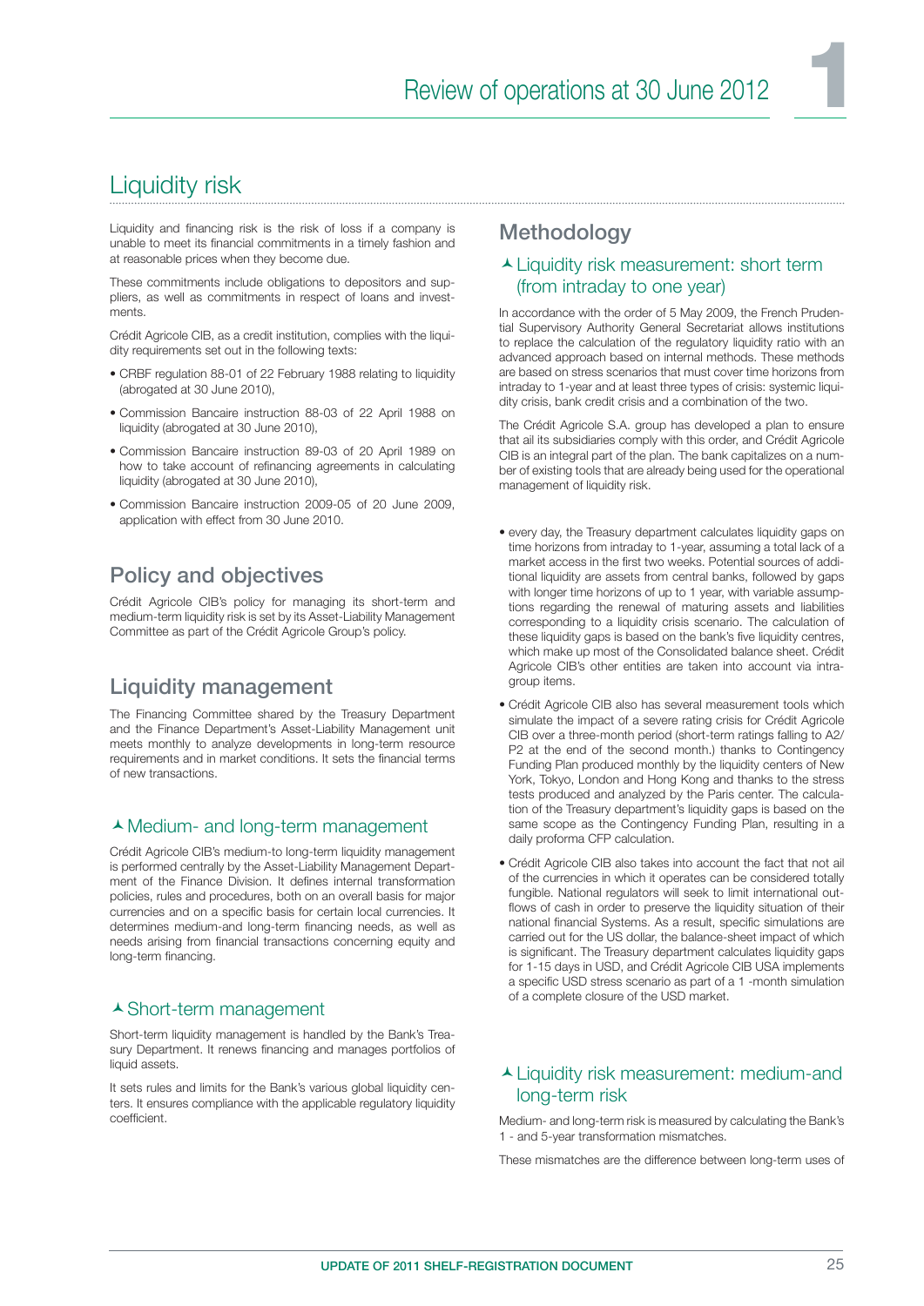## Liquidity risk

Liquidity and financing risk is the risk of loss if a company is unable to meet its financial commitments in a timely fashion and at reasonable prices when they become due.

These commitments include obligations to depositors and suppliers, as well as commitments in respect of loans and investments.

Crédit Agricole CIB, as a credit institution, complies with the liquidity requirements set out in the following texts:

- CRBF regulation 88-01 of 22 February 1988 relating to liquidity (abrogated at 30 June 2010),
- Commission Bancaire instruction 88-03 of 22 April 1988 on liquidity (abrogated at 30 June 2010),
- Commission Bancaire instruction 89-03 of 20 April 1989 on how to take account of refinancing agreements in calculating liquidity (abrogated at 30 June 2010),
- Commission Bancaire instruction 2009-05 of 20 June 2009, application with effect from 30 June 2010.

### Policy and objectives

Crédit Agricole CIB's policy for managing its short-term and medium-term liquidity risk is set by its Asset-Liability Management Committee as part of the Crédit Agricole Group's policy.

### Liquidity management

The Financing Committee shared by the Treasury Department and the Finance Department's Asset-Liability Management unit meets monthly to analyze developments in long-term resource requirements and in market conditions. It sets the financial terms of new transactions.

#### Medium- and long-term management

Crédit Agricole CIB's medium-to long-term liquidity management is performed centrally by the Asset-Liability Management Department of the Finance Division. It defines internal transformation policies, rules and procedures, both on an overall basis for major currencies and on a specific basis for certain local currencies. It determines medium-and long-term financing needs, as well as needs arising from financial transactions concerning equity and long-term financing.

#### Short-term management

Short-term liquidity management is handled by the Bank's Treasury Department. It renews financing and manages portfolios of liquid assets.

It sets rules and limits for the Bank's various global liquidity centers. It ensures compliance with the applicable regulatory liquidity coefficient.

### Methodology

#### Liquidity risk measurement: short term (from intraday to one year)

In accordance with the order of 5 May 2009, the French Prudential Supervisory Authority General Secretariat allows institutions to replace the calculation of the regulatory liquidity ratio with an advanced approach based on internal methods. These methods are based on stress scenarios that must cover time horizons from intraday to 1-year and at least three types of crisis: systemic liquidity crisis, bank credit crisis and a combination of the two.

The Crédit Agricole S.A. group has developed a plan to ensure that all its subsidiaries comply with this order, and Crédit Agricole CIB is an integral part of the plan. The bank capitalizes on a number of existing tools that are already being used for the operational management of liquidity risk.

- every day, the Treasury department calculates liquidity gaps on time horizons from intraday to 1-year, assuming a total lack of a market access in the first two weeks. Potential sources of additional liquidity are assets from central banks, followed by gaps with longer time horizons of up to 1 year, with variable assumptions regarding the renewal of maturing assets and liabilities corresponding to a liquidity crisis scenario. The calculation of these liquidity gaps is based on the bank's five liquidity centres, which make up most of the Consolidated balance sheet. Crédit Agricole CIB's other entities are taken into account via intragroup items.
- Crédit Agricole CIB also has several measurement tools which simulate the impact of a severe rating crisis for Crédit Agricole CIB over a three-month period (short-term ratings falling to A2/P2 at the end of the second month.) thanks to Contingency Funding Plan produced monthly by the liquidity centers of New York, Tokyo, London and Hong Kong and thanks to the stress tests produced and analyzed by the Paris center. The calculation of the Treasury department's liquidity gaps is based on the same scope as the Contingency Funding Plan, resulting in a daily proforma CFP calculation.
- Crédit Agricole CIB also takes into account the fact that not all of the currencies in which it operates can be considered totally fungible. National regulators will seek to limit international outflows of cash in order to preserve the liquidity situation of their national financial Systems. As a result, specific simulations are carried out for the US dollar, the balance-sheet impact of which is significant. The Treasury department calculates liquidity gaps for 1-15 days in USD, and Crédit Agricole CIB USA implements a specific USD stress scenario as part of a 1 -month simulation of a complete closure of the USD market.

#### Liquidity risk measurement: medium-and long-term risk

Medium- and long-term risk is measured by calculating the Bank's 1 - and 5-year transformation mismatches.

These mismatches are the difference between long-term uses of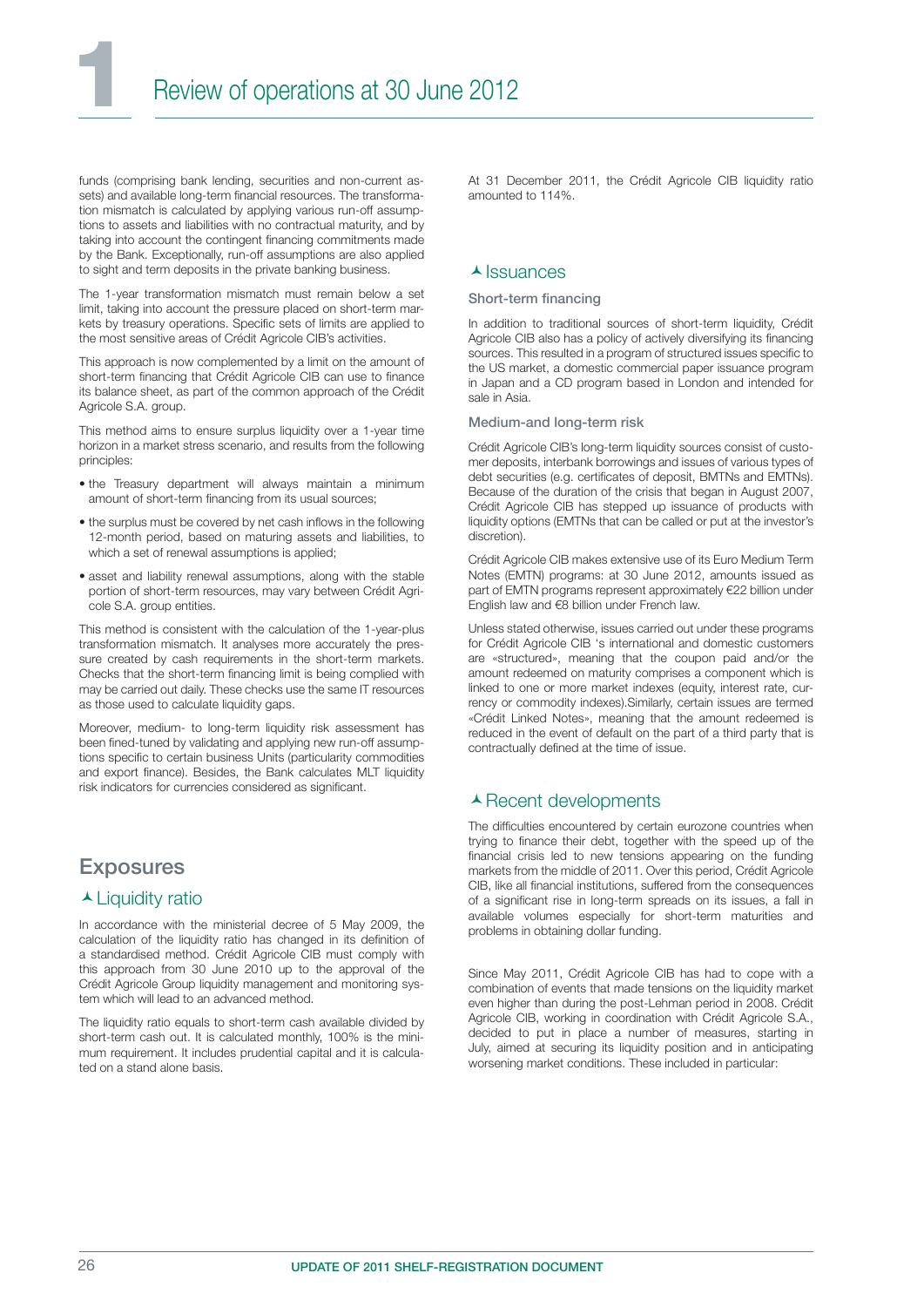funds (comprising bank lending, securities and non-current assets) and available long-term financial resources. The transformation mismatch is calculated by applying various run-off assumptions to assets and liabilities with no contractual maturity, and by taking into account the contingent financing commitments made by the Bank. Exceptionally, run-off assumptions are also applied to sight and term deposits in the private banking business.

The 1-year transformation mismatch must remain below a set limit, taking into account the pressure placed on short-term markets by treasury operations. Specific sets of limits are applied to the most sensitive areas of Crédit Agricole CIB's activities.

This approach is now complemented by a limit on the amount of short-term financing that Crédit Agricole CIB can use to finance its balance sheet, as part of the common approach of the Crédit Agricole S.A. group.

This method aims to ensure surplus liquidity over a 1-year time horizon in a market stress scenario, and results from the following principles:

- the Treasury department will always maintain a minimum amount of short-term financing from its usual sources;
- the surplus must be covered by net cash inflows in the following 12-month period, based on maturing assets and liabilities, to which a set of renewal assumptions is applied;
- asset and liability renewal assumptions, along with the stable portion of short-term resources, may vary between Crédit Agricole S.A. group entities.

This method is consistent with the calculation of the 1-year-plus transformation mismatch. It analyses more accurately the pressure created by cash requirements in the short-term markets. Checks that the short-term financing limit is being complied with may be carried out daily. These checks use the same IT resources as those used to calculate liquidity gaps.

Moreover, medium- to long-term liquidity risk assessment has been fined-tuned by validating and applying new run-off assumptions specific to certain business Units (particularity commodities and export finance). Besides, the Bank calculates MLT liquidity risk indicators for currencies considered as significant.

## Exposures

### Liquidity ratio

In accordance with the ministerial decree of 5 May 2009, the calculation of the liquidity ratio has changed in its definition of a standardised method. Crédit Agricole CIB must comply with this approach from 30 June 2010 up to the approval of the Crédit Agricole Group liquidity management and monitoring system which will lead to an advanced method.

The liquidity ratio equals to short-term cash available divided by short-term cash out. It is calculated monthly, 100% is the minimum requirement. It includes prudential capital and it is calculated on a stand alone basis.

At 31 December 2011, the Crédit Agricole CIB liquidity ratio amounted to 114%.

### Issuances

#### Short-term financing

In addition to traditional sources of short-term liquidity, Crédit Agricole CIB also has a policy of actively diversifying its financing sources. This resulted in a program of structured issues specific to the US market, a domestic commercial paper issuance program in Japan and a CD program based in London and intended for sale in Asia.

#### Medium-and long-term risk

Crédit Agricole CIB's long-term liquidity sources consist of customer deposits, interbank borrowings and issues of various types of debt securities (e.g. certificates of deposit, BMTNs and EMTNs). Because of the duration of the crisis that began in August 2007, Crédit Agricole CIB has stepped up issuance of products with liquidity options (EMTNs that can be called or put at the investor's discretion).

Crédit Agricole CIB makes extensive use of its Euro Medium Term Notes (EMTN) programs: at 30 June 2012, amounts issued as part of EMTN programs represent approximately €22 billion under English law and €8 billion under French law.

Unless stated otherwise, issues carried out under these programs for Crédit Agricole CIB 's international and domestic customers are «structured», meaning that the coupon paid and/or the amount redeemed on maturity comprises a component which is linked to one or more market indexes (equity, interest rate, currency or commodity indexes).Similarly, certain issues are termed «Crédit Linked Notes», meaning that the amount redeemed is reduced in the event of default on the part of a third party that is contractually defined at the time of issue.

### Recent developments

The difficulties encountered by certain eurozone countries when trying to finance their debt, together with the speed up of the financial crisis led to new tensions appearing on the funding markets from the middle of 2011. Over this period, Crédit Agricole CIB, like all financial institutions, suffered from the consequences of a significant rise in long-term spreads on its issues, a fall in available volumes especially for short-term maturities and problems in obtaining dollar funding.

Since May 2011, Crédit Agricole CIB has had to cope with a combination of events that made tensions on the liquidity market even higher than during the post-Lehman period in 2008. Crédit Agricole CIB, working in coordination with Crédit Agricole S.A., decided to put in place a number of measures, starting in July, aimed at securing its liquidity position and in anticipating worsening market conditions. These included in particular: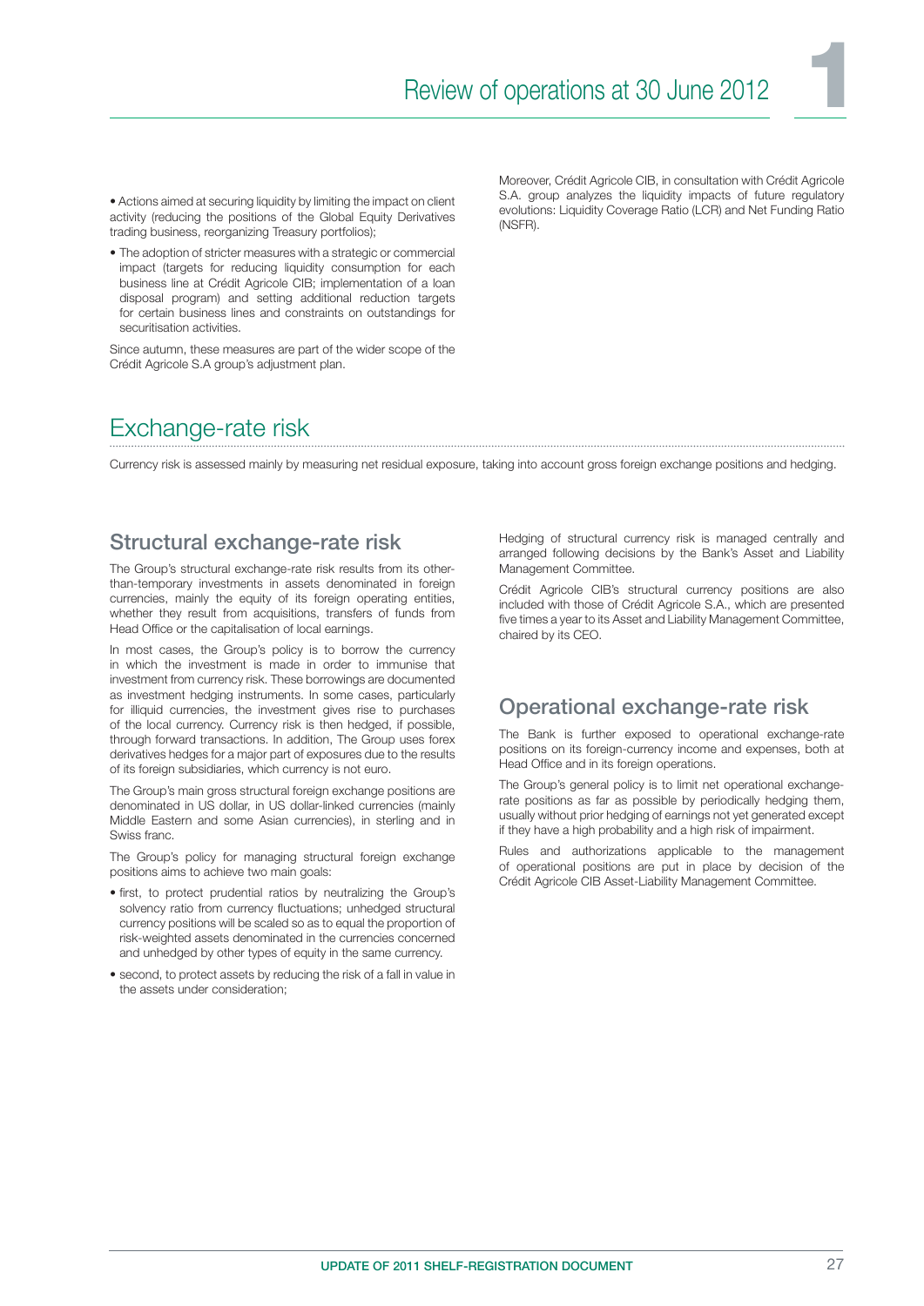- Actions aimed at securing liquidity by limiting the impact on client activity (reducing the positions of the Global Equity Derivatives trading business, reorganizing Treasury portfolios);
- The adoption of stricter measures with a strategic or commercial impact (targets for reducing liquidity consumption for each business line at Crédit Agricole CIB; implementation of a loan disposal program) and setting additional reduction targets for certain business lines and constraints on outstandings for securitisation activities.

Since autumn, these measures are part of the wider scope of the Crédit Agricole S.A group's adjustment plan.

Moreover, Crédit Agricole CIB, in consultation with Crédit Agricole S.A. group analyzes the liquidity impacts of future regulatory evolutions: Liquidity Coverage Ratio (LCR) and Net Funding Ratio (NSFR).

# Exchange-rate risk

Currency risk is assessed mainly by measuring net residual exposure, taking into account gross foreign exchange positions and hedging.

## Structural exchange-rate risk

The Group's structural exchange-rate risk results from its other-than-temporary investments in assets denominated in foreign currencies, mainly the equity of its foreign operating entities, whether they result from acquisitions, transfers of funds from Head Office or the capitalisation of local earnings.

In most cases, the Group's policy is to borrow the currency in which the investment is made in order to immunise that investment from currency risk. These borrowings are documented as investment hedging instruments. In some cases, particularly for illiquid currencies, the investment gives rise to purchases of the local currency. Currency risk is then hedged, if possible, through forward transactions. In addition, The Group uses forex derivatives hedges for a major part of exposures due to the results of its foreign subsidiaries, which currency is not euro.

The Group's main gross structural foreign exchange positions are denominated in US dollar, in US dollar-linked currencies (mainly Middle Eastern and some Asian currencies), in sterling and in Swiss franc.

The Group's policy for managing structural foreign exchange positions aims to achieve two main goals:

- first, to protect prudential ratios by neutralizing the Group's solvency ratio from currency fluctuations; unhedged structural currency positions will be scaled so as to equal the proportion of risk-weighted assets denominated in the currencies concerned and unhedged by other types of equity in the same currency.
- second, to protect assets by reducing the risk of a fall in value in the assets under consideration;

Hedging of structural currency risk is managed centrally and arranged following decisions by the Bank's Asset and Liability Management Committee.

Crédit Agricole CIB's structural currency positions are also included with those of Crédit Agricole S.A., which are presented five times a year to its Asset and Liability Management Committee, chaired by its CEO.

## Operational exchange-rate risk

The Bank is further exposed to operational exchange-rate positions on its foreign-currency income and expenses, both at Head Office and in its foreign operations.

The Group's general policy is to limit net operational exchange-rate positions as far as possible by periodically hedging them, usually without prior hedging of earnings not yet generated except if they have a high probability and a high risk of impairment.

Rules and authorizations applicable to the management of operational positions are put in place by decision of the Crédit Agricole CIB Asset-Liability Management Committee.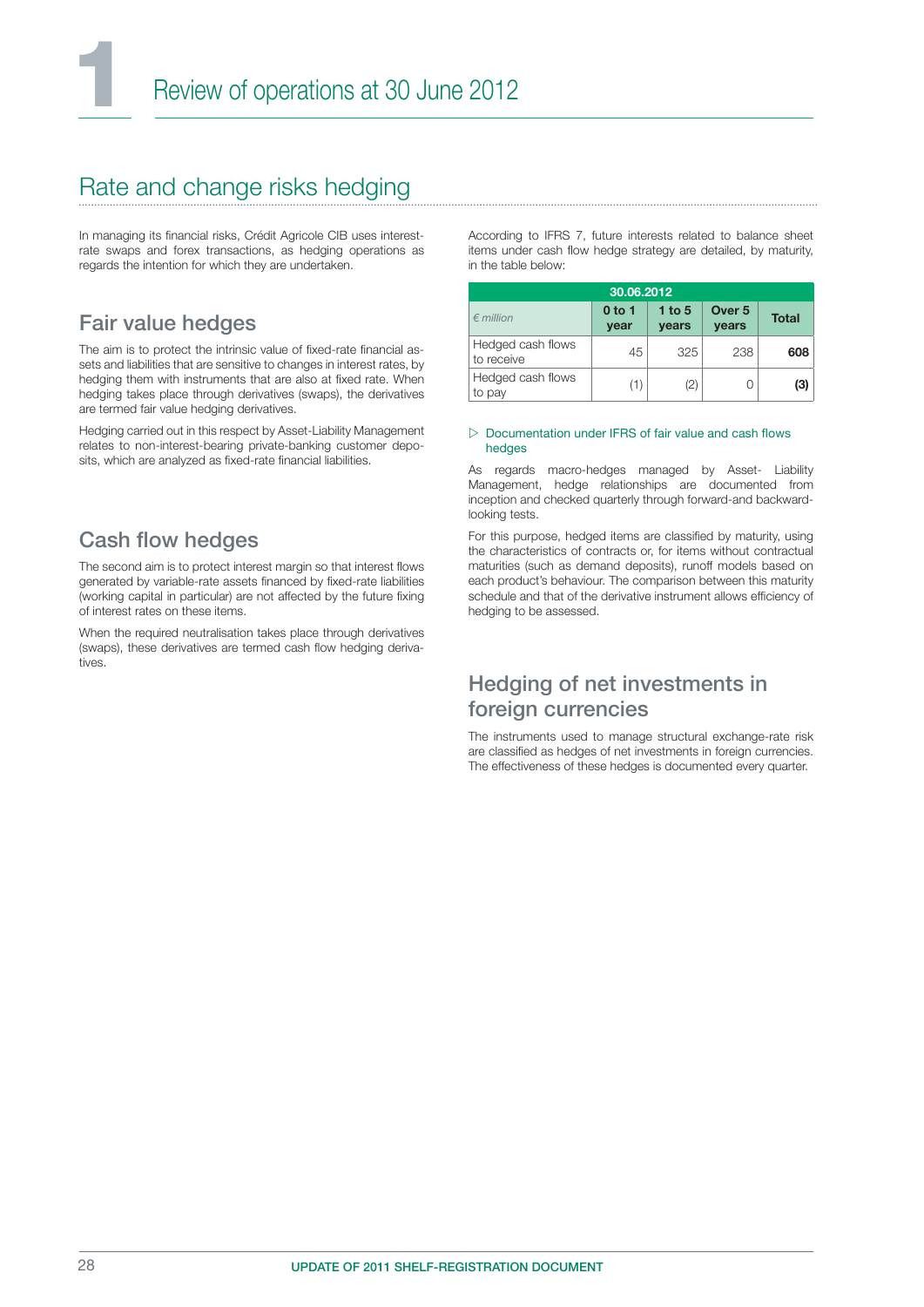# Review of operations at 30 June 2012

## Rate and change risks hedging

In managing its financial risks, Crédit Agricole CIB uses interest-rate swaps and forex transactions, as hedging operations as regards the intention for which they are undertaken.

### Fair value hedges

The aim is to protect the intrinsic value of fixed-rate financial assets and liabilities that are sensitive to changes in interest rates, by hedging them with instruments that are also at fixed rate. When hedging takes place through derivatives (swaps), the derivatives are termed fair value hedging derivatives.

Hedging carried out in this respect by Asset-Liability Management relates to non-interest-bearing private-banking customer deposits, which are analyzed as fixed-rate financial liabilities.

### Cash flow hedges

The second aim is to protect interest margin so that interest flows generated by variable-rate assets financed by fixed-rate liabilities (working capital in particular) are not affected by the future fixing of interest rates on these items.

When the required neutralisation takes place through derivatives (swaps), these derivatives are termed cash flow hedging derivatives.

According to IFRS 7, future interests related to balance sheet items under cash flow hedge strategy are detailed, by maturity, in the table below:

| 30.06.2012 | | | | |
|---|---|---|---|---|
| *€ million* | **0 to 1 year** | **1 to 5 years** | **Over 5 years** | **Total** |
| Hedged cash flows to receive | 45 | 325 | 238 | **608** |
| Hedged cash flows to pay | (1) | (2) | 0 | **(3)** |

▷ Documentation under IFRS of fair value and cash flows hedges

As regards macro-hedges managed by Asset- Liability Management, hedge relationships are documented from inception and checked quarterly through forward-and backward-looking tests.

For this purpose, hedged items are classified by maturity, using the characteristics of contracts or, for items without contractual maturities (such as demand deposits), runoff models based on each product's behaviour. The comparison between this maturity schedule and that of the derivative instrument allows efficiency of hedging to be assessed.

### Hedging of net investments in foreign currencies

The instruments used to manage structural exchange-rate risk are classified as hedges of net investments in foreign currencies. The effectiveness of these hedges is documented every quarter.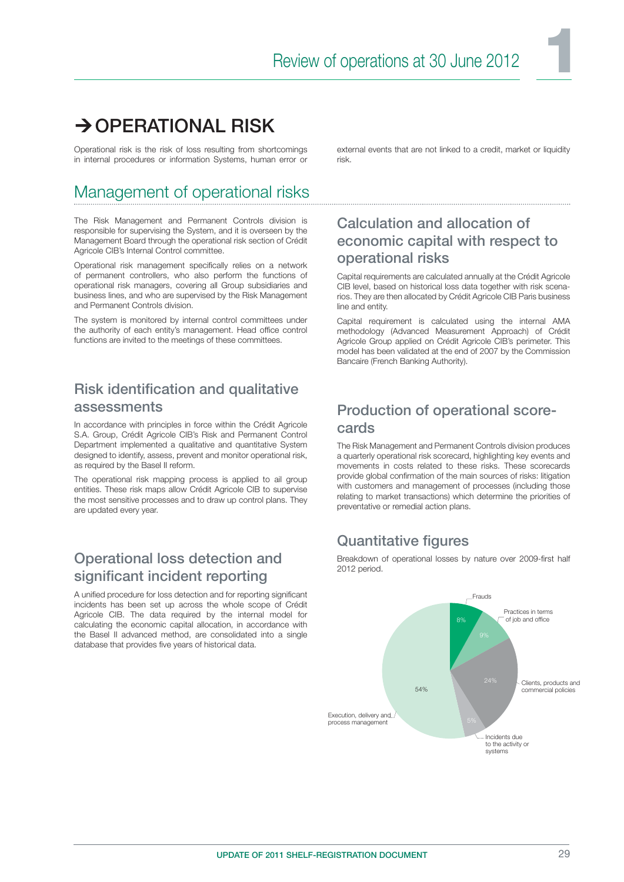# → OPERATIONAL RISK

Operational risk is the risk of loss resulting from shortcomings in internal procedures or information Systems, human error or external events that are not linked to a credit, market or liquidity risk.

## Management of operational risks

The Risk Management and Permanent Controls division is responsible for supervising the System, and it is overseen by the Management Board through the operational risk section of Crédit Agricole CIB's Internal Control committee.

Operational risk management specifically relies on a network of permanent controllers, who also perform the functions of operational risk managers, covering all Group subsidiaries and business lines, and who are supervised by the Risk Management and Permanent Controls division.

The system is monitored by internal control committees under the authority of each entity's management. Head office control functions are invited to the meetings of these committees.

### Risk identification and qualitative assessments

In accordance with principles in force within the Crédit Agricole S.A. Group, Crédit Agricole CIB's Risk and Permanent Control Department implemented a qualitative and quantitative System designed to identify, assess, prevent and monitor operational risk, as required by the Basel II reform.

The operational risk mapping process is applied to all group entities. These risk maps allow Crédit Agricole CIB to supervise the most sensitive processes and to draw up control plans. They are updated every year.

### Operational loss detection and significant incident reporting

A unified procedure for loss detection and for reporting significant incidents has been set up across the whole scope of Crédit Agricole CIB. The data required by the internal model for calculating the economic capital allocation, in accordance with the Basel II advanced method, are consolidated into a single database that provides five years of historical data.

### Calculation and allocation of economic capital with respect to operational risks

Capital requirements are calculated annually at the Crédit Agricole CIB level, based on historical loss data together with risk scenarios. They are then allocated by Crédit Agricole CIB Paris business line and entity.

Capital requirement is calculated using the internal AMA methodology (Advanced Measurement Approach) of Crédit Agricole Group applied on Crédit Agricole CIB's perimeter. This model has been validated at the end of 2007 by the Commission Bancaire (French Banking Authority).

### Production of operational scorecards

The Risk Management and Permanent Controls division produces a quarterly operational risk scorecard, highlighting key events and movements in costs related to these risks. These scorecards provide global confirmation of the main sources of risks: litigation with customers and management of processes (including those relating to market transactions) which determine the priorities of preventative or remedial action plans.

### Quantitative figures

Breakdown of operational losses by nature over 2009-first half 2012 period.

| Nature | % |
|---|---|
| Frauds | 8% |
| Practices in terms of job and office | 9% |
| Clients, products and commercial policies | 24% |
| Incidents due to the activity or systems | 5% |
| Execution, delivery and process management | 54% |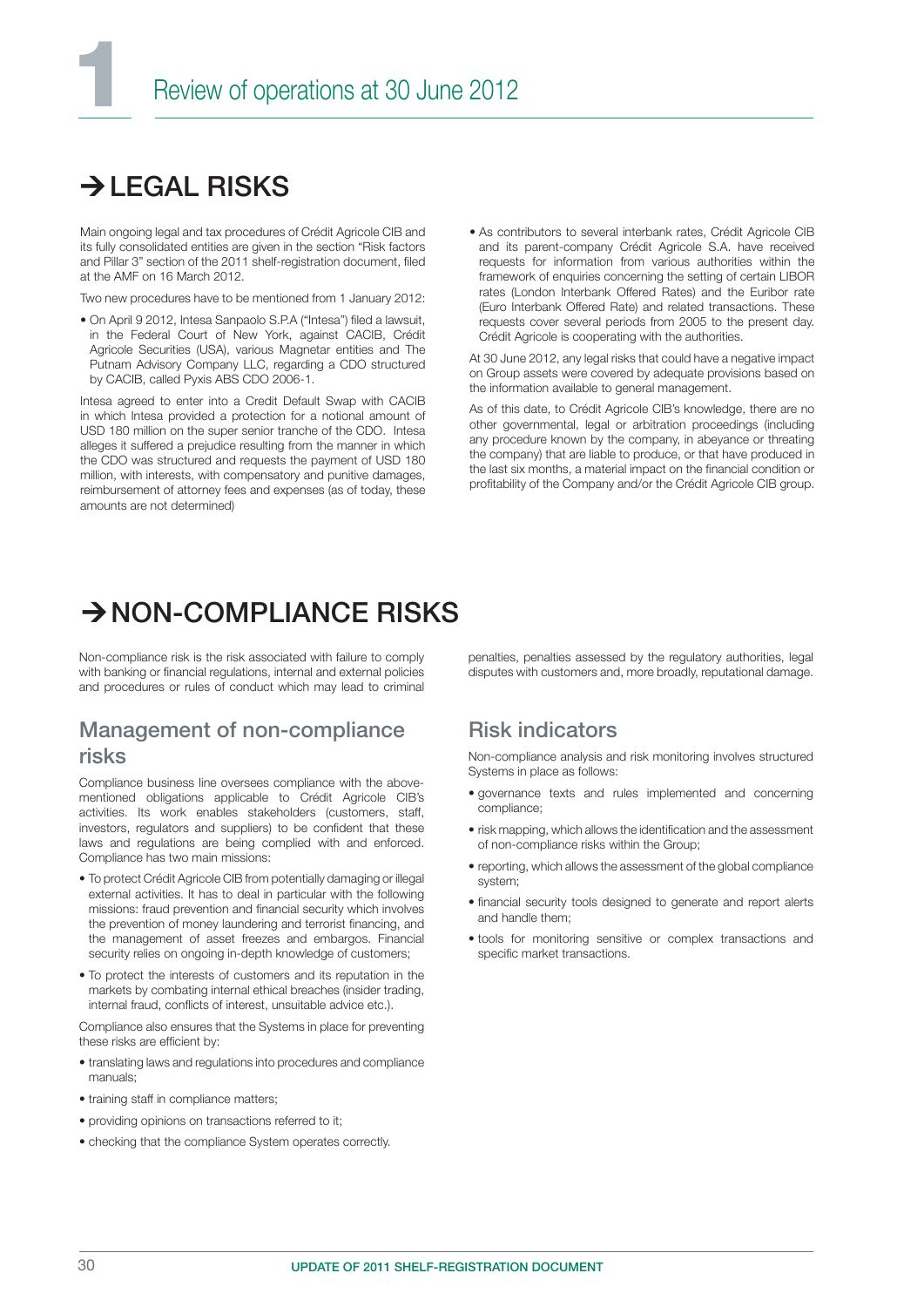# → LEGAL RISKS

Main ongoing legal and tax procedures of Crédit Agricole CIB and its fully consolidated entities are given in the section "Risk factors and Pillar 3" section of the 2011 shelf-registration document, filed at the AMF on 16 March 2012.

Two new procedures have to be mentioned from 1 January 2012:

- On April 9 2012, Intesa Sanpaolo S.P.A ("Intesa") filed a lawsuit, in the Federal Court of New York, against CACIB, Crédit Agricole Securities (USA), various Magnetar entities and The Putnam Advisory Company LLC, regarding a CDO structured by CACIB, called Pyxis ABS CDO 2006-1.

Intesa agreed to enter into a Credit Default Swap with CACIB in which Intesa provided a protection for a notional amount of USD 180 million on the super senior tranche of the CDO. Intesa alleges it suffered a prejudice resulting from the manner in which the CDO was structured and requests the payment of USD 180 million, with interests, with compensatory and punitive damages, reimbursement of attorney fees and expenses (as of today, these amounts are not determined)

- As contributors to several interbank rates, Crédit Agricole CIB and its parent-company Crédit Agricole S.A. have received requests for information from various authorities within the framework of enquiries concerning the setting of certain LIBOR rates (London Interbank Offered Rates) and the Euribor rate (Euro Interbank Offered Rate) and related transactions. These requests cover several periods from 2005 to the present day. Crédit Agricole is cooperating with the authorities.

At 30 June 2012, any legal risks that could have a negative impact on Group assets were covered by adequate provisions based on the information available to general management.

As of this date, to Crédit Agricole CIB's knowledge, there are no other governmental, legal or arbitration proceedings (including any procedure known by the company, in abeyance or threating the company) that are liable to produce, or that have produced in the last six months, a material impact on the financial condition or profitability of the Company and/or the Crédit Agricole CIB group.

# → NON-COMPLIANCE RISKS

Non-compliance risk is the risk associated with failure to comply with banking or financial regulations, internal and external policies and procedures or rules of conduct which may lead to criminal penalties, penalties assessed by the regulatory authorities, legal disputes with customers and, more broadly, reputational damage.

## Management of non-compliance risks

Compliance business line oversees compliance with the above-mentioned obligations applicable to Crédit Agricole CIB's activities. Its work enables stakeholders (customers, staff, investors, regulators and suppliers) to be confident that these laws and regulations are being complied with and enforced. Compliance has two main missions:

- To protect Crédit Agricole CIB from potentially damaging or illegal external activities. It has to deal in particular with the following missions: fraud prevention and financial security which involves the prevention of money laundering and terrorist financing, and the management of asset freezes and embargos. Financial security relies on ongoing in-depth knowledge of customers;
- To protect the interests of customers and its reputation in the markets by combating internal ethical breaches (insider trading, internal fraud, conflicts of interest, unsuitable advice etc.).

Compliance also ensures that the Systems in place for preventing these risks are efficient by:

- translating laws and regulations into procedures and compliance manuals;
- training staff in compliance matters;
- providing opinions on transactions referred to it;
- checking that the compliance System operates correctly.

## Risk indicators

Non-compliance analysis and risk monitoring involves structured Systems in place as follows:

- governance texts and rules implemented and concerning compliance;
- risk mapping, which allows the identification and the assessment of non-compliance risks within the Group;
- reporting, which allows the assessment of the global compliance system;
- financial security tools designed to generate and report alerts and handle them;
- tools for monitoring sensitive or complex transactions and specific market transactions.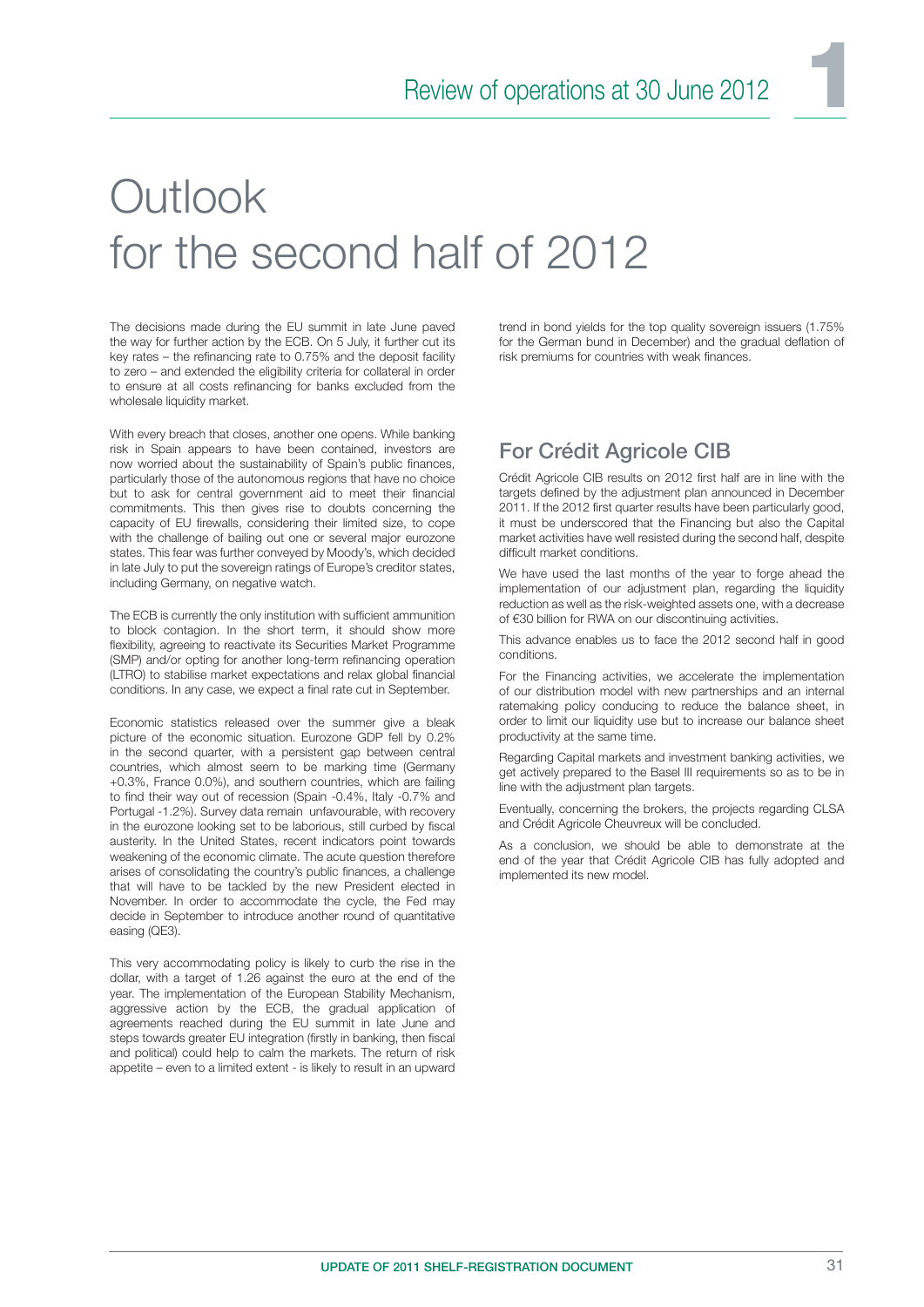# Outlook for the second half of 2012

The decisions made during the EU summit in late June paved the way for further action by the ECB. On 5 July, it further cut its key rates – the refinancing rate to 0.75% and the deposit facility to zero – and extended the eligibility criteria for collateral in order to ensure at all costs refinancing for banks excluded from the wholesale liquidity market.

With every breach that closes, another one opens. While banking risk in Spain appears to have been contained, investors are now worried about the sustainability of Spain's public finances, particularly those of the autonomous regions that have no choice but to ask for central government aid to meet their financial commitments. This then gives rise to doubts concerning the capacity of EU firewalls, considering their limited size, to cope with the challenge of bailing out one or several major eurozone states. This fear was further conveyed by Moody's, which decided in late July to put the sovereign ratings of Europe's creditor states, including Germany, on negative watch.

The ECB is currently the only institution with sufficient ammunition to block contagion. In the short term, it should show more flexibility, agreeing to reactivate its Securities Market Programme (SMP) and/or opting for another long-term refinancing operation (LTRO) to stabilise market expectations and relax global financial conditions. In any case, we expect a final rate cut in September.

Economic statistics released over the summer give a bleak picture of the economic situation. Eurozone GDP fell by 0.2% in the second quarter, with a persistent gap between central countries, which almost seem to be marking time (Germany +0.3%, France 0.0%), and southern countries, which are failing to find their way out of recession (Spain -0.4%, Italy -0.7% and Portugal -1.2%). Survey data remain unfavourable, with recovery in the eurozone looking set to be laborious, still curbed by fiscal austerity. In the United States, recent indicators point towards weakening of the economic climate. The acute question therefore arises of consolidating the country's public finances, a challenge that will have to be tackled by the new President elected in November. In order to accommodate the cycle, the Fed may decide in September to introduce another round of quantitative easing (QE3).

This very accommodating policy is likely to curb the rise in the dollar, with a target of 1.26 against the euro at the end of the year. The implementation of the European Stability Mechanism, aggressive action by the ECB, the gradual application of agreements reached during the EU summit in late June and steps towards greater EU integration (firstly in banking, then fiscal and political) could help to calm the markets. The return of risk appetite – even to a limited extent - is likely to result in an upward trend in bond yields for the top quality sovereign issuers (1.75% for the German bund in December) and the gradual deflation of risk premiums for countries with weak finances.

## For Crédit Agricole CIB

Crédit Agricole CIB results on 2012 first half are in line with the targets defined by the adjustment plan announced in December 2011. If the 2012 first quarter results have been particularly good, it must be underscored that the Financing but also the Capital market activities have well resisted during the second half, despite difficult market conditions.

We have used the last months of the year to forge ahead the implementation of our adjustment plan, regarding the liquidity reduction as well as the risk-weighted assets one, with a decrease of €30 billion for RWA on our discontinuing activities.

This advance enables us to face the 2012 second half in good conditions.

For the Financing activities, we accelerate the implementation of our distribution model with new partnerships and an internal ratemaking policy conducing to reduce the balance sheet, in order to limit our liquidity use but to increase our balance sheet productivity at the same time.

Regarding Capital markets and investment banking activities, we get actively prepared to the Basel III requirements so as to be in line with the adjustment plan targets.

Eventually, concerning the brokers, the projects regarding CLSA and Crédit Agricole Cheuvreux will be concluded.

As a conclusion, we should be able to demonstrate at the end of the year that Crédit Agricole CIB has fully adopted and implemented its new model.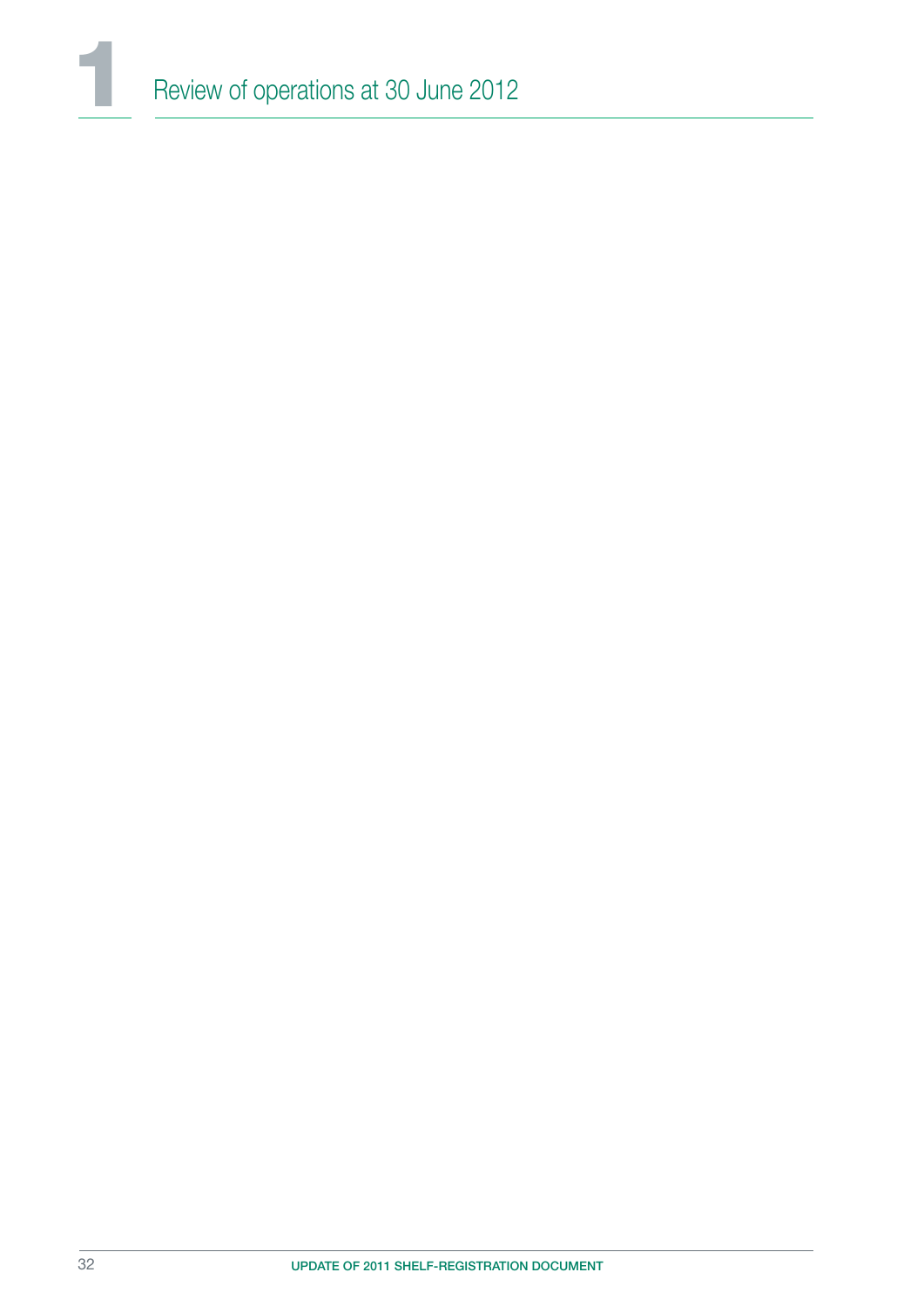# 1 Review of operations at 30 June 2012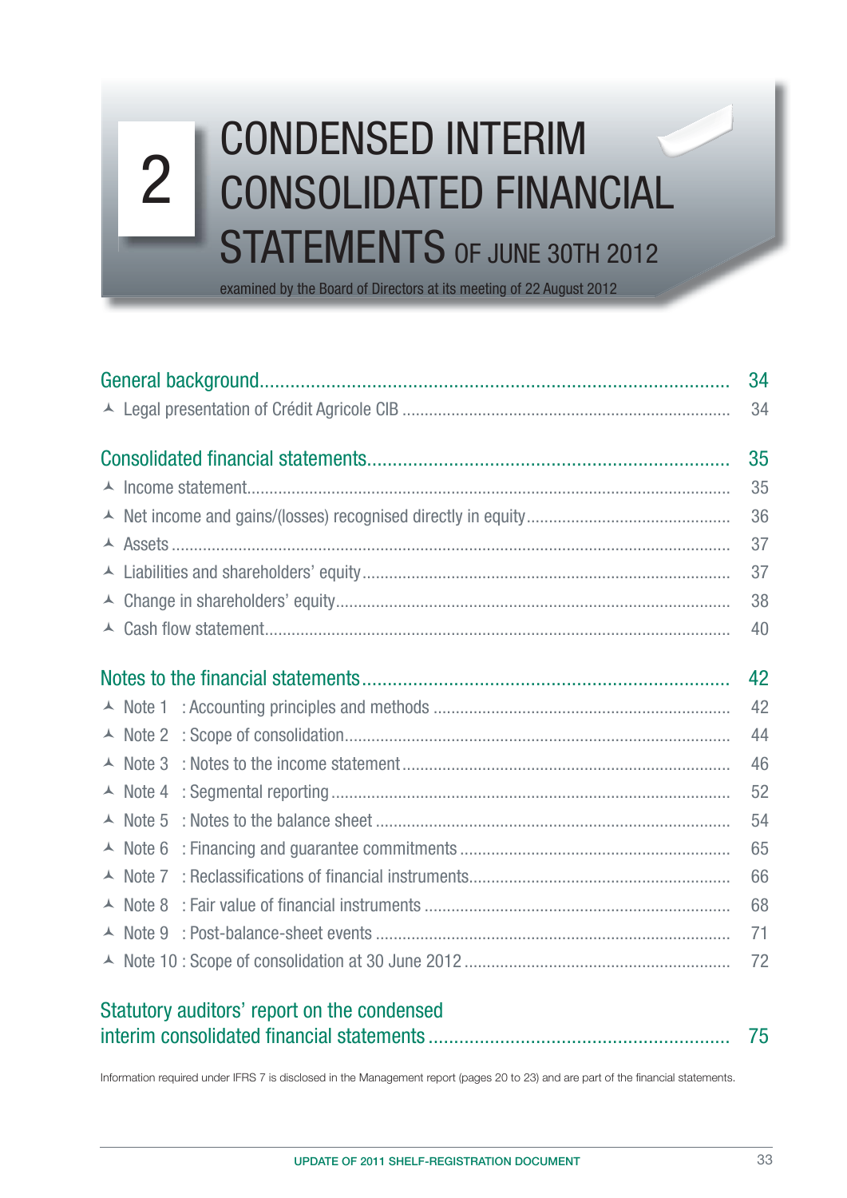# 2 CONDENSED INTERIM CONSOLIDATED FINANCIAL STATEMENTS OF JUNE 30TH 2012

examined by the Board of Directors at its meeting of 22 August 2012

| | |
|---|---|
| **General background** | **34** |
| Legal presentation of Crédit Agricole CIB | 34 |
| **Consolidated financial statements** | **35** |
| Income statement | 35 |
| Net income and gains/(losses) recognised directly in equity | 36 |
| Assets | 37 |
| Liabilities and shareholders' equity | 37 |
| Change in shareholders' equity | 38 |
| Cash flow statement | 40 |
| **Notes to the financial statements** | **42** |
| Note 1 : Accounting principles and methods | 42 |
| Note 2 : Scope of consolidation | 44 |
| Note 3 : Notes to the income statement | 46 |
| Note 4 : Segmental reporting | 52 |
| Note 5 : Notes to the balance sheet | 54 |
| Note 6 : Financing and guarantee commitments | 65 |
| Note 7 : Reclassifications of financial instruments | 66 |
| Note 8 : Fair value of financial instruments | 68 |
| Note 9 : Post-balance-sheet events | 71 |
| Note 10 : Scope of consolidation at 30 June 2012 | 72 |
| **Statutory auditors' report on the condensed interim consolidated financial statements** | **75** |

Information required under IFRS 7 is disclosed in the Management report (pages 20 to 23) and are part of the financial statements.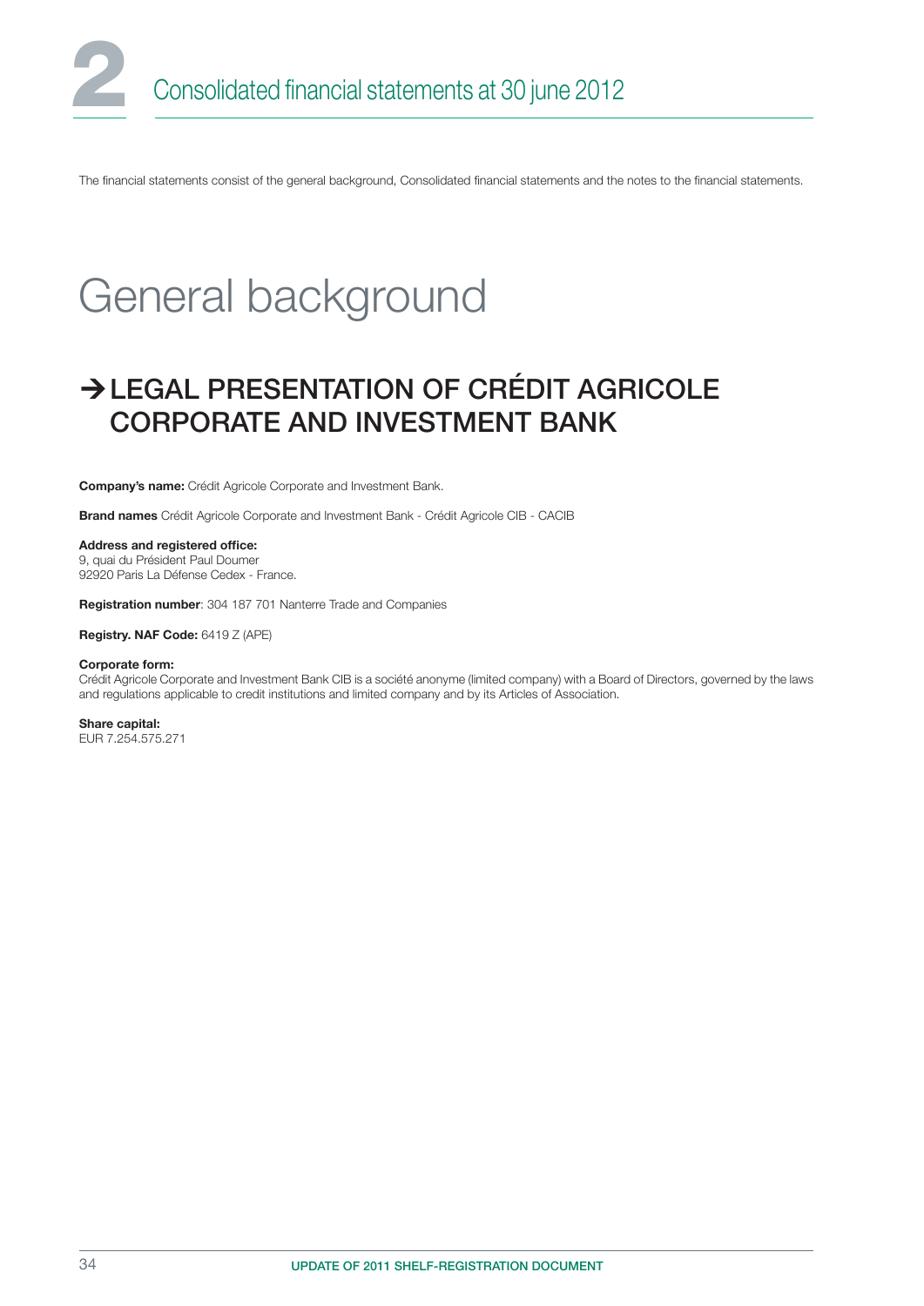# 2 Consolidated financial statements at 30 june 2012

The financial statements consist of the general background, Consolidated financial statements and the notes to the financial statements.

# General background

## → LEGAL PRESENTATION OF CRÉDIT AGRICOLE CORPORATE AND INVESTMENT BANK

**Company's name:** Crédit Agricole Corporate and Investment Bank.

**Brand names** Crédit Agricole Corporate and Investment Bank - Crédit Agricole CIB - CACIB

**Address and registered office:**
9, quai du Président Paul Doumer
92920 Paris La Défense Cedex - France.

**Registration number**: 304 187 701 Nanterre Trade and Companies

**Registry. NAF Code:** 6419 Z (APE)

**Corporate form:**
Crédit Agricole Corporate and Investment Bank CIB is a société anonyme (limited company) with a Board of Directors, governed by the laws and regulations applicable to credit institutions and limited company and by its Articles of Association.

**Share capital:**
EUR 7.254.575.271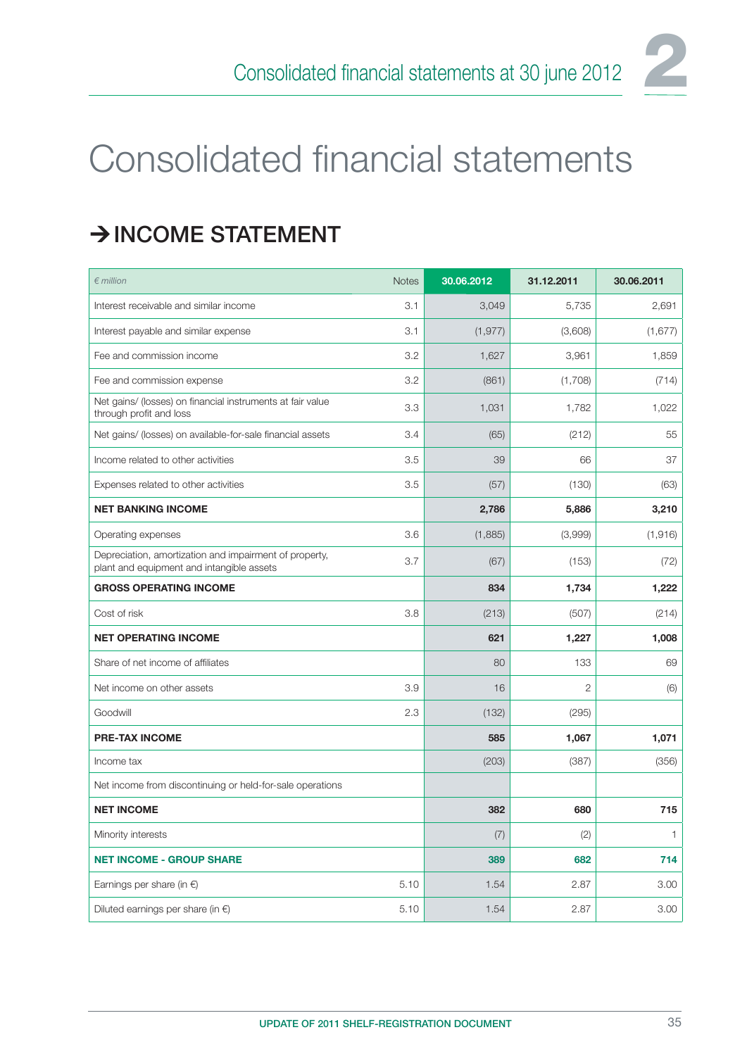# Consolidated financial statements

## → INCOME STATEMENT

| *€ million* | Notes | 30.06.2012 | 31.12.2011 | 30.06.2011 |
|---|---|---|---|---|
| Interest receivable and similar income | 3.1 | 3,049 | 5,735 | 2,691 |
| Interest payable and similar expense | 3.1 | (1,977) | (3,608) | (1,677) |
| Fee and commission income | 3.2 | 1,627 | 3,961 | 1,859 |
| Fee and commission expense | 3.2 | (861) | (1,708) | (714) |
| Net gains/ (losses) on financial instruments at fair value through profit and loss | 3.3 | 1,031 | 1,782 | 1,022 |
| Net gains/ (losses) on available-for-sale financial assets | 3.4 | (65) | (212) | 55 |
| Income related to other activities | 3.5 | 39 | 66 | 37 |
| Expenses related to other activities | 3.5 | (57) | (130) | (63) |
| **NET BANKING INCOME** | | **2,786** | **5,886** | **3,210** |
| Operating expenses | 3.6 | (1,885) | (3,999) | (1,916) |
| Depreciation, amortization and impairment of property, plant and equipment and intangible assets | 3.7 | (67) | (153) | (72) |
| **GROSS OPERATING INCOME** | | **834** | **1,734** | **1,222** |
| Cost of risk | 3.8 | (213) | (507) | (214) |
| **NET OPERATING INCOME** | | **621** | **1,227** | **1,008** |
| Share of net income of affiliates | | 80 | 133 | 69 |
| Net income on other assets | 3.9 | 16 | 2 | (6) |
| Goodwill | 2.3 | (132) | (295) | |
| **PRE-TAX INCOME** | | **585** | **1,067** | **1,071** |
| Income tax | | (203) | (387) | (356) |
| Net income from discontinuing or held-for-sale operations | | | | |
| **NET INCOME** | | **382** | **680** | **715** |
| Minority interests | | (7) | (2) | 1 |
| **NET INCOME - GROUP SHARE** | | **389** | **682** | **714** |
| Earnings per share (in €) | 5.10 | 1.54 | 2.87 | 3.00 |
| Diluted earnings per share (in €) | 5.10 | 1.54 | 2.87 | 3.00 |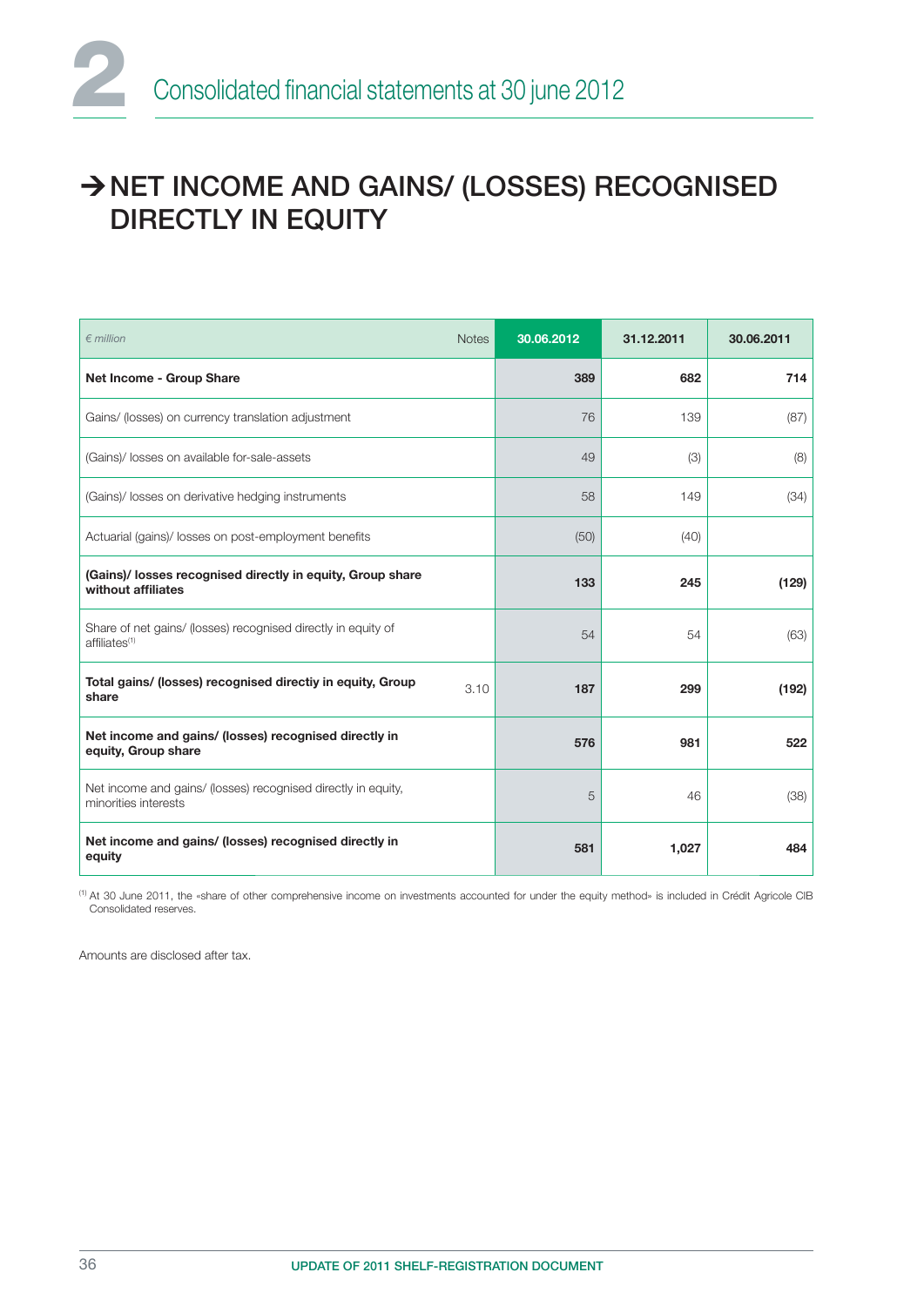# → NET INCOME AND GAINS/ (LOSSES) RECOGNISED DIRECTLY IN EQUITY

| *€ million* | Notes | 30.06.2012 | 31.12.2011 | 30.06.2011 |
|---|---|---|---|---|
| **Net Income - Group Share** | | **389** | **682** | **714** |
| Gains/ (losses) on currency translation adjustment | | 76 | 139 | (87) |
| (Gains)/ losses on available for-sale-assets | | 49 | (3) | (8) |
| (Gains)/ losses on derivative hedging instruments | | 58 | 149 | (34) |
| Actuarial (gains)/ losses on post-employment benefits | | (50) | (40) | |
| **(Gains)/ losses recognised directly in equity, Group share without affiliates** | | **133** | **245** | **(129)** |
| Share of net gains/ (losses) recognised directly in equity of affiliates[1] | | 54 | 54 | (63) |
| **Total gains/ (losses) recognised directiy in equity, Group share** | 3.10 | **187** | **299** | **(192)** |
| **Net income and gains/ (losses) recognised directly in equity, Group share** | | **576** | **981** | **522** |
| Net income and gains/ (losses) recognised directly in equity, minorities interests | | 5 | 46 | (38) |
| **Net income and gains/ (losses) recognised directly in equity** | | **581** | **1,027** | **484** |

[1] At 30 June 2011, the «share of other comprehensive income on investments accounted for under the equity method» is included in Crédit Agricole CIB Consolidated reserves.

Amounts are disclosed after tax.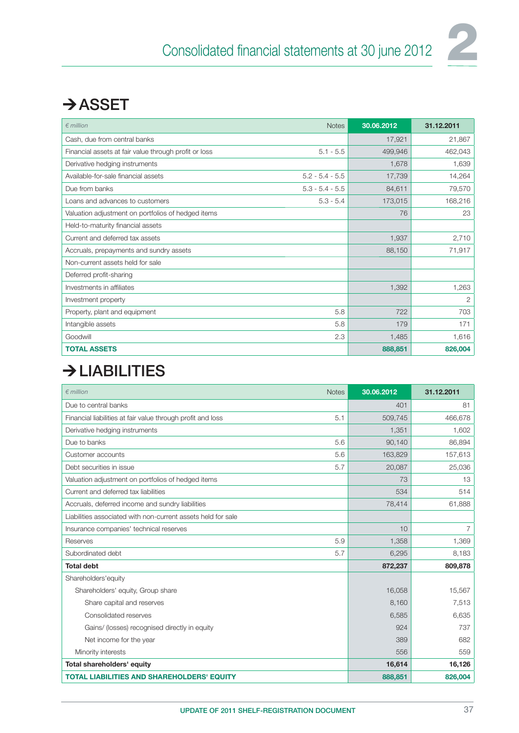## → ASSET

| € million | Notes | 30.06.2012 | 31.12.2011 |
|---|---|---|---|
| Cash, due from central banks | | 17,921 | 21,867 |
| Financial assets at fair value through profit or loss | 5.1 - 5.5 | 499,946 | 462,043 |
| Derivative hedging instruments | | 1,678 | 1,639 |
| Available-for-sale financial assets | 5.2 - 5.4 - 5.5 | 17,739 | 14,264 |
| Due from banks | 5.3 - 5.4 - 5.5 | 84,611 | 79,570 |
| Loans and advances to customers | 5.3 - 5.4 | 173,015 | 168,216 |
| Valuation adjustment on portfolios of hedged items | | 76 | 23 |
| Held-to-maturity financial assets | | | |
| Current and deferred tax assets | | 1,937 | 2,710 |
| Accruals, prepayments and sundry assets | | 88,150 | 71,917 |
| Non-current assets held for sale | | | |
| Deferred profit-sharing | | | |
| Investments in affiliates | | 1,392 | 1,263 |
| Investment property | | | 2 |
| Property, plant and equipment | 5.8 | 722 | 703 |
| Intangible assets | 5.8 | 179 | 171 |
| Goodwill | 2.3 | 1,485 | 1,616 |
| **TOTAL ASSETS** | | **888,851** | **826,004** |

## → LIABILITIES

| € million | Notes | 30.06.2012 | 31.12.2011 |
|---|---|---|---|
| Due to central banks | | 401 | 81 |
| Financial liabilities at fair value through profit and loss | 5.1 | 509,745 | 466,678 |
| Derivative hedging instruments | | 1,351 | 1,602 |
| Due to banks | 5.6 | 90,140 | 86,894 |
| Customer accounts | 5.6 | 163,829 | 157,613 |
| Debt securities in issue | 5.7 | 20,087 | 25,036 |
| Valuation adjustment on portfolios of hedged items | | 73 | 13 |
| Current and deferred tax liabilities | | 534 | 514 |
| Accruals, deferred income and sundry liabilities | | 78,414 | 61,888 |
| Liabilities associated with non-current assets held for sale | | | |
| Insurance companies' technical reserves | | 10 | 7 |
| Reserves | 5.9 | 1,358 | 1,369 |
| Subordinated debt | 5.7 | 6,295 | 8,183 |
| **Total debt** | | **872,237** | **809,878** |
| Shareholders'equity | | | |
| Shareholders' equity, Group share | | 16,058 | 15,567 |
| Share capital and reserves | | 8,160 | 7,513 |
| Consolidated reserves | | 6,585 | 6,635 |
| Gains/ (losses) recognised directly in equity | | 924 | 737 |
| Net income for the year | | 389 | 682 |
| Minority interests | | 556 | 559 |
| **Total shareholders' equity** | | **16,614** | **16,126** |
| **TOTAL LIABILITIES AND SHAREHOLDERS' EQUITY** | | **888,851** | **826,004** |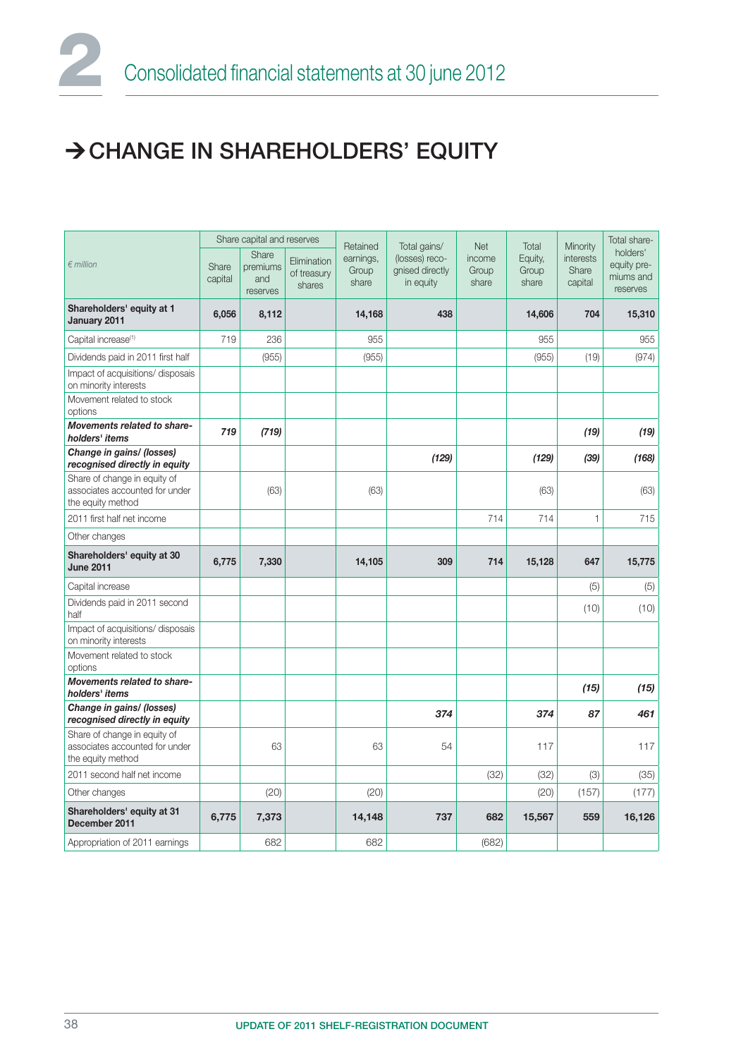## → CHANGE IN SHAREHOLDERS' EQUITY

| € million | Share capital and reserves | | | Retained earnings, Group share | Total gains/ (losses) recognised directly in equity | Net income Group share | Total Equity, Group share | Minority interests Share capital | Total shareholders' equity premiums and reserves |
|---|---|---|---|---|---|---|---|---|---|
| | Share capital | Share premiums and reserves | Elimination of treasury shares | | | | | | |
| **Shareholders' equity at 1 January 2011** | **6,056** | **8,112** | | **14,168** | **438** | | **14,606** | **704** | **15,310** |
| Capital increase[1] | 719 | 236 | | 955 | | | 955 | | 955 |
| Dividends paid in 2011 first half | | (955) | | (955) | | | (955) | (19) | (974) |
| Impact of acquisitions/ disposals on minority interests | | | | | | | | | |
| Movement related to stock options | | | | | | | | | |
| ***Movements related to shareholders' items*** | ***719*** | ***(719)*** | | | | | | ***(19)*** | ***(19)*** |
| ***Change in gains/ (losses) recognised directly in equity*** | | | | | ***(129)*** | | ***(129)*** | ***(39)*** | ***(168)*** |
| Share of change in equity of associates accounted for under the equity method | | (63) | | (63) | | | (63) | | (63) |
| 2011 first half net income | | | | | | 714 | 714 | 1 | 715 |
| Other changes | | | | | | | | | |
| **Shareholders' equity at 30 June 2011** | **6,775** | **7,330** | | **14,105** | **309** | **714** | **15,128** | **647** | **15,775** |
| Capital increase | | | | | | | | (5) | (5) |
| Dividends paid in 2011 second half | | | | | | | | (10) | (10) |
| Impact of acquisitions/ disposals on minority interests | | | | | | | | | |
| Movement related to stock options | | | | | | | | | |
| ***Movements related to shareholders' items*** | | | | | | | | ***(15)*** | ***(15)*** |
| ***Change in gains/ (losses) recognised directly in equity*** | | | | | ***374*** | | ***374*** | ***87*** | ***461*** |
| Share of change in equity of associates accounted for under the equity method | | 63 | | 63 | 54 | | 117 | | 117 |
| 2011 second half net income | | | | | | (32) | (32) | (3) | (35) |
| Other changes | | (20) | | (20) | | | (20) | (157) | (177) |
| **Shareholders' equity at 31 December 2011** | **6,775** | **7,373** | | **14,148** | **737** | **682** | **15,567** | **559** | **16,126** |
| Appropriation of 2011 earnings | | 682 | | 682 | | (682) | | | |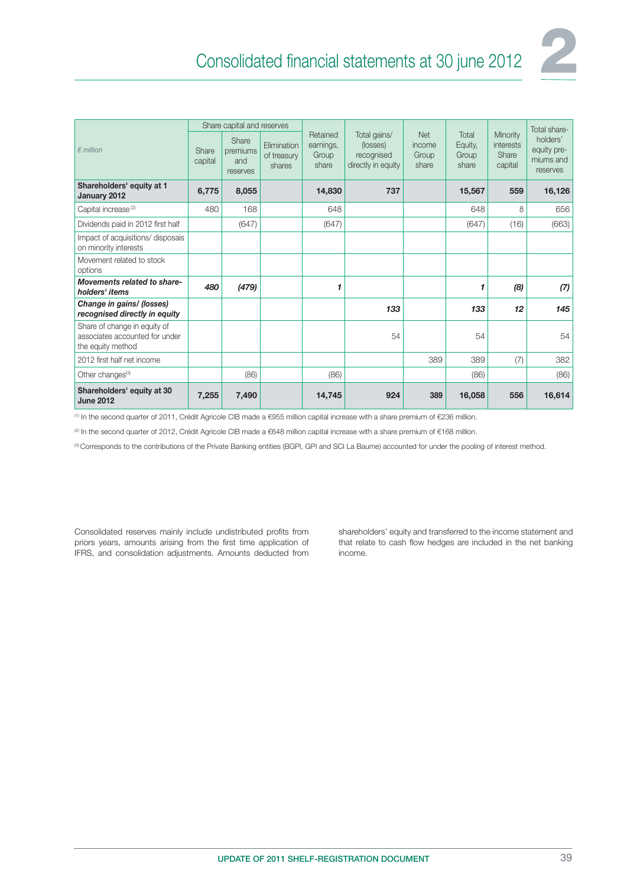| € million | Share capital and reserves | | | Retained earnings, Group share | Total gains/ (losses) recognised directly in equity | Net income Group share | Total Equity, Group share | Minority interests Share capital | Total share-holders' equity pre-miums and reserves |
|---|---|---|---|---|---|---|---|---|---|
| | Share capital | Share premiums and reserves | Elimination of treasury shares | | | | | | |
| **Shareholders' equity at 1 January 2012** | **6,775** | **8,055** | | **14,830** | **737** | | **15,567** | **559** | **16,126** |
| Capital increase [2] | 480 | 168 | | 648 | | | 648 | 8 | 656 |
| Dividends paid in 2012 first half | | (647) | | (647) | | | (647) | (16) | (663) |
| Impact of acquisitions/ disposals on minority interests | | | | | | | | | |
| Movement related to stock options | | | | | | | | | |
| ***Movements related to share-holders' items*** | ***480*** | ***(479)*** | | ***1*** | | | ***1*** | ***(8)*** | ***(7)*** |
| ***Change in gains/ (losses) recognised directly in equity*** | | | | | ***133*** | | ***133*** | ***12*** | ***145*** |
| Share of change in equity of associates accounted for under the equity method | | | | | 54 | | 54 | | 54 |
| 2012 first half net income | | | | | | 389 | 389 | (7) | 382 |
| Other changes[3] | | (86) | | (86) | | | (86) | | (86) |
| **Shareholders' equity at 30 June 2012** | **7,255** | **7,490** | | **14,745** | **924** | **389** | **16,058** | **556** | **16,614** |

[1] In the second quarter of 2011, Crédit Agricole CIB made a €955 million capital increase with a share premium of €236 million.

[2] In the second quarter of 2012, Crédit Agricole CIB made a €648 million capital increase with a share premium of €168 million.

[3] Corresponds to the contributions of the Private Banking entities (BGPI, GPI and SCI La Baume) accounted for under the pooling of interest method.

Consolidated reserves mainly include undistributed profits from priors years, amounts arising from the first time application of IFRS, and consolidation adjustments. Amounts deducted from shareholders' equity and transferred to the income statement and that relate to cash flow hedges are included in the net banking income.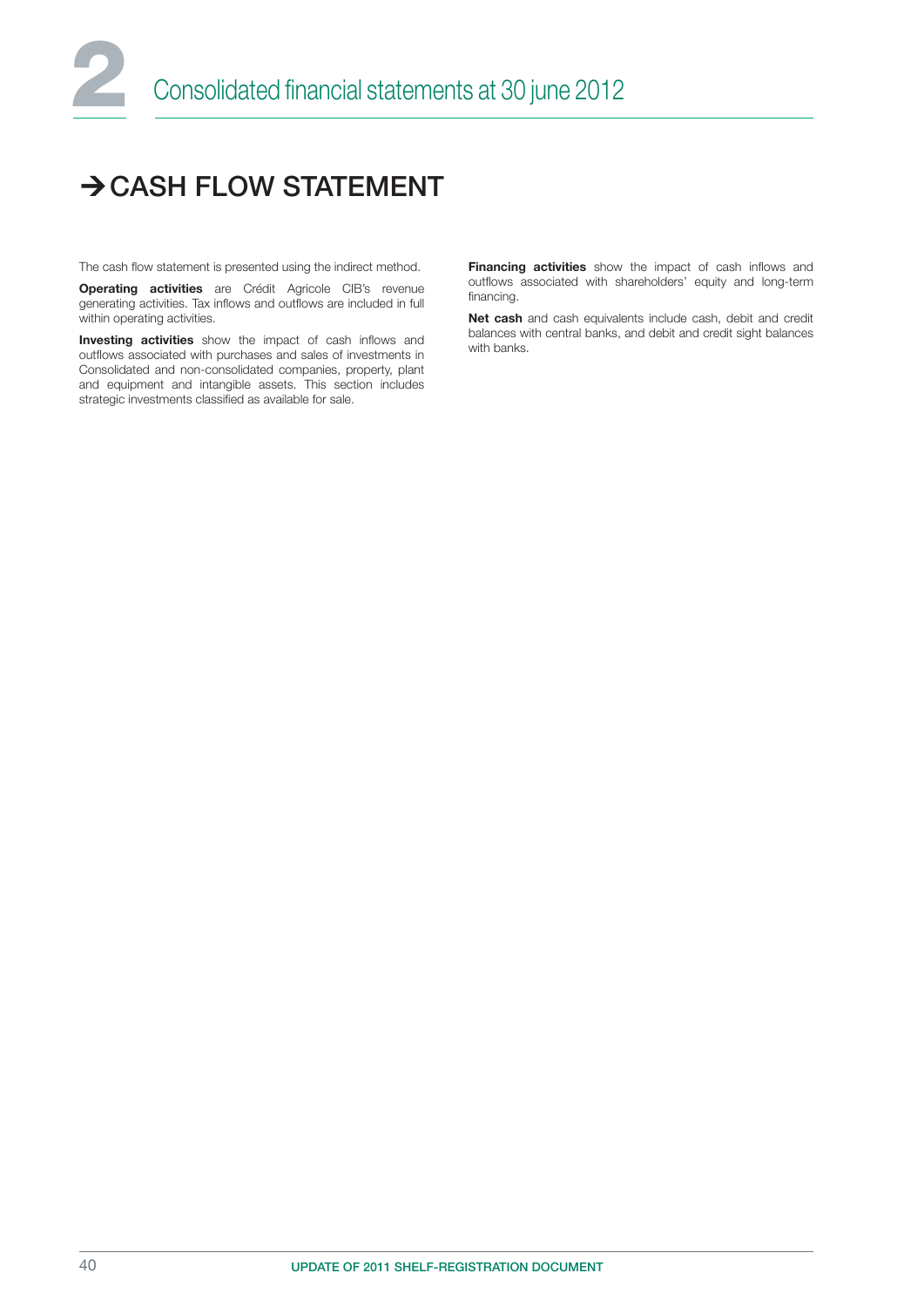# → CASH FLOW STATEMENT

The cash flow statement is presented using the indirect method.

**Operating activities** are Crédit Agricole CIB's revenue generating activities. Tax inflows and outflows are included in full within operating activities.

**Investing activities** show the impact of cash inflows and outflows associated with purchases and sales of investments in Consolidated and non-consolidated companies, property, plant and equipment and intangible assets. This section includes strategic investments classified as available for sale.

**Financing activities** show the impact of cash inflows and outflows associated with shareholders' equity and long-term financing.

**Net cash** and cash equivalents include cash, debit and credit balances with central banks, and debit and credit sight balances with banks.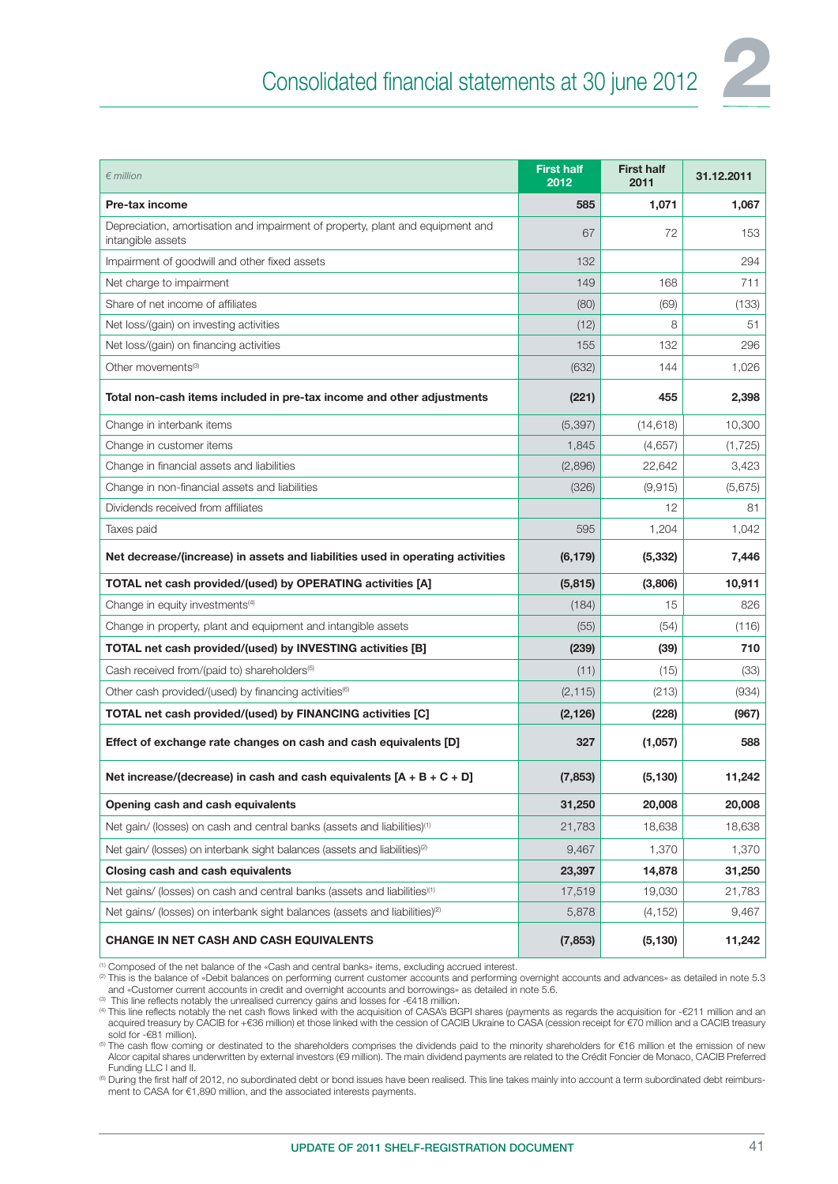| *€ million* | First half 2012 | First half 2011 | 31.12.2011 |
|---|---|---|---|
| **Pre-tax income** | **585** | **1,071** | **1,067** |
| Depreciation, amortisation and impairment of property, plant and equipment and intangible assets | 67 | 72 | 153 |
| Impairment of goodwill and other fixed assets | 132 | | 294 |
| Net charge to impairment | 149 | 168 | 711 |
| Share of net income of affiliates | (80) | (69) | (133) |
| Net loss/(gain) on investing activities | (12) | 8 | 51 |
| Net loss/(gain) on financing activities | 155 | 132 | 296 |
| Other movements[3] | (632) | 144 | 1,026 |
| **Total non-cash items included in pre-tax income and other adjustments** | **(221)** | **455** | **2,398** |
| Change in interbank items | (5,397) | (14,618) | 10,300 |
| Change in customer items | 1,845 | (4,657) | (1,725) |
| Change in financial assets and liabilities | (2,896) | 22,642 | 3,423 |
| Change in non-financial assets and liabilities | (326) | (9,915) | (5,675) |
| Dividends received from affiliates | | 12 | 81 |
| Taxes paid | 595 | 1,204 | 1,042 |
| **Net decrease/(increase) in assets and liabilities used in operating activities** | **(6,179)** | **(5,332)** | **7,446** |
| **TOTAL net cash provided/(used) by OPERATING activities [A]** | **(5,815)** | **(3,806)** | **10,911** |
| Change in equity investments[4] | (184) | 15 | 826 |
| Change in property, plant and equipment and intangible assets | (55) | (54) | (116) |
| **TOTAL net cash provided/(used) by INVESTING activities [B]** | **(239)** | **(39)** | **710** |
| Cash received from/(paid to) shareholders[5] | (11) | (15) | (33) |
| Other cash provided/(used) by financing activities[6] | (2,115) | (213) | (934) |
| **TOTAL net cash provided/(used) by FINANCING activities [C]** | **(2,126)** | **(228)** | **(967)** |
| **Effect of exchange rate changes on cash and cash equivalents [D]** | **327** | **(1,057)** | **588** |
| **Net increase/(decrease) in cash and cash equivalents [A + B + C + D]** | **(7,853)** | **(5,130)** | **11,242** |
| **Opening cash and cash equivalents** | **31,250** | **20,008** | **20,008** |
| Net gain/ (losses) on cash and central banks (assets and liabilities)[1] | 21,783 | 18,638 | 18,638 |
| Net gain/ (losses) on interbank sight balances (assets and liabilities)[2] | 9,467 | 1,370 | 1,370 |
| **Closing cash and cash equivalents** | **23,397** | **14,878** | **31,250** |
| Net gains/ (losses) on cash and central banks (assets and liabilities)[1] | 17,519 | 19,030 | 21,783 |
| Net gains/ (losses) on interbank sight balances (assets and liabilities)[2] | 5,878 | (4,152) | 9,467 |
| **CHANGE IN NET CASH AND CASH EQUIVALENTS** | **(7,853)** | **(5,130)** | **11,242** |

[1] Composed of the net balance of the «Cash and central banks» items, excluding accrued interest.

[2] This is the balance of «Debit balances on performing current customer accounts and performing overnight accounts and advances» as detailed in note 5.3 and «Customer current accounts in credit and overnight accounts and borrowings» as detailed in note 5.6.

[3] This line reflects notably the unrealised currency gains and losses for -€418 million.

[4] This line reflects notably the net cash flows linked with the acquisition of CASA's BGPI shares (payments as regards the acquisition for -€211 million and an acquired treasury by CACIB for +€36 million) et those linked with the cession of CACIB Ukraine to CASA (cession receipt for €70 million and a CACIB treasury sold for -€81 million).

[5] The cash flow coming or destinated to the shareholders comprises the dividends paid to the minority shareholders for €16 million et the emission of new Alcor capital shares underwritten by external investors (€9 million). The main dividend payments are related to the Crédit Foncier de Monaco, CACIB Preferred Funding LLC I and II.

[6] During the first half of 2012, no subordinated debt or bond issues have been realised. This line takes mainly into account a term subordinated debt reimbursment to CASA for €1,890 million, and the associated interests payments.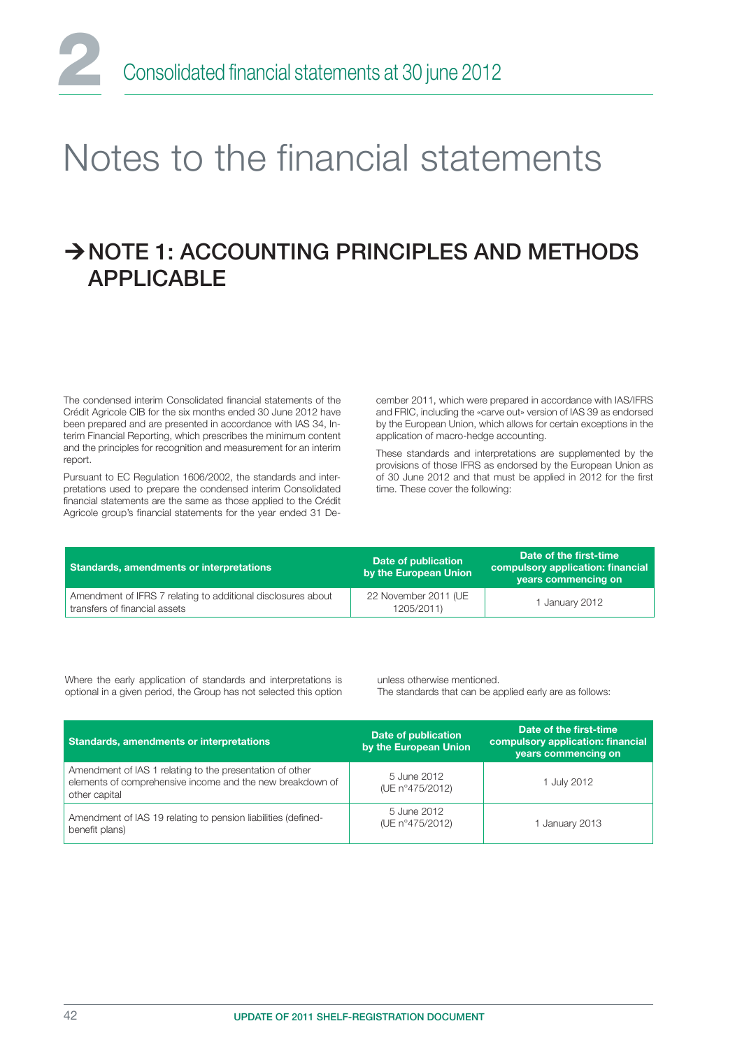# Notes to the financial statements

## → NOTE 1: ACCOUNTING PRINCIPLES AND METHODS APPLICABLE

The condensed interim Consolidated financial statements of the Crédit Agricole CIB for the six months ended 30 June 2012 have been prepared and are presented in accordance with IAS 34, Interim Financial Reporting, which prescribes the minimum content and the principles for recognition and measurement for an interim report.

Pursuant to EC Regulation 1606/2002, the standards and interpretations used to prepare the condensed interim Consolidated financial statements are the same as those applied to the Crédit Agricole group's financial statements for the year ended 31 December 2011, which were prepared in accordance with IAS/IFRS and FRIC, including the «carve out» version of IAS 39 as endorsed by the European Union, which allows for certain exceptions in the application of macro-hedge accounting.

These standards and interpretations are supplemented by the provisions of those IFRS as endorsed by the European Union as of 30 June 2012 and that must be applied in 2012 for the first time. These cover the following:

| Standards, amendments or interpretations | Date of publication by the European Union | Date of the first-time compulsory application: financial years commencing on |
|---|---|---|
| Amendment of IFRS 7 relating to additional disclosures about transfers of financial assets | 22 November 2011 (UE 1205/2011) | 1 January 2012 |

Where the early application of standards and interpretations is optional in a given period, the Group has not selected this option unless otherwise mentioned.

The standards that can be applied early are as follows:

| Standards, amendments or interpretations | Date of publication by the European Union | Date of the first-time compulsory application: financial years commencing on |
|---|---|---|
| Amendment of IAS 1 relating to the presentation of other elements of comprehensive income and the new breakdown of other capital | 5 June 2012 (UE n°475/2012) | 1 July 2012 |
| Amendment of IAS 19 relating to pension liabilities (defined-benefit plans) | 5 June 2012 (UE n°475/2012) | 1 January 2013 |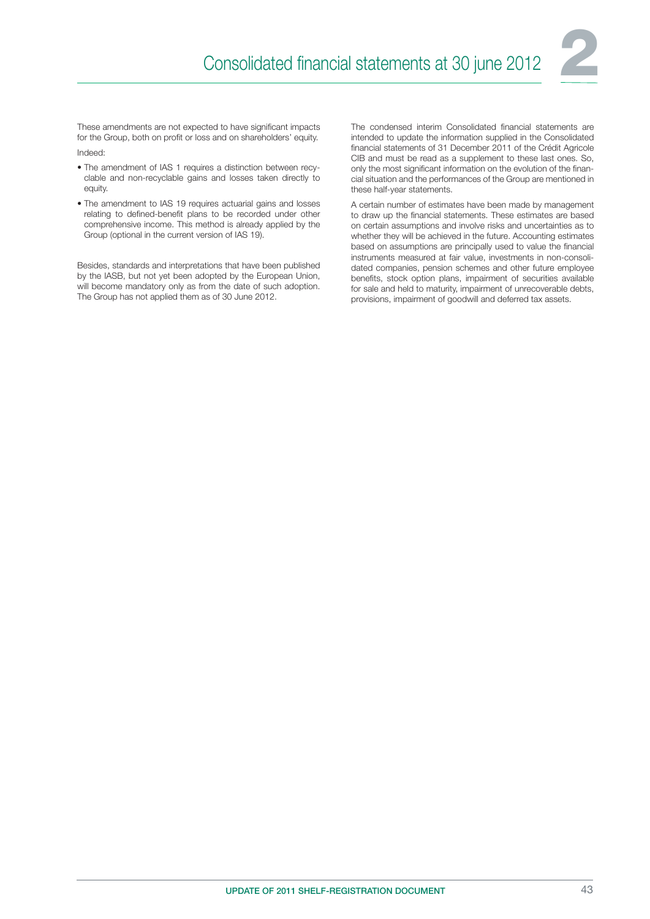These amendments are not expected to have significant impacts for the Group, both on profit or loss and on shareholders' equity.

Indeed:

- The amendment of IAS 1 requires a distinction between recyclable and non-recyclable gains and losses taken directly to equity.
- The amendment to IAS 19 requires actuarial gains and losses relating to defined-benefit plans to be recorded under other comprehensive income. This method is already applied by the Group (optional in the current version of IAS 19).

Besides, standards and interpretations that have been published by the IASB, but not yet been adopted by the European Union, will become mandatory only as from the date of such adoption. The Group has not applied them as of 30 June 2012.

The condensed interim Consolidated financial statements are intended to update the information supplied in the Consolidated financial statements of 31 December 2011 of the Crédit Agricole CIB and must be read as a supplement to these last ones. So, only the most significant information on the evolution of the financial situation and the performances of the Group are mentioned in these half-year statements.

A certain number of estimates have been made by management to draw up the financial statements. These estimates are based on certain assumptions and involve risks and uncertainties as to whether they will be achieved in the future. Accounting estimates based on assumptions are principally used to value the financial instruments measured at fair value, investments in non-consolidated companies, pension schemes and other future employee benefits, stock option plans, impairment of securities available for sale and held to maturity, impairment of unrecoverable debts, provisions, impairment of goodwill and deferred tax assets.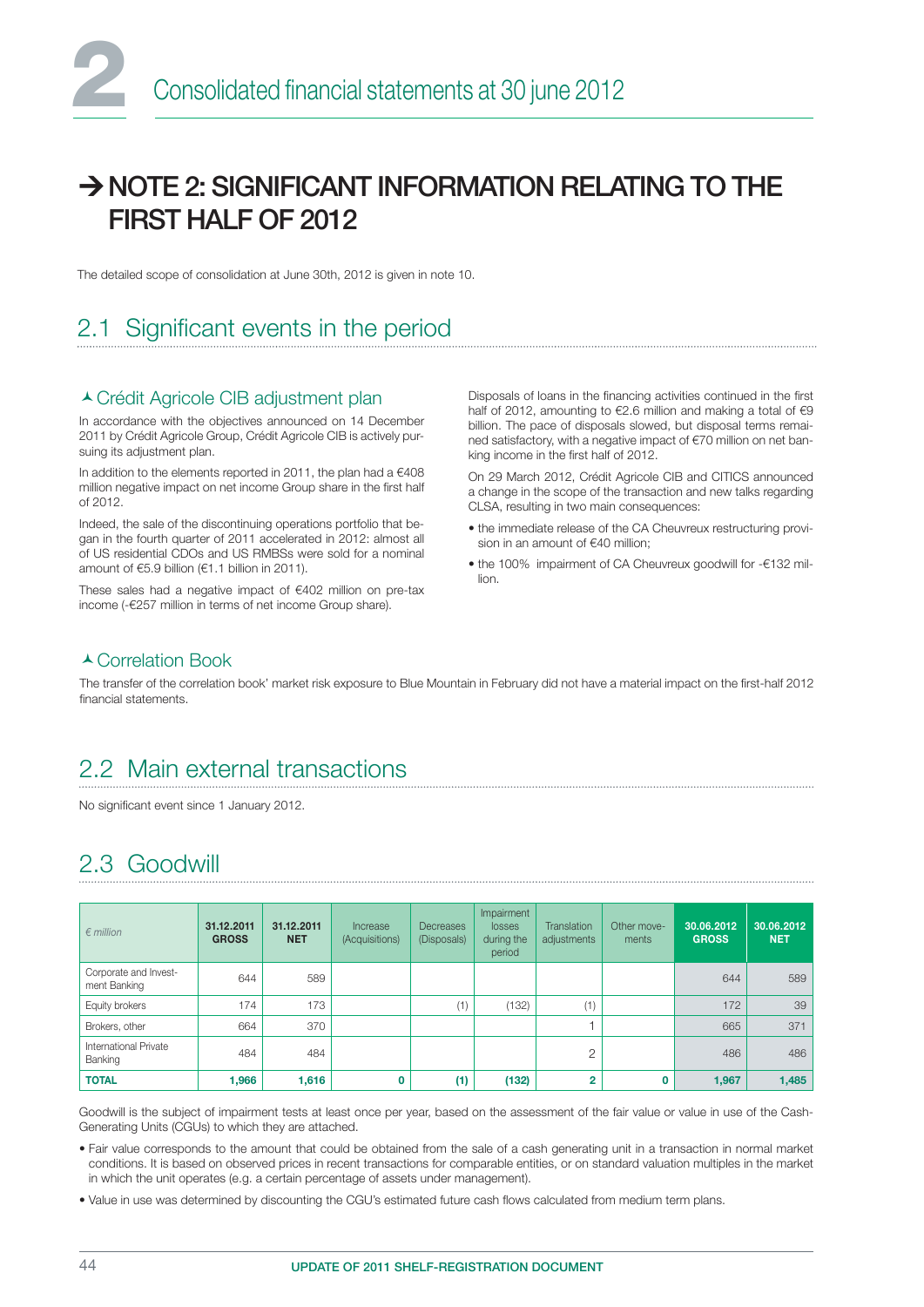# NOTE 2: SIGNIFICANT INFORMATION RELATING TO THE FIRST HALF OF 2012

The detailed scope of consolidation at June 30th, 2012 is given in note 10.

## 2.1 Significant events in the period

### Crédit Agricole CIB adjustment plan

In accordance with the objectives announced on 14 December 2011 by Crédit Agricole Group, Crédit Agricole CIB is actively pursuing its adjustment plan.

In addition to the elements reported in 2011, the plan had a €408 million negative impact on net income Group share in the first half of 2012.

Indeed, the sale of the discontinuing operations portfolio that began in the fourth quarter of 2011 accelerated in 2012: almost all of US residential CDOs and US RMBSs were sold for a nominal amount of €5.9 billion (€1.1 billion in 2011).

These sales had a negative impact of €402 million on pre-tax income (-€257 million in terms of net income Group share).

Disposals of loans in the financing activities continued in the first half of 2012, amounting to €2.6 million and making a total of €9 billion. The pace of disposals slowed, but disposal terms remained satisfactory, with a negative impact of €70 million on net banking income in the first half of 2012.

On 29 March 2012, Crédit Agricole CIB and CITICS announced a change in the scope of the transaction and new talks regarding CLSA, resulting in two main consequences:

- the immediate release of the CA Cheuvreux restructuring provision in an amount of €40 million;
- the 100% impairment of CA Cheuvreux goodwill for -€132 million.

### Correlation Book

The transfer of the correlation book' market risk exposure to Blue Mountain in February did not have a material impact on the first-half 2012 financial statements.

## 2.2 Main external transactions

No significant event since 1 January 2012.

## 2.3 Goodwill

| *€ million* | 31.12.2011 GROSS | 31.12.2011 NET | Increase (Acquisitions) | Decreases (Disposals) | Impairment losses during the period | Translation adjustments | Other movements | 30.06.2012 GROSS | 30.06.2012 NET |
|---|---|---|---|---|---|---|---|---|---|
| Corporate and Investment Banking | 644 | 589 | | | | | | 644 | 589 |
| Equity brokers | 174 | 173 | | (1) | (132) | (1) | | 172 | 39 |
| Brokers, other | 664 | 370 | | | | 1 | | 665 | 371 |
| International Private Banking | 484 | 484 | | | | 2 | | 486 | 486 |
| **TOTAL** | **1,966** | **1,616** | **0** | **(1)** | **(132)** | **2** | **0** | **1,967** | **1,485** |

Goodwill is the subject of impairment tests at least once per year, based on the assessment of the fair value or value in use of the Cash-Generating Units (CGUs) to which they are attached.

- Fair value corresponds to the amount that could be obtained from the sale of a cash generating unit in a transaction in normal market conditions. It is based on observed prices in recent transactions for comparable entities, or on standard valuation multiples in the market in which the unit operates (e.g. a certain percentage of assets under management).
- Value in use was determined by discounting the CGU's estimated future cash flows calculated from medium term plans.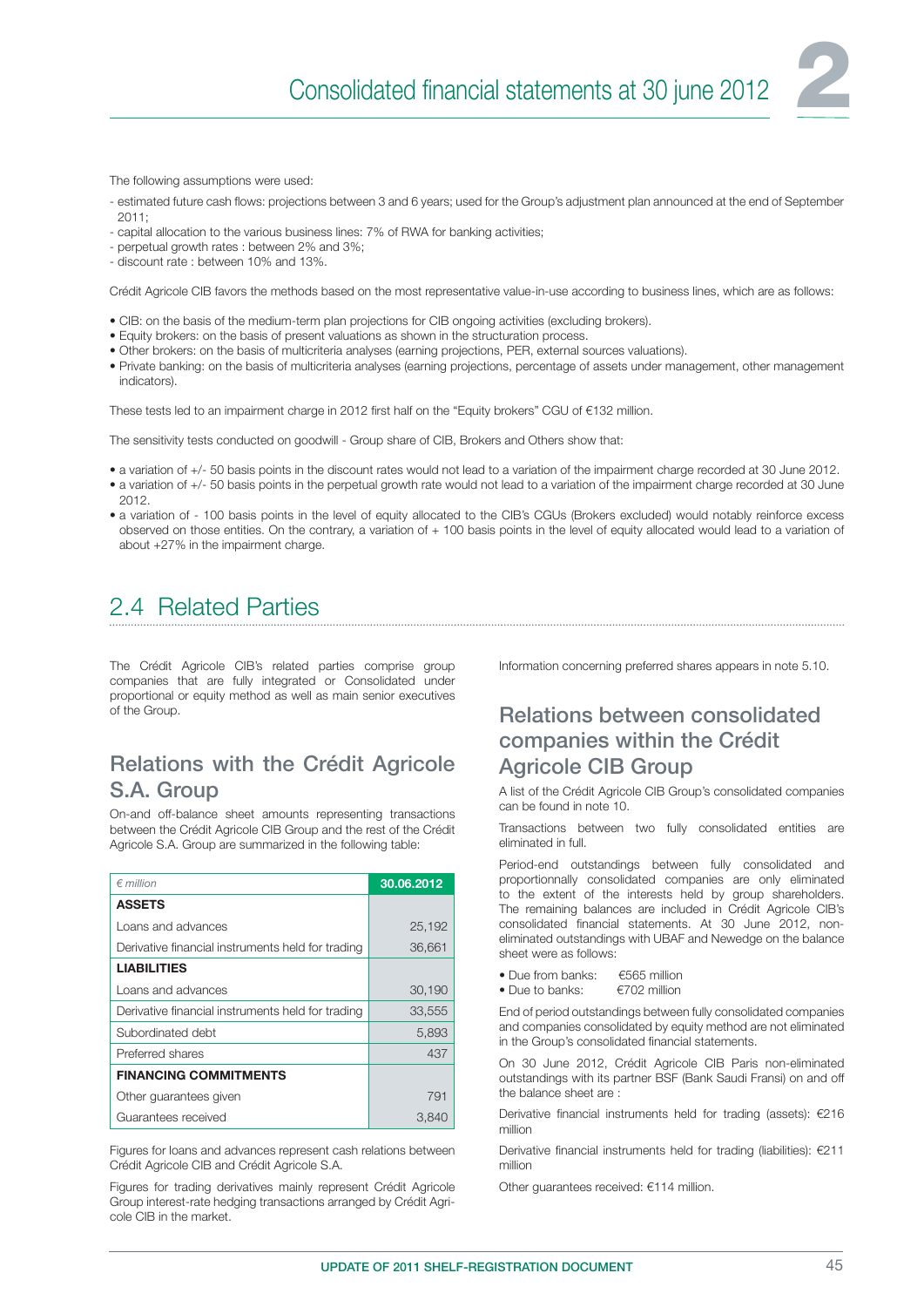The following assumptions were used:

- estimated future cash flows: projections between 3 and 6 years; used for the Group's adjustment plan announced at the end of September 2011;
- capital allocation to the various business lines: 7% of RWA for banking activities;
- perpetual growth rates : between 2% and 3%;
- discount rate : between 10% and 13%.

Crédit Agricole CIB favors the methods based on the most representative value-in-use according to business lines, which are as follows:

- CIB: on the basis of the medium-term plan projections for CIB ongoing activities (excluding brokers).
- Equity brokers: on the basis of present valuations as shown in the structuration process.
- Other brokers: on the basis of multicriteria analyses (earning projections, PER, external sources valuations).
- Private banking: on the basis of multicriteria analyses (earning projections, percentage of assets under management, other management indicators).

These tests led to an impairment charge in 2012 first half on the "Equity brokers" CGU of €132 million.

The sensitivity tests conducted on goodwill - Group share of CIB, Brokers and Others show that:

- a variation of +/- 50 basis points in the discount rates would not lead to a variation of the impairment charge recorded at 30 June 2012.
- a variation of +/- 50 basis points in the perpetual growth rate would not lead to a variation of the impairment charge recorded at 30 June 2012.
- a variation of - 100 basis points in the level of equity allocated to the CIB's CGUs (Brokers excluded) would notably reinforce excess observed on those entities. On the contrary, a variation of + 100 basis points in the level of equity allocated would lead to a variation of about +27% in the impairment charge.

## 2.4 Related Parties

The Crédit Agricole CIB's related parties comprise group companies that are fully integrated or Consolidated under proportional or equity method as well as main senior executives of the Group.

### Relations with the Crédit Agricole S.A. Group

On-and off-balance sheet amounts representing transactions between the Crédit Agricole CIB Group and the rest of the Crédit Agricole S.A. Group are summarized in the following table:

| *€ million* | 30.06.2012 |
|---|---|
| **ASSETS** | |
| Loans and advances | 25,192 |
| Derivative financial instruments held for trading | 36,661 |
| **LIABILITIES** | |
| Loans and advances | 30,190 |
| Derivative financial instruments held for trading | 33,555 |
| Subordinated debt | 5,893 |
| Preferred shares | 437 |
| **FINANCING COMMITMENTS** | |
| Other guarantees given | 791 |
| Guarantees received | 3,840 |

Figures for loans and advances represent cash relations between Crédit Agricole CIB and Crédit Agricole S.A.

Figures for trading derivatives mainly represent Crédit Agricole Group interest-rate hedging transactions arranged by Crédit Agricole CIB in the market.

Information concerning preferred shares appears in note 5.10.

### Relations between consolidated companies within the Crédit Agricole CIB Group

A list of the Crédit Agricole CIB Group's consolidated companies can be found in note 10.

Transactions between two fully consolidated entities are eliminated in full.

Period-end outstandings between fully consolidated and proportionally consolidated companies are only eliminated to the extent of the interests held by group shareholders. The remaining balances are included in Crédit Agricole CIB's consolidated financial statements. At 30 June 2012, non-eliminated outstandings with UBAF and Newedge on the balance sheet were as follows:

- Due from banks: €565 million
- Due to banks: €702 million

End of period outstandings between fully consolidated companies and companies consolidated by equity method are not eliminated in the Group's consolidated financial statements.

On 30 June 2012, Crédit Agricole CIB Paris non-eliminated outstandings with its partner BSF (Bank Saudi Fransi) on and off the balance sheet are :

Derivative financial instruments held for trading (assets): €216 million

Derivative financial instruments held for trading (liabilities): €211 million

Other guarantees received: €114 million.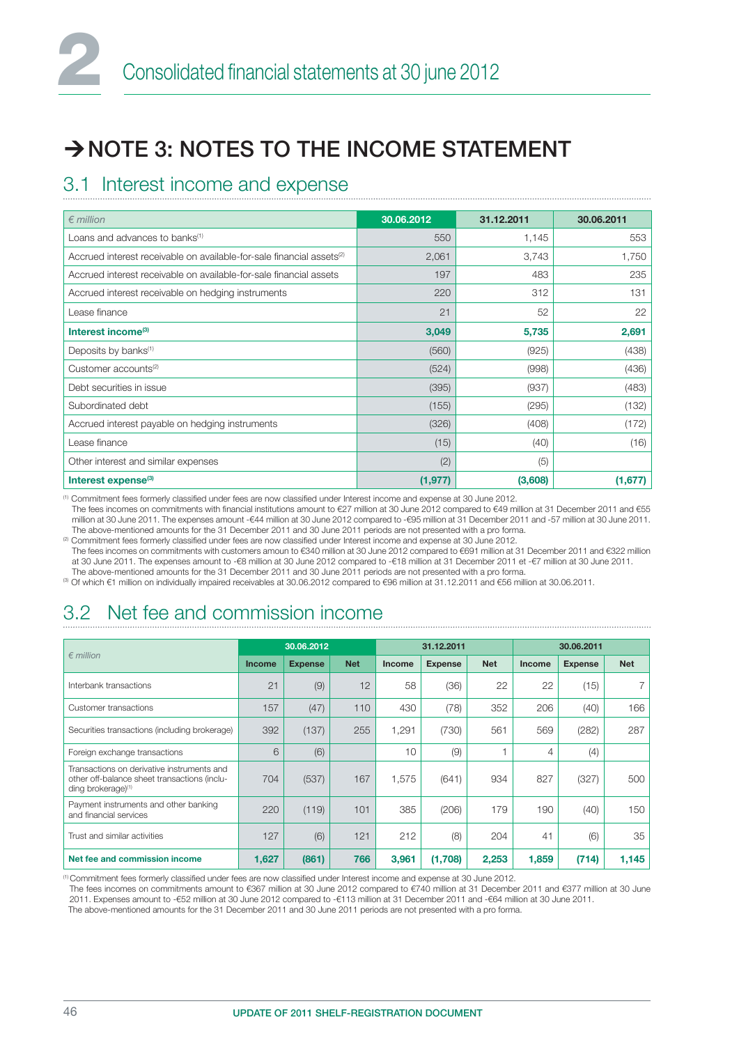# → NOTE 3: NOTES TO THE INCOME STATEMENT

## 3.1 Interest income and expense

| € million | 30.06.2012 | 31.12.2011 | 30.06.2011 |
|---|---|---|---|
| Loans and advances to banks[1] | 550 | 1,145 | 553 |
| Accrued interest receivable on available-for-sale financial assets[2] | 2,061 | 3,743 | 1,750 |
| Accrued interest receivable on available-for-sale financial assets | 197 | 483 | 235 |
| Accrued interest receivable on hedging instruments | 220 | 312 | 131 |
| Lease finance | 21 | 52 | 22 |
| **Interest income[3]** | **3,049** | **5,735** | **2,691** |
| Deposits by banks[1] | (560) | (925) | (438) |
| Customer accounts[2] | (524) | (998) | (436) |
| Debt securities in issue | (395) | (937) | (483) |
| Subordinated debt | (155) | (295) | (132) |
| Accrued interest payable on hedging instruments | (326) | (408) | (172) |
| Lease finance | (15) | (40) | (16) |
| Other interest and similar expenses | (2) | (5) | |
| **Interest expense[3]** | **(1,977)** | **(3,608)** | **(1,677)** |

[1] Commitment fees formerly classified under fees are now classified under Interest income and expense at 30 June 2012.
The fees incomes on commitments with financial institutions amount to €27 million at 30 June 2012 compared to €49 million at 31 December 2011 and €55 million at 30 June 2011. The expenses amount -€44 million at 30 June 2012 compared to -€95 million at 31 December 2011 and -57 million at 30 June 2011.
The above-mentioned amounts for the 31 December 2011 and 30 June 2011 periods are not presented with a pro forma.

[2] Commitment fees formerly classified under fees are now classified under Interest income and expense at 30 June 2012.
The fees incomes on commitments with customers amoun to €340 million at 30 June 2012 compared to €691 million at 31 December 2011 and €322 million at 30 June 2011. The expenses amount to -€8 million at 30 June 2012 compared to -€18 million at 31 December 2011 et -€7 million at 30 June 2011.
The above-mentioned amounts for the 31 December 2011 and 30 June 2011 periods are not presented with a pro forma.

[3] Of which €1 million on individually impaired receivables at 30.06.2012 compared to €96 million at 31.12.2011 and €56 million at 30.06.2011.

## 3.2 Net fee and commission income

| € million | 30.06.2012 | | | 31.12.2011 | | | 30.06.2011 | | |
|---|---|---|---|---|---|---|---|---|---|
| | Income | Expense | Net | Income | Expense | Net | Income | Expense | Net |
| Interbank transactions | 21 | (9) | 12 | 58 | (36) | 22 | 22 | (15) | 7 |
| Customer transactions | 157 | (47) | 110 | 430 | (78) | 352 | 206 | (40) | 166 |
| Securities transactions (including brokerage) | 392 | (137) | 255 | 1,291 | (730) | 561 | 569 | (282) | 287 |
| Foreign exchange transactions | 6 | (6) | | 10 | (9) | 1 | 4 | (4) | |
| Transactions on derivative instruments and other off-balance sheet transactions (including brokerage)[1] | 704 | (537) | 167 | 1,575 | (641) | 934 | 827 | (327) | 500 |
| Payment instruments and other banking and financial services | 220 | (119) | 101 | 385 | (206) | 179 | 190 | (40) | 150 |
| Trust and similar activities | 127 | (6) | 121 | 212 | (8) | 204 | 41 | (6) | 35 |
| **Net fee and commission income** | **1,627** | **(861)** | **766** | **3,961** | **(1,708)** | **2,253** | **1,859** | **(714)** | **1,145** |

[1] Commitment fees formerly classified under fees are now classified under Interest income and expense at 30 June 2012.
The fees incomes on commitments amount to €367 million at 30 June 2012 compared to €740 million at 31 December 2011 and €377 million at 30 June 2011. Expenses amount to -€52 million at 30 June 2012 compared to -€113 million at 31 December 2011 and -€64 million at 30 June 2011.
The above-mentioned amounts for the 31 December 2011 and 30 June 2011 periods are not presented with a pro forma.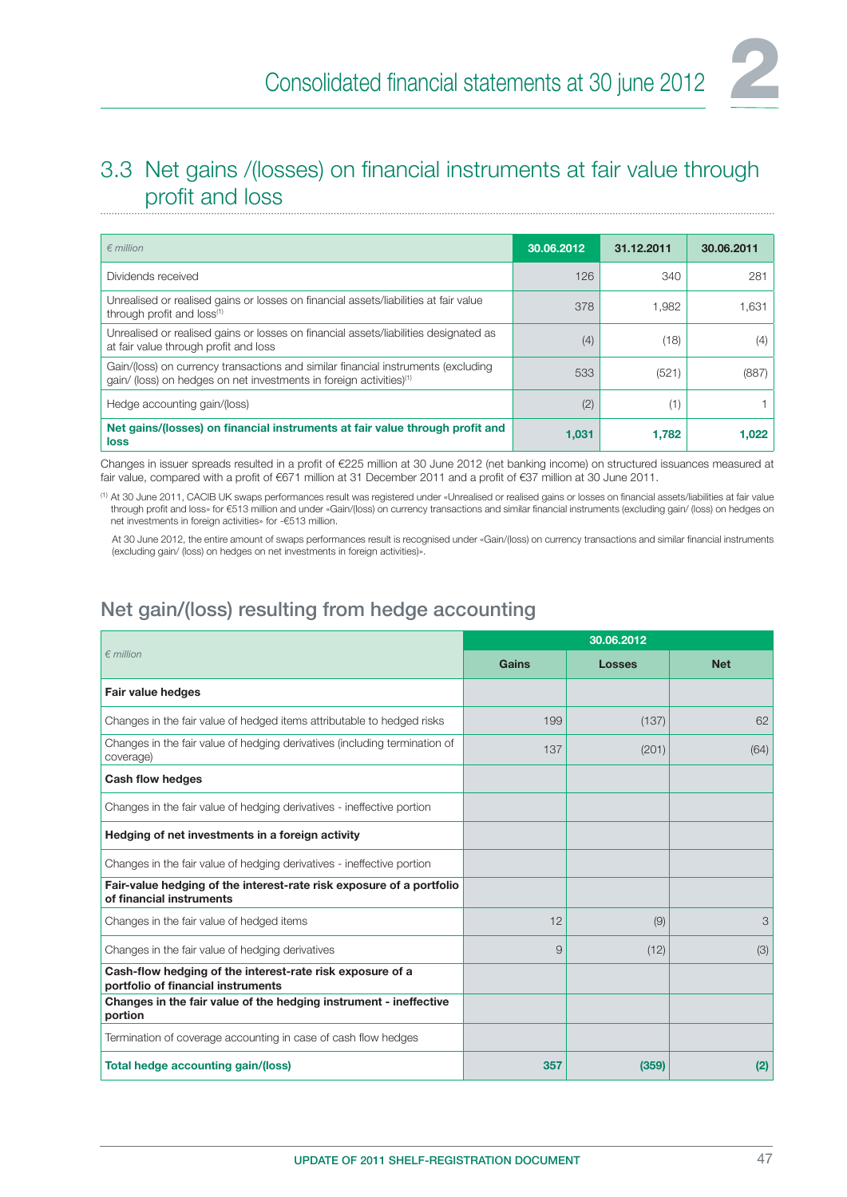## 3.3 Net gains /(losses) on financial instruments at fair value through profit and loss

| *€ million* | 30.06.2012 | 31.12.2011 | 30.06.2011 |
|---|---|---|---|
| Dividends received | 126 | 340 | 281 |
| Unrealised or realised gains or losses on financial assets/liabilities at fair value through profit and loss[1] | 378 | 1,982 | 1,631 |
| Unrealised or realised gains or losses on financial assets/liabilities designated as at fair value through profit and loss | (4) | (18) | (4) |
| Gain/(loss) on currency transactions and similar financial instruments (excluding gain/ (loss) on hedges on net investments in foreign activities)[1] | 533 | (521) | (887) |
| Hedge accounting gain/(loss) | (2) | (1) | 1 |
| **Net gains/(losses) on financial instruments at fair value through profit and loss** | **1,031** | **1,782** | **1,022** |

Changes in issuer spreads resulted in a profit of €225 million at 30 June 2012 (net banking income) on structured issuances measured at fair value, compared with a profit of €671 million at 31 December 2011 and a profit of €37 million at 30 June 2011.

[1] At 30 June 2011, CACIB UK swaps performances result was registered under «Unrealised or realised gains or losses on financial assets/liabilities at fair value through profit and loss» for €513 million and under «Gain/(loss) on currency transactions and similar financial instruments (excluding gain/ (loss) on hedges on net investments in foreign activities» for -€513 million.

At 30 June 2012, the entire amount of swaps performances result is recognised under «Gain/(loss) on currency transactions and similar financial instruments (excluding gain/ (loss) on hedges on net investments in foreign activities)».

## Net gain/(loss) resulting from hedge accounting

| *€ million* | 30.06.2012 | | |
|---|---|---|---|
| | Gains | Losses | Net |
| **Fair value hedges** | | | |
| Changes in the fair value of hedged items attributable to hedged risks | 199 | (137) | 62 |
| Changes in the fair value of hedging derivatives (including termination of coverage) | 137 | (201) | (64) |
| **Cash flow hedges** | | | |
| Changes in the fair value of hedging derivatives - ineffective portion | | | |
| **Hedging of net investments in a foreign activity** | | | |
| Changes in the fair value of hedging derivatives - ineffective portion | | | |
| **Fair-value hedging of the interest-rate risk exposure of a portfolio of financial instruments** | | | |
| Changes in the fair value of hedged items | 12 | (9) | 3 |
| Changes in the fair value of hedging derivatives | 9 | (12) | (3) |
| **Cash-flow hedging of the interest-rate risk exposure of a portfolio of financial instruments** | | | |
| **Changes in the fair value of the hedging instrument - ineffective portion** | | | |
| Termination of coverage accounting in case of cash flow hedges | | | |
| **Total hedge accounting gain/(loss)** | **357** | **(359)** | **(2)** |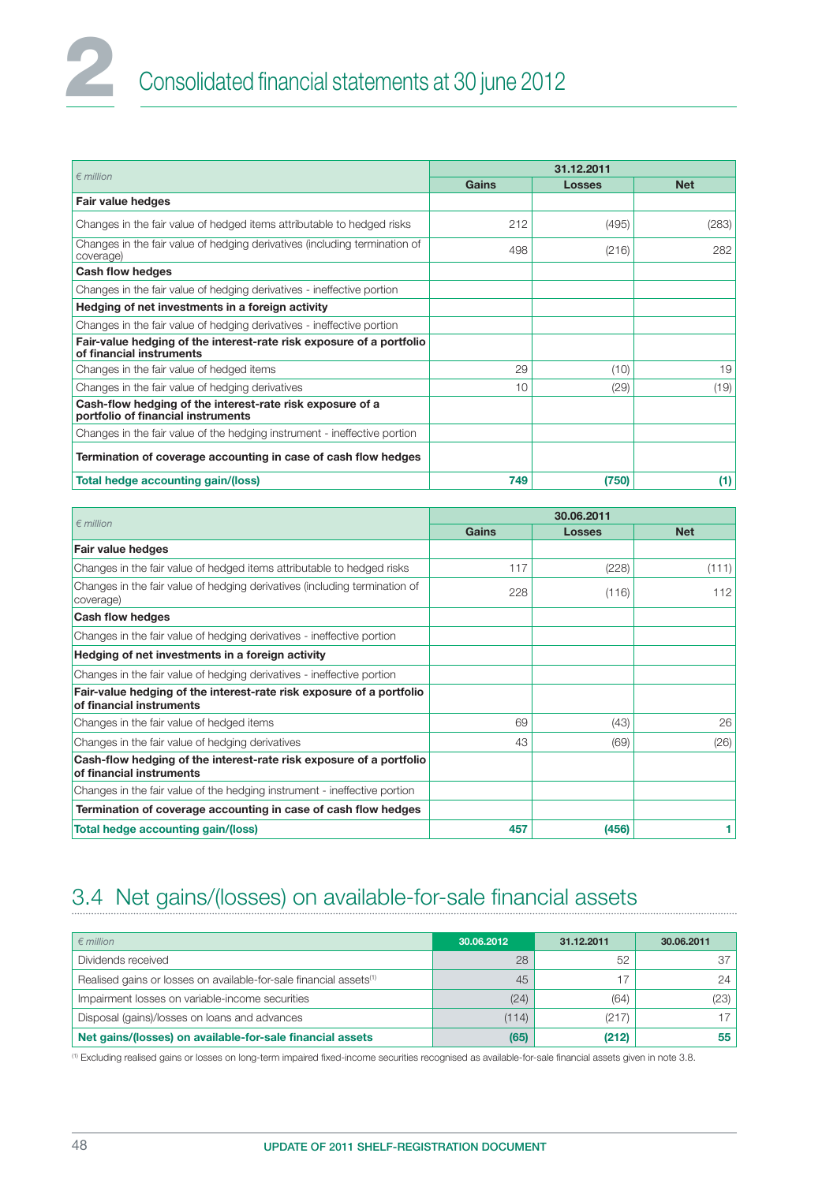| € million | 31.12.2011 | | |
|---|---|---|---|
| | Gains | Losses | Net |
| **Fair value hedges** | | | |
| Changes in the fair value of hedged items attributable to hedged risks | 212 | (495) | (283) |
| Changes in the fair value of hedging derivatives (including termination of coverage) | 498 | (216) | 282 |
| **Cash flow hedges** | | | |
| Changes in the fair value of hedging derivatives - ineffective portion | | | |
| **Hedging of net investments in a foreign activity** | | | |
| Changes in the fair value of hedging derivatives - ineffective portion | | | |
| **Fair-value hedging of the interest-rate risk exposure of a portfolio of financial instruments** | | | |
| Changes in the fair value of hedged items | 29 | (10) | 19 |
| Changes in the fair value of hedging derivatives | 10 | (29) | (19) |
| **Cash-flow hedging of the interest-rate risk exposure of a portfolio of financial instruments** | | | |
| Changes in the fair value of the hedging instrument - ineffective portion | | | |
| **Termination of coverage accounting in case of cash flow hedges** | | | |
| **Total hedge accounting gain/(loss)** | **749** | **(750)** | **(1)** |

| € million | 30.06.2011 | | |
|---|---|---|---|
| | Gains | Losses | Net |
| **Fair value hedges** | | | |
| Changes in the fair value of hedged items attributable to hedged risks | 117 | (228) | (111) |
| Changes in the fair value of hedging derivatives (including termination of coverage) | 228 | (116) | 112 |
| **Cash flow hedges** | | | |
| Changes in the fair value of hedging derivatives - ineffective portion | | | |
| **Hedging of net investments in a foreign activity** | | | |
| Changes in the fair value of hedging derivatives - ineffective portion | | | |
| **Fair-value hedging of the interest-rate risk exposure of a portfolio of financial instruments** | | | |
| Changes in the fair value of hedged items | 69 | (43) | 26 |
| Changes in the fair value of hedging derivatives | 43 | (69) | (26) |
| **Cash-flow hedging of the interest-rate risk exposure of a portfolio of financial instruments** | | | |
| Changes in the fair value of the hedging instrument - ineffective portion | | | |
| **Termination of coverage accounting in case of cash flow hedges** | | | |
| **Total hedge accounting gain/(loss)** | **457** | **(456)** | **1** |

## 3.4 Net gains/(losses) on available-for-sale financial assets

| € million | 30.06.2012 | 31.12.2011 | 30.06.2011 |
|---|---|---|---|
| Dividends received | 28 | 52 | 37 |
| Realised gains or losses on available-for-sale financial assets[1] | 45 | 17 | 24 |
| Impairment losses on variable-income securities | (24) | (64) | (23) |
| Disposal (gains)/losses on loans and advances | (114) | (217) | 17 |
| **Net gains/(losses) on available-for-sale financial assets** | **(65)** | **(212)** | **55** |

[1] Excluding realised gains or losses on long-term impaired fixed-income securities recognised as available-for-sale financial assets given in note 3.8.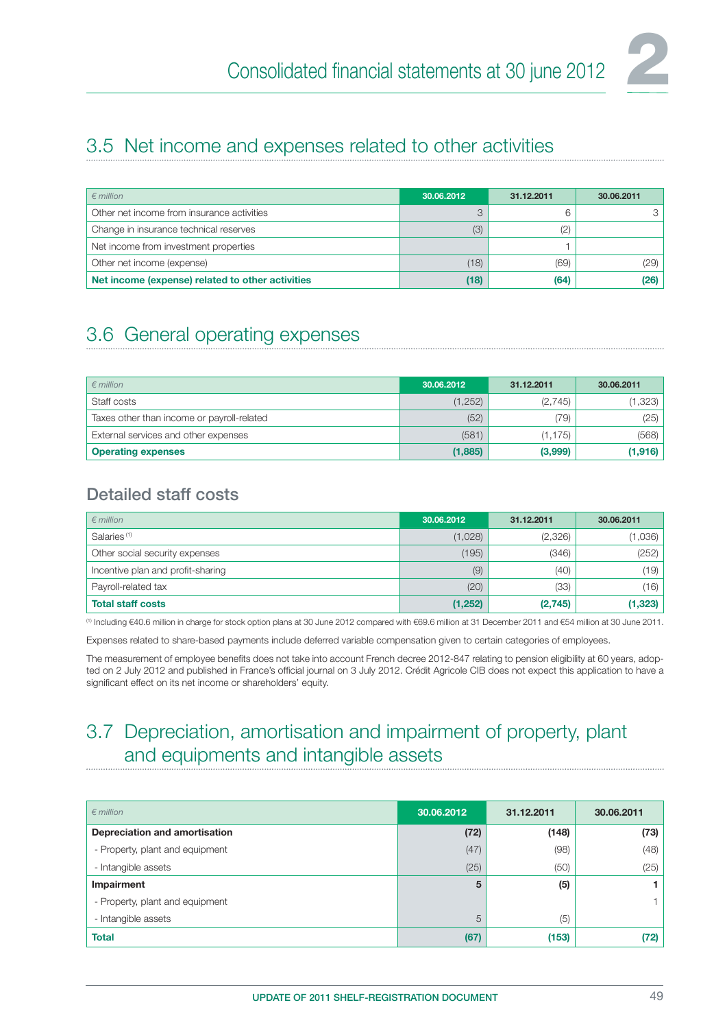## 3.5 Net income and expenses related to other activities

| *€ million* | 30.06.2012 | 31.12.2011 | 30.06.2011 |
|---|---|---|---|
| Other net income from insurance activities | 3 | 6 | 3 |
| Change in insurance technical reserves | (3) | (2) | |
| Net income from investment properties | | 1 | |
| Other net income (expense) | (18) | (69) | (29) |
| **Net income (expense) related to other activities** | **(18)** | **(64)** | **(26)** |

## 3.6 General operating expenses

| *€ million* | 30.06.2012 | 31.12.2011 | 30.06.2011 |
|---|---|---|---|
| Staff costs | (1,252) | (2,745) | (1,323) |
| Taxes other than income or payroll-related | (52) | (79) | (25) |
| External services and other expenses | (581) | (1,175) | (568) |
| **Operating expenses** | **(1,885)** | **(3,999)** | **(1,916)** |

### Detailed staff costs

| *€ million* | 30.06.2012 | 31.12.2011 | 30.06.2011 |
|---|---|---|---|
| Salaries [1] | (1,028) | (2,326) | (1,036) |
| Other social security expenses | (195) | (346) | (252) |
| Incentive plan and profit-sharing | (9) | (40) | (19) |
| Payroll-related tax | (20) | (33) | (16) |
| **Total staff costs** | **(1,252)** | **(2,745)** | **(1,323)** |

[1] Including €40.6 million in charge for stock option plans at 30 June 2012 compared with €69.6 million at 31 December 2011 and €54 million at 30 June 2011.

Expenses related to share-based payments include deferred variable compensation given to certain categories of employees.

The measurement of employee benefits does not take into account French decree 2012-847 relating to pension eligibility at 60 years, adopted on 2 July 2012 and published in France's official journal on 3 July 2012. Crédit Agricole CIB does not expect this application to have a significant effect on its net income or shareholders' equity.

## 3.7 Depreciation, amortisation and impairment of property, plant and equipments and intangible assets

| *€ million* | 30.06.2012 | 31.12.2011 | 30.06.2011 |
|---|---|---|---|
| **Depreciation and amortisation** | **(72)** | **(148)** | **(73)** |
| - Property, plant and equipment | (47) | (98) | (48) |
| - Intangible assets | (25) | (50) | (25) |
| **Impairment** | **5** | **(5)** | **1** |
| - Property, plant and equipment | | | 1 |
| - Intangible assets | 5 | (5) | |
| **Total** | **(67)** | **(153)** | **(72)** |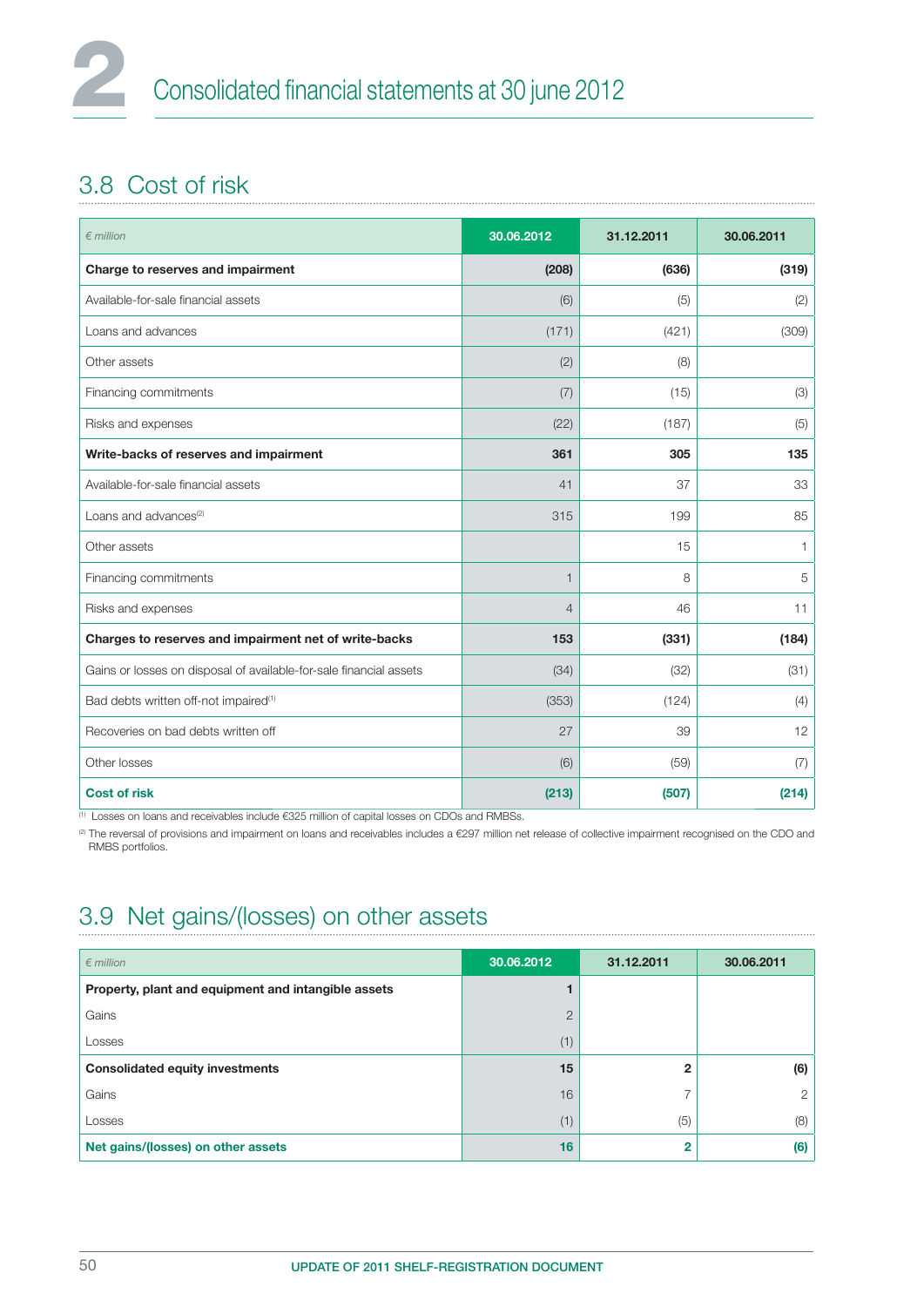## 3.8 Cost of risk

| *€ million* | 30.06.2012 | 31.12.2011 | 30.06.2011 |
|---|---|---|---|
| **Charge to reserves and impairment** | **(208)** | **(636)** | **(319)** |
| Available-for-sale financial assets | (6) | (5) | (2) |
| Loans and advances | (171) | (421) | (309) |
| Other assets | (2) | (8) | |
| Financing commitments | (7) | (15) | (3) |
| Risks and expenses | (22) | (187) | (5) |
| **Write-backs of reserves and impairment** | **361** | **305** | **135** |
| Available-for-sale financial assets | 41 | 37 | 33 |
| Loans and advances[2] | 315 | 199 | 85 |
| Other assets | | 15 | 1 |
| Financing commitments | 1 | 8 | 5 |
| Risks and expenses | 4 | 46 | 11 |
| **Charges to reserves and impairment net of write-backs** | **153** | **(331)** | **(184)** |
| Gains or losses on disposal of available-for-sale financial assets | (34) | (32) | (31) |
| Bad debts written off-not impaired[1] | (353) | (124) | (4) |
| Recoveries on bad debts written off | 27 | 39 | 12 |
| Other losses | (6) | (59) | (7) |
| **Cost of risk** | **(213)** | **(507)** | **(214)** |

[1] Losses on loans and receivables include €325 million of capital losses on CDOs and RMBSs.

[2] The reversal of provisions and impairment on loans and receivables includes a €297 million net release of collective impairment recognised on the CDO and RMBS portfolios.

## 3.9 Net gains/(losses) on other assets

| *€ million* | 30.06.2012 | 31.12.2011 | 30.06.2011 |
|---|---|---|---|
| **Property, plant and equipment and intangible assets** | **1** | | |
| Gains | 2 | | |
| Losses | (1) | | |
| **Consolidated equity investments** | **15** | **2** | **(6)** |
| Gains | 16 | 7 | 2 |
| Losses | (1) | (5) | (8) |
| **Net gains/(losses) on other assets** | **16** | **2** | **(6)** |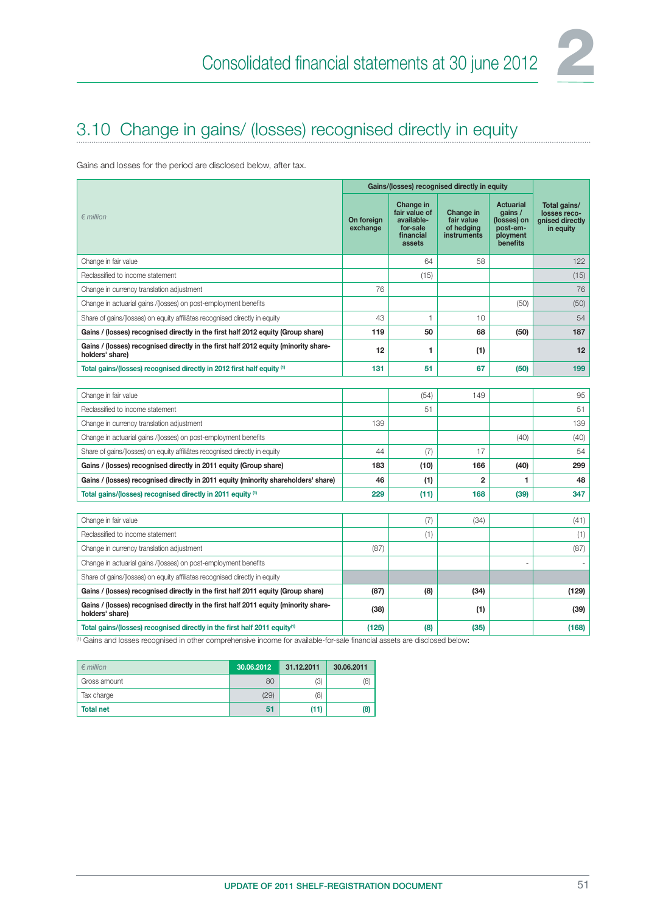## 3.10 Change in gains/ (losses) recognised directly in equity

Gains and losses for the period are disclosed below, after tax.

| *€ million* | Gains/(losses) recognised directly in equity | | | | Total gains/ losses recognised directly in equity |
|---|---|---|---|---|---|
| | On foreign exchange | Change in fair value of available-for-sale financial assets | Change in fair value of hedging instruments | Actuarial gains / (losses) on post-employment benefits | |
| Change in fair value | | 64 | 58 | | 122 |
| Reclassified to income statement | | (15) | | | (15) |
| Change in currency translation adjustment | 76 | | | | 76 |
| Change in actuarial gains /(losses) on post-employment benefits | | | | (50) | (50) |
| Share of gains/(losses) on equity affiliates recognised directly in equity | 43 | 1 | 10 | | 54 |
| **Gains / (losses) recognised directly in the first half 2012 equity (Group share)** | **119** | **50** | **68** | **(50)** | **187** |
| **Gains / (losses) recognised directly in the first half 2012 equity (minority shareholders' share)** | **12** | **1** | **(1)** | | **12** |
| **Total gains/(losses) recognised directly in 2012 first half equity [1]** | **131** | **51** | **67** | **(50)** | **199** |
| | | | | | |
| Change in fair value | | (54) | 149 | | 95 |
| Reclassified to income statement | | 51 | | | 51 |
| Change in currency translation adjustment | 139 | | | | 139 |
| Change in actuarial gains /(losses) on post-employment benefits | | | | (40) | (40) |
| Share of gains/(losses) on equity affiliates recognised directly in equity | 44 | (7) | 17 | | 54 |
| **Gains / (losses) recognised directly in 2011 equity (Group share)** | **183** | **(10)** | **166** | **(40)** | **299** |
| **Gains / (losses) recognised directly in 2011 equity (minority shareholders' share)** | **46** | **(1)** | **2** | **1** | **48** |
| **Total gains/(losses) recognised directly in 2011 equity [1]** | **229** | **(11)** | **168** | **(39)** | **347** |
| | | | | | |
| Change in fair value | | (7) | (34) | | (41) |
| Reclassified to income statement | | (1) | | | (1) |
| Change in currency translation adjustment | (87) | | | | (87) |
| Change in actuarial gains /(losses) on post-employment benefits | | | | - | - |
| Share of gains/(losses) on equity affiliates recognised directly in equity | | | | | |
| **Gains / (losses) recognised directly in the first half 2011 equity (Group share)** | **(87)** | **(8)** | **(34)** | | **(129)** |
| **Gains / (losses) recognised directly in the first half 2011 equity (minority shareholders' share)** | **(38)** | | **(1)** | | **(39)** |
| **Total gains/(losses) recognised directly in the first half 2011 equity[1]** | **(125)** | **(8)** | **(35)** | | **(168)** |

[1] Gains and losses recognised in other comprehensive income for available-for-sale financial assets are disclosed below:

| *€ million* | 30.06.2012 | 31.12.2011 | 30.06.2011 |
|---|---|---|---|
| Gross amount | 80 | (3) | (8) |
| Tax charge | (29) | (8) | |
| **Total net** | **51** | **(11)** | **(8)** |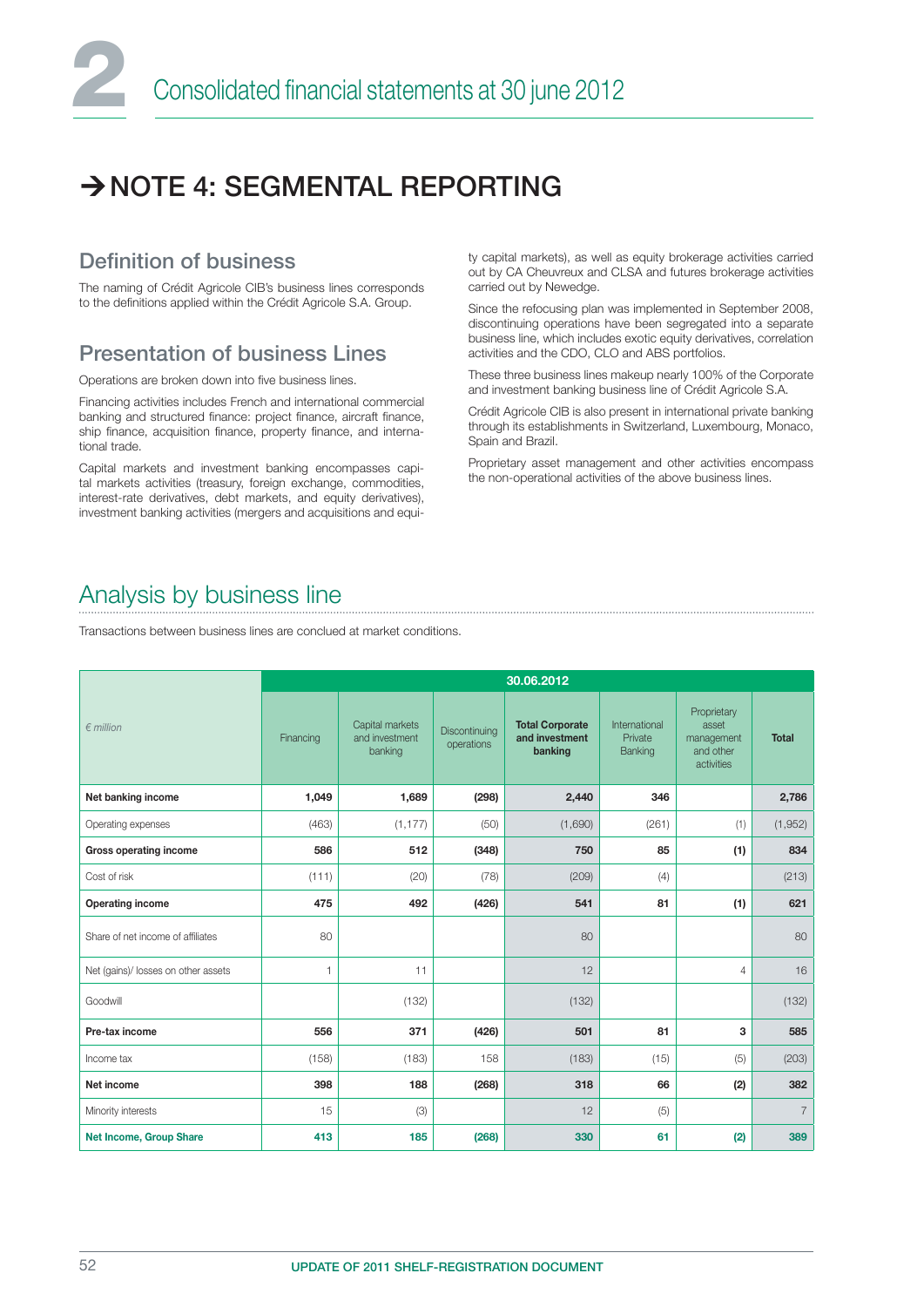# → NOTE 4: SEGMENTAL REPORTING

## Definition of business

The naming of Crédit Agricole CIB's business lines corresponds to the definitions applied within the Crédit Agricole S.A. Group.

## Presentation of business Lines

Operations are broken down into five business lines.

Financing activities includes French and international commercial banking and structured finance: project finance, aircraft finance, ship finance, acquisition finance, property finance, and international trade.

Capital markets and investment banking encompasses capital markets activities (treasury, foreign exchange, commodities, interest-rate derivatives, debt markets, and equity derivatives), investment banking activities (mergers and acquisitions and equity capital markets), as well as equity brokerage activities carried out by CA Cheuvreux and CLSA and futures brokerage activities carried out by Newedge.

Since the refocusing plan was implemented in September 2008, discontinuing operations have been segregated into a separate business line, which includes exotic equity derivatives, correlation activities and the CDO, CLO and ABS portfolios.

These three business lines makeup nearly 100% of the Corporate and investment banking business line of Crédit Agricole S.A.

Crédit Agricole CIB is also present in international private banking through its establishments in Switzerland, Luxembourg, Monaco, Spain and Brazil.

Proprietary asset management and other activities encompass the non-operational activities of the above business lines.

## Analysis by business line

Transactions between business lines are conclued at market conditions.

| *€ million* | 30.06.2012 | | | | | | |
|---|---|---|---|---|---|---|---|
| | Financing | Capital markets and investment banking | Discontinuing operations | **Total Corporate and investment banking** | International Private Banking | Proprietary asset management and other activities | **Total** |
| **Net banking income** | **1,049** | **1,689** | **(298)** | **2,440** | **346** | | **2,786** |
| Operating expenses | (463) | (1,177) | (50) | (1,690) | (261) | (1) | (1,952) |
| **Gross operating income** | **586** | **512** | **(348)** | **750** | **85** | **(1)** | **834** |
| Cost of risk | (111) | (20) | (78) | (209) | (4) | | (213) |
| **Operating income** | **475** | **492** | **(426)** | **541** | **81** | **(1)** | **621** |
| Share of net income of affiliates | 80 | | | 80 | | | 80 |
| Net (gains)/ losses on other assets | 1 | 11 | | 12 | | 4 | 16 |
| Goodwill | | (132) | | (132) | | | (132) |
| **Pre-tax income** | **556** | **371** | **(426)** | **501** | **81** | **3** | **585** |
| Income tax | (158) | (183) | 158 | (183) | (15) | (5) | (203) |
| **Net income** | **398** | **188** | **(268)** | **318** | **66** | **(2)** | **382** |
| Minority interests | 15 | (3) | | 12 | (5) | | 7 |
| **Net Income, Group Share** | **413** | **185** | **(268)** | **330** | **61** | **(2)** | **389** |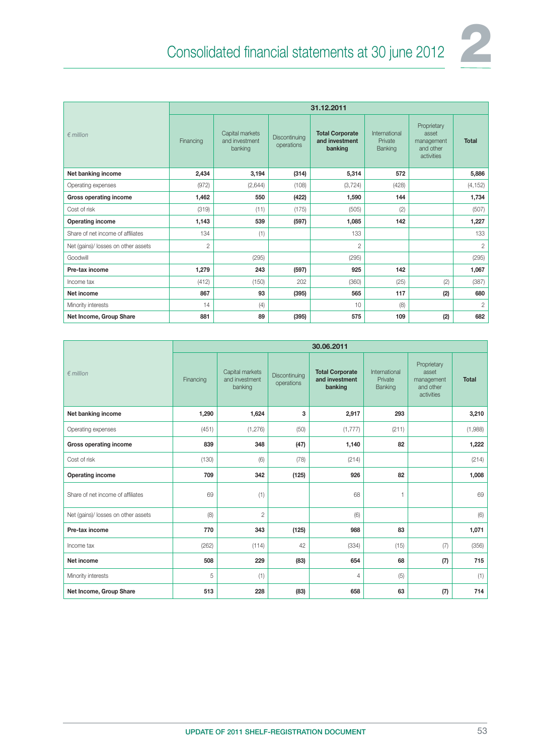| € million | 31.12.2011 | | | | | | |
|---|---|---|---|---|---|---|---|
| | Financing | Capital markets and investment banking | Discontinuing operations | **Total Corporate and investment banking** | International Private Banking | Proprietary asset management and other activities | **Total** |
| **Net banking income** | **2,434** | **3,194** | **(314)** | **5,314** | **572** | | **5,886** |
| Operating expenses | (972) | (2,644) | (108) | (3,724) | (428) | | (4,152) |
| **Gross operating income** | **1,462** | **550** | **(422)** | **1,590** | **144** | | **1,734** |
| Cost of risk | (319) | (11) | (175) | (505) | (2) | | (507) |
| **Operating income** | **1,143** | **539** | **(597)** | **1,085** | **142** | | **1,227** |
| Share of net income of affiliates | 134 | (1) | | 133 | | | 133 |
| Net (gains)/ losses on other assets | 2 | | | 2 | | | 2 |
| Goodwill | | (295) | | (295) | | | (295) |
| **Pre-tax income** | **1,279** | **243** | **(597)** | **925** | **142** | | **1,067** |
| Income tax | (412) | (150) | 202 | (360) | (25) | (2) | (387) |
| **Net income** | **867** | **93** | **(395)** | **565** | **117** | **(2)** | **680** |
| Minority interests | 14 | (4) | | 10 | (8) | | 2 |
| **Net Income, Group Share** | **881** | **89** | **(395)** | **575** | **109** | **(2)** | **682** |

| € million | 30.06.2011 | | | | | | |
|---|---|---|---|---|---|---|---|
| | Financing | Capital markets and investment banking | Discontinuing operations | **Total Corporate and investment banking** | International Private Banking | Proprietary asset management and other activities | **Total** |
| **Net banking income** | **1,290** | **1,624** | **3** | **2,917** | **293** | | **3,210** |
| Operating expenses | (451) | (1,276) | (50) | (1,777) | (211) | | (1,988) |
| **Gross operating income** | **839** | **348** | **(47)** | **1,140** | **82** | | **1,222** |
| Cost of risk | (130) | (6) | (78) | (214) | | | (214) |
| **Operating income** | **709** | **342** | **(125)** | **926** | **82** | | **1,008** |
| Share of net income of affiliates | 69 | (1) | | 68 | 1 | | 69 |
| Net (gains)/ losses on other assets | (8) | 2 | | (6) | | | (6) |
| **Pre-tax income** | **770** | **343** | **(125)** | **988** | **83** | | **1,071** |
| Income tax | (262) | (114) | 42 | (334) | (15) | (7) | (356) |
| **Net income** | **508** | **229** | **(83)** | **654** | **68** | **(7)** | **715** |
| Minority interests | 5 | (1) | | 4 | (5) | | (1) |
| **Net Income, Group Share** | **513** | **228** | **(83)** | **658** | **63** | **(7)** | **714** |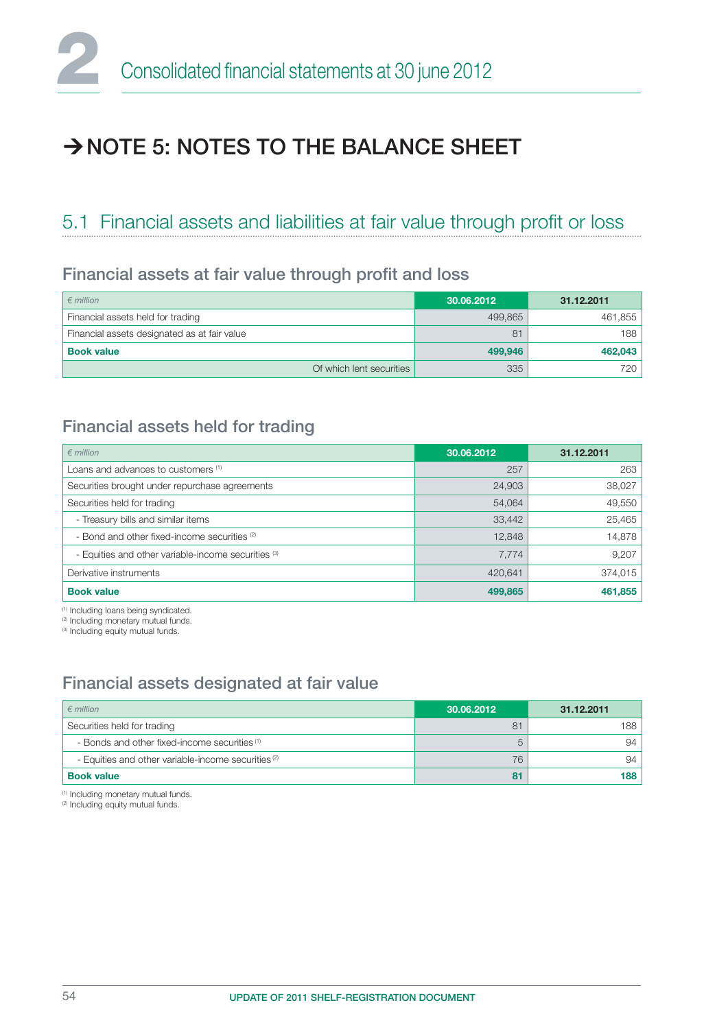# → NOTE 5: NOTES TO THE BALANCE SHEET

## 5.1 Financial assets and liabilities at fair value through profit or loss

### Financial assets at fair value through profit and loss

| *€ million* | 30.06.2012 | 31.12.2011 |
|---|---|---|
| Financial assets held for trading | 499,865 | 461,855 |
| Financial assets designated as at fair value | 81 | 188 |
| **Book value** | **499,946** | **462,043** |
| Of which lent securities | 335 | 720 |

### Financial assets held for trading

| *€ million* | 30.06.2012 | 31.12.2011 |
|---|---|---|
| Loans and advances to customers [1] | 257 | 263 |
| Securities brought under repurchase agreements | 24,903 | 38,027 |
| Securities held for trading | 54,064 | 49,550 |
| - Treasury bills and similar items | 33,442 | 25,465 |
| - Bond and other fixed-income securities [2] | 12,848 | 14,878 |
| - Equities and other variable-income securities [3] | 7,774 | 9,207 |
| Derivative instruments | 420,641 | 374,015 |
| **Book value** | **499,865** | **461,855** |

[1] Including loans being syndicated.
[2] Including monetary mutual funds.
[3] Including equity mutual funds.

### Financial assets designated at fair value

| *€ million* | 30.06.2012 | 31.12.2011 |
|---|---|---|
| Securities held for trading | 81 | 188 |
| - Bonds and other fixed-income securities [1] | 5 | 94 |
| - Equities and other variable-income securities [2] | 76 | 94 |
| **Book value** | **81** | **188** |

[1] Including monetary mutual funds.
[2] Including equity mutual funds.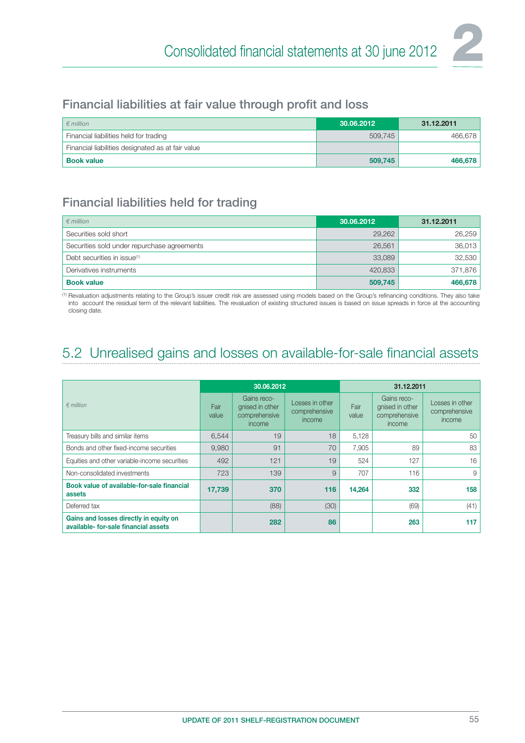## Financial liabilities at fair value through profit and loss

| *€ million* | 30.06.2012 | 31.12.2011 |
|---|---|---|
| Financial liabilities held for trading | 509,745 | 466,678 |
| Financial liabilities designated as at fair value | | |
| **Book value** | **509,745** | **466,678** |

## Financial liabilities held for trading

| *€ million* | 30.06.2012 | 31.12.2011 |
|---|---|---|
| Securities sold short | 29,262 | 26,259 |
| Securities sold under repurchase agreements | 26,561 | 36,013 |
| Debt securities in issue[1] | 33,089 | 32,530 |
| Derivatives instruments | 420,833 | 371,876 |
| **Book value** | **509,745** | **466,678** |

[1] Revaluation adjustments relating to the Group's issuer credit risk are assessed using models based on the Group's refinancing conditions. They also take into account the residual term of the relevant liabilities. The revaluation of existing structured issues is based on issue spreads in force at the accounting closing date.

# 5.2 Unrealised gains and losses on available-for-sale financial assets

| *€ million* | 30.06.2012 | | | 31.12.2011 | | |
|---|---|---|---|---|---|---|
| | Fair value | Gains recognised in other comprehensive income | Losses in other comprehensive income | Fair value | Gains recognised in other comprehensive income | Losses in other comprehensive income |
| Treasury bills and similar items | 6,544 | 19 | 18 | 5,128 | | 50 |
| Bonds and other fixed-income securities | 9,980 | 91 | 70 | 7,905 | 89 | 83 |
| Equities and other variable-income securities | 492 | 121 | 19 | 524 | 127 | 16 |
| Non-consolidated investments | 723 | 139 | 9 | 707 | 116 | 9 |
| **Book value of available-for-sale financial assets** | **17,739** | **370** | **116** | **14,264** | **332** | **158** |
| Deferred tax | | (88) | (30) | | (69) | (41) |
| **Gains and losses directly in equity on available- for-sale financial assets** | | **282** | **86** | | **263** | **117** |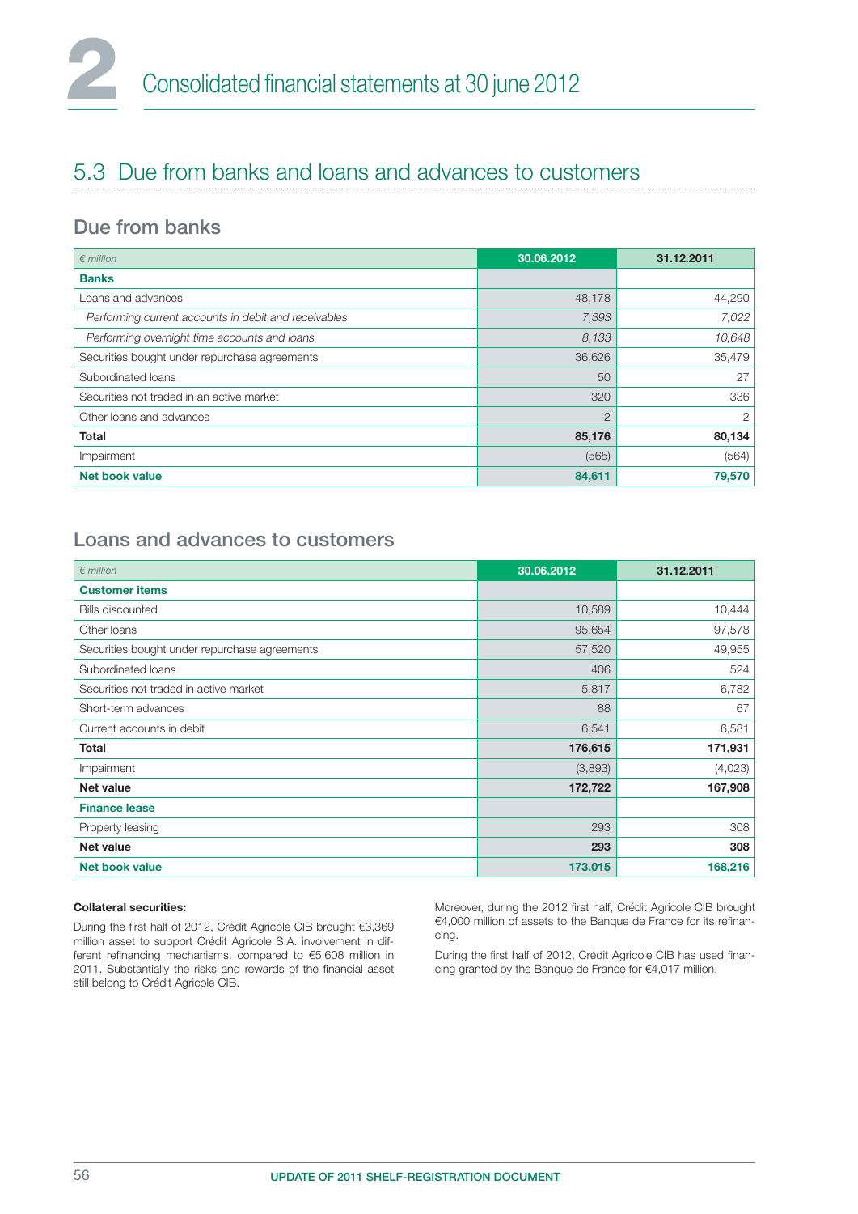## 5.3 Due from banks and loans and advances to customers

### Due from banks

| *€ million* | 30.06.2012 | 31.12.2011 |
|---|---|---|
| **Banks** | | |
| Loans and advances | 48,178 | 44,290 |
| *Performing current accounts in debit and receivables* | *7,393* | *7,022* |
| *Performing overnight time accounts and loans* | *8,133* | *10,648* |
| Securities bought under repurchase agreements | 36,626 | 35,479 |
| Subordinated loans | 50 | 27 |
| Securities not traded in an active market | 320 | 336 |
| Other loans and advances | 2 | 2 |
| **Total** | **85,176** | **80,134** |
| Impairment | (565) | (564) |
| **Net book value** | **84,611** | **79,570** |

### Loans and advances to customers

| *€ million* | 30.06.2012 | 31.12.2011 |
|---|---|---|
| **Customer items** | | |
| Bills discounted | 10,589 | 10,444 |
| Other loans | 95,654 | 97,578 |
| Securities bought under repurchase agreements | 57,520 | 49,955 |
| Subordinated loans | 406 | 524 |
| Securities not traded in active market | 5,817 | 6,782 |
| Short-term advances | 88 | 67 |
| Current accounts in debit | 6,541 | 6,581 |
| **Total** | **176,615** | **171,931** |
| Impairment | (3,893) | (4,023) |
| **Net value** | **172,722** | **167,908** |
| **Finance lease** | | |
| Property leasing | 293 | 308 |
| **Net value** | **293** | **308** |
| **Net book value** | **173,015** | **168,216** |

**Collateral securities:**

During the first half of 2012, Crédit Agricole CIB brought €3,369 million asset to support Crédit Agricole S.A. involvement in different refinancing mechanisms, compared to €5,608 million in 2011. Substantially the risks and rewards of the financial asset still belong to Crédit Agricole CIB.

Moreover, during the 2012 first half, Crédit Agricole CIB brought €4,000 million of assets to the Banque de France for its refinancing.

During the first half of 2012, Crédit Agricole CIB has used financing granted by the Banque de France for €4,017 million.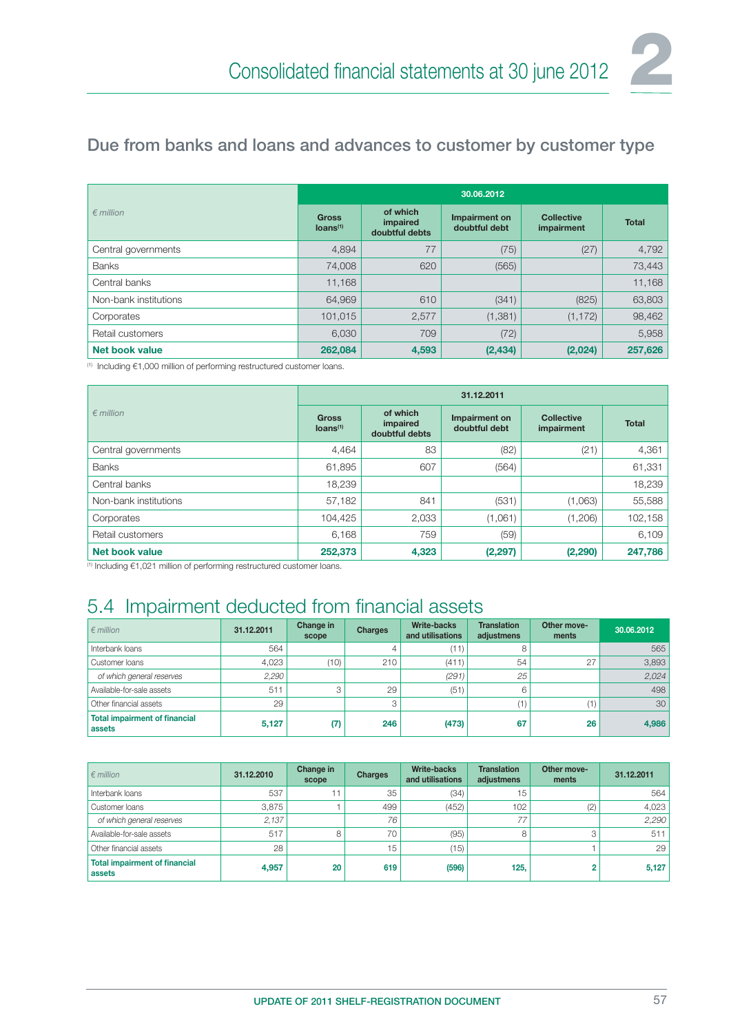## Due from banks and loans and advances to customer by customer type

| € million | 30.06.2012 | | | | |
|---|---|---|---|---|---|
| | Gross loans[(1)] | of which impaired doubtful debts | Impairment on doubtful debt | Collective impairment | Total |
| Central governments | 4,894 | 77 | (75) | (27) | 4,792 |
| Banks | 74,008 | 620 | (565) | | 73,443 |
| Central banks | 11,168 | | | | 11,168 |
| Non-bank institutions | 64,969 | 610 | (341) | (825) | 63,803 |
| Corporates | 101,015 | 2,577 | (1,381) | (1,172) | 98,462 |
| Retail customers | 6,030 | 709 | (72) | | 5,958 |
| **Net book value** | **262,084** | **4,593** | **(2,434)** | **(2,024)** | **257,626** |

(1) Including €1,000 million of performing restructured customer loans.

| € million | 31.12.2011 | | | | |
|---|---|---|---|---|---|
| | Gross loans[(1)] | of which impaired doubtful debts | Impairment on doubtful debt | Collective impairment | Total |
| Central governments | 4,464 | 83 | (82) | (21) | 4,361 |
| Banks | 61,895 | 607 | (564) | | 61,331 |
| Central banks | 18,239 | | | | 18,239 |
| Non-bank institutions | 57,182 | 841 | (531) | (1,063) | 55,588 |
| Corporates | 104,425 | 2,033 | (1,061) | (1,206) | 102,158 |
| Retail customers | 6,168 | 759 | (59) | | 6,109 |
| **Net book value** | **252,373** | **4,323** | **(2,297)** | **(2,290)** | **247,786** |

(1) Including €1,021 million of performing restructured customer loans.

# 5.4 Impairment deducted from financial assets

| € million | 31.12.2011 | Change in scope | Charges | Write-backs and utilisations | Translation adjustments | Other move-ments | 30.06.2012 |
|---|---|---|---|---|---|---|---|
| Interbank loans | 564 | | 4 | (11) | 8 | | 565 |
| Customer loans | 4,023 | (10) | 210 | (411) | 54 | 27 | 3,893 |
| *of which general reserves* | *2,290* | | | *(291)* | *25* | | *2,024* |
| Available-for-sale assets | 511 | 3 | 29 | (51) | 6 | | 498 |
| Other financial assets | 29 | | 3 | | (1) | (1) | 30 |
| **Total impairment of financial assets** | **5,127** | **(7)** | **246** | **(473)** | **67** | **26** | **4,986** |

| € million | 31.12.2010 | Change in scope | Charges | Write-backs and utilisations | Translation adjustments | Other move-ments | 31.12.2011 |
|---|---|---|---|---|---|---|---|
| Interbank loans | 537 | 11 | 35 | (34) | 15 | | 564 |
| Customer loans | 3,875 | 1 | 499 | (452) | 102 | (2) | 4,023 |
| *of which general reserves* | *2,137* | | *76* | | *77* | | *2,290* |
| Available-for-sale assets | 517 | 8 | 70 | (95) | 8 | 3 | 511 |
| Other financial assets | 28 | | 15 | (15) | | 1 | 29 |
| **Total impairment of financial assets** | **4,957** | **20** | **619** | **(596)** | **125,** | **2** | **5,127** |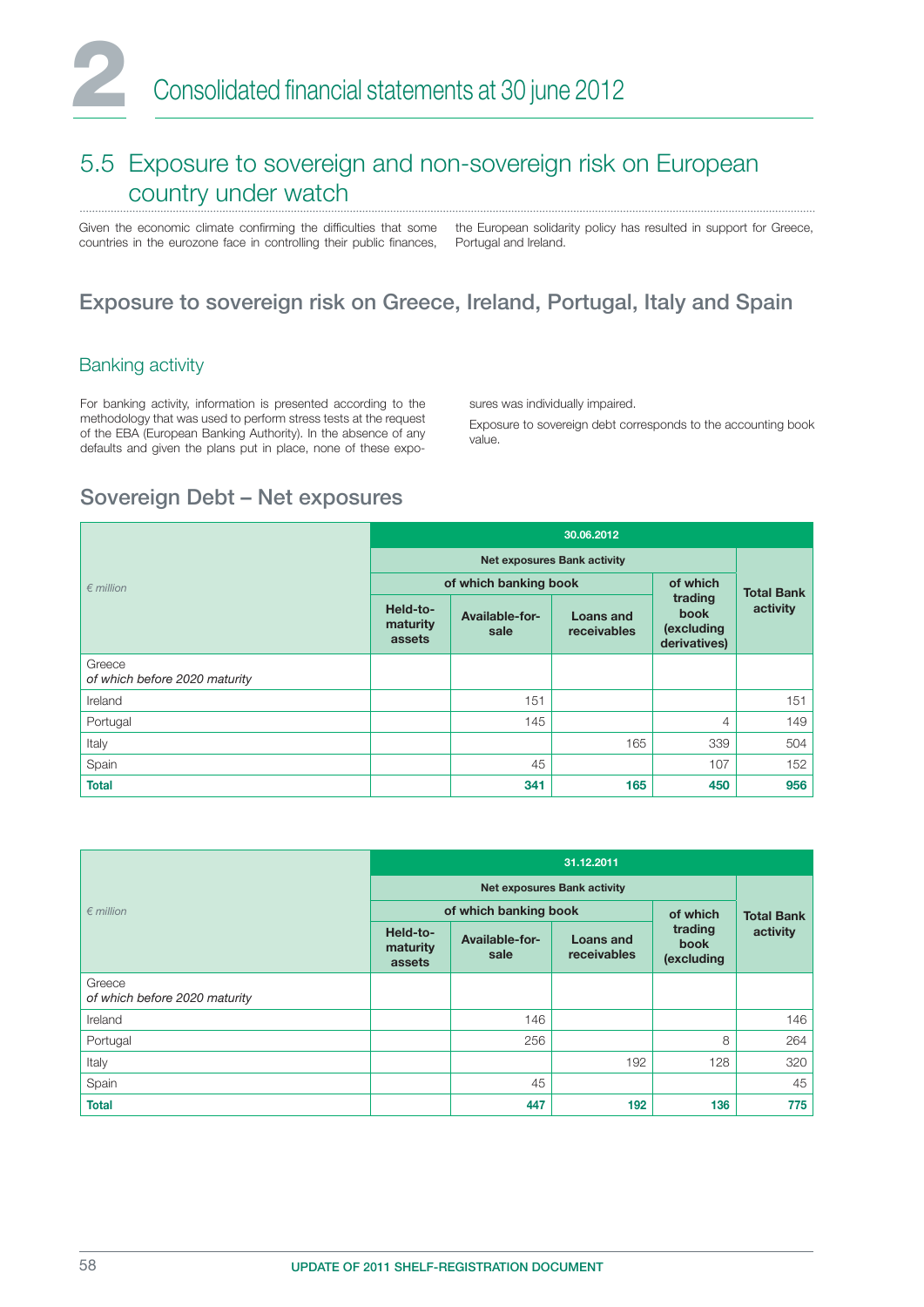# 2 Consolidated financial statements at 30 june 2012

## 5.5 Exposure to sovereign and non-sovereign risk on European country under watch

Given the economic climate confirming the difficulties that some countries in the eurozone face in controlling their public finances, the European solidarity policy has resulted in support for Greece, Portugal and Ireland.

## Exposure to sovereign risk on Greece, Ireland, Portugal, Italy and Spain

### Banking activity

For banking activity, information is presented according to the methodology that was used to perform stress tests at the request of the EBA (European Banking Authority). In the absence of any defaults and given the plans put in place, none of these exposures was individually impaired.

Exposure to sovereign debt corresponds to the accounting book value.

## Sovereign Debt – Net exposures

| *€ million* | 30.06.2012 | | | | |
|---|---|---|---|---|---|
| | Net exposures Bank activity | | | | Total Bank activity |
| | of which banking book | | | of which trading book (excluding derivatives) | |
| | Held-to-maturity assets | Available-for-sale | Loans and receivables | | |
| Greece<br>*of which before 2020 maturity* | | | | | |
| Ireland | | 151 | | | 151 |
| Portugal | | 145 | | 4 | 149 |
| Italy | | | 165 | 339 | 504 |
| Spain | | 45 | | 107 | 152 |
| **Total** | | **341** | **165** | **450** | **956** |

| *€ million* | 31.12.2011 | | | | |
|---|---|---|---|---|---|
| | Net exposures Bank activity | | | | Total Bank activity |
| | of which banking book | | | of which trading book (excluding | |
| | Held-to-maturity assets | Available-for-sale | Loans and receivables | | |
| Greece<br>*of which before 2020 maturity* | | | | | |
| Ireland | | 146 | | | 146 |
| Portugal | | 256 | | 8 | 264 |
| Italy | | | 192 | 128 | 320 |
| Spain | | 45 | | | 45 |
| **Total** | | **447** | **192** | **136** | **775** |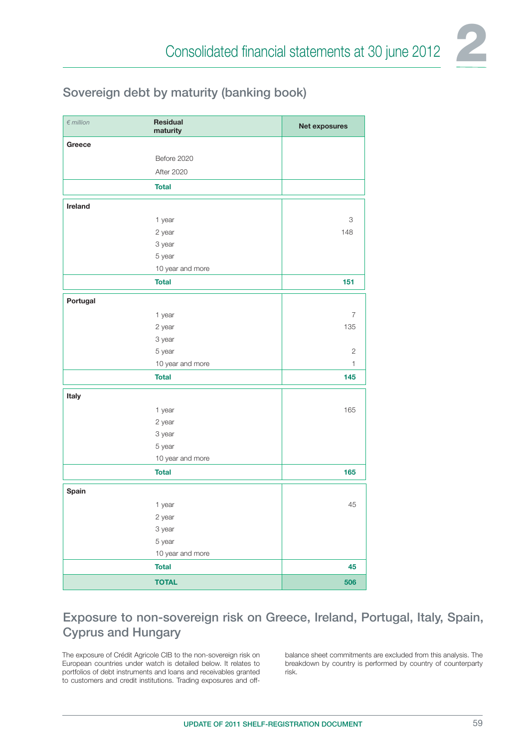## Sovereign debt by maturity (banking book)

| *€ million* | Residual maturity | Net exposures |
|---|---|---|
| **Greece** | | |
| | Before 2020 | |
| | After 2020 | |
| | **Total** | |
| **Ireland** | | |
| | 1 year | 3 |
| | 2 year | 148 |
| | 3 year | |
| | 5 year | |
| | 10 year and more | |
| | **Total** | **151** |
| **Portugal** | | |
| | 1 year | 7 |
| | 2 year | 135 |
| | 3 year | |
| | 5 year | 2 |
| | 10 year and more | 1 |
| | **Total** | **145** |
| **Italy** | | |
| | 1 year | 165 |
| | 2 year | |
| | 3 year | |
| | 5 year | |
| | 10 year and more | |
| | **Total** | **165** |
| **Spain** | | |
| | 1 year | 45 |
| | 2 year | |
| | 3 year | |
| | 5 year | |
| | 10 year and more | |
| | **Total** | **45** |
| | **TOTAL** | **506** |

## Exposure to non-sovereign risk on Greece, Ireland, Portugal, Italy, Spain, Cyprus and Hungary

The exposure of Crédit Agricole CIB to the non-sovereign risk on European countries under watch is detailed below. It relates to portfolios of debt instruments and loans and receivables granted to customers and credit institutions. Trading exposures and off-balance sheet commitments are excluded from this analysis. The breakdown by country is performed by country of counterparty risk.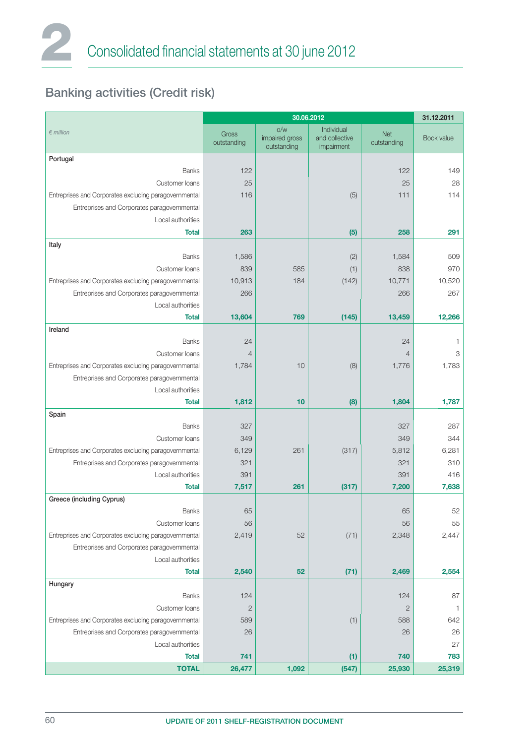## Banking activities (Credit risk)

| € million | 30.06.2012 | | | | 31.12.2011 |
|---|---|---|---|---|---|
| | Gross outstanding | o/w impaired gross outstanding | Individual and collective impairment | Net outstanding | Book value |
| **Portugal** | | | | | |
| Banks | 122 | | | 122 | 149 |
| Customer loans | 25 | | | 25 | 28 |
| Entreprises and Corporates excluding paragovernmental | 116 | | (5) | 111 | 114 |
| Entreprises and Corporates paragovernmental | | | | | |
| Local authorities | | | | | |
| **Total** | **263** | | **(5)** | **258** | **291** |
| **Italy** | | | | | |
| Banks | 1,586 | | (2) | 1,584 | 509 |
| Customer loans | 839 | 585 | (1) | 838 | 970 |
| Entreprises and Corporates excluding paragovernmental | 10,913 | 184 | (142) | 10,771 | 10,520 |
| Entreprises and Corporates paragovernmental | 266 | | | 266 | 267 |
| Local authorities | | | | | |
| **Total** | **13,604** | **769** | **(145)** | **13,459** | **12,266** |
| **Ireland** | | | | | |
| Banks | 24 | | | 24 | 1 |
| Customer loans | 4 | | | 4 | 3 |
| Entreprises and Corporates excluding paragovernmental | 1,784 | 10 | (8) | 1,776 | 1,783 |
| Entreprises and Corporates paragovernmental | | | | | |
| Local authorities | | | | | |
| **Total** | **1,812** | **10** | **(8)** | **1,804** | **1,787** |
| **Spain** | | | | | |
| Banks | 327 | | | 327 | 287 |
| Customer loans | 349 | | | 349 | 344 |
| Entreprises and Corporates excluding paragovernmental | 6,129 | 261 | (317) | 5,812 | 6,281 |
| Entreprises and Corporates paragovernmental | 321 | | | 321 | 310 |
| Local authorities | 391 | | | 391 | 416 |
| **Total** | **7,517** | **261** | **(317)** | **7,200** | **7,638** |
| **Greece (including Cyprus)** | | | | | |
| Banks | 65 | | | 65 | 52 |
| Customer loans | 56 | | | 56 | 55 |
| Entreprises and Corporates excluding paragovernmental | 2,419 | 52 | (71) | 2,348 | 2,447 |
| Entreprises and Corporates paragovernmental | | | | | |
| Local authorities | | | | | |
| **Total** | **2,540** | **52** | **(71)** | **2,469** | **2,554** |
| **Hungary** | | | | | |
| Banks | 124 | | | 124 | 87 |
| Customer loans | 2 | | | 2 | 1 |
| Entreprises and Corporates excluding paragovernmental | 589 | | (1) | 588 | 642 |
| Entreprises and Corporates paragovernmental | 26 | | | 26 | 26 |
| Local authorities | | | | | 27 |
| **Total** | **741** | | **(1)** | **740** | **783** |
| **TOTAL** | **26,477** | **1,092** | **(547)** | **25,930** | **25,319** |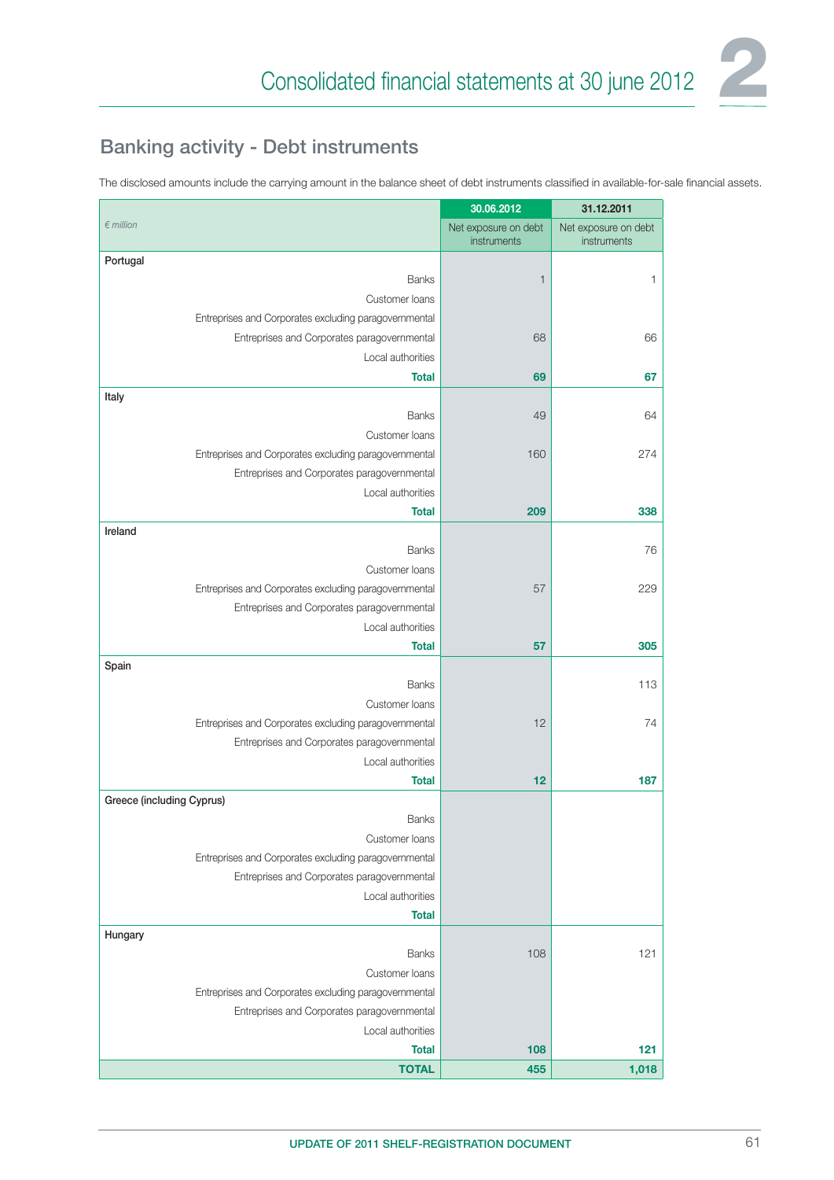## Banking activity - Debt instruments

The disclosed amounts include the carrying amount in the balance sheet of debt instruments classified in available-for-sale financial assets.

| € million | 30.06.2012 | 31.12.2011 |
|---|---|---|
| | Net exposure on debt instruments | Net exposure on debt instruments |
| **Portugal** | | |
| Banks | 1 | 1 |
| Customer loans | | |
| Entreprises and Corporates excluding paragovernmental | | |
| Entreprises and Corporates paragovernmental | 68 | 66 |
| Local authorities | | |
| **Total** | **69** | **67** |
| **Italy** | | |
| Banks | 49 | 64 |
| Customer loans | | |
| Entreprises and Corporates excluding paragovernmental | 160 | 274 |
| Entreprises and Corporates paragovernmental | | |
| Local authorities | | |
| **Total** | **209** | **338** |
| **Ireland** | | |
| Banks | | 76 |
| Customer loans | | |
| Entreprises and Corporates excluding paragovernmental | 57 | 229 |
| Entreprises and Corporates paragovernmental | | |
| Local authorities | | |
| **Total** | **57** | **305** |
| **Spain** | | |
| Banks | | 113 |
| Customer loans | | |
| Entreprises and Corporates excluding paragovernmental | 12 | 74 |
| Entreprises and Corporates paragovernmental | | |
| Local authorities | | |
| **Total** | **12** | **187** |
| **Greece (including Cyprus)** | | |
| Banks | | |
| Customer loans | | |
| Entreprises and Corporates excluding paragovernmental | | |
| Entreprises and Corporates paragovernmental | | |
| Local authorities | | |
| **Total** | | |
| **Hungary** | | |
| Banks | 108 | 121 |
| Customer loans | | |
| Entreprises and Corporates excluding paragovernmental | | |
| Entreprises and Corporates paragovernmental | | |
| Local authorities | | |
| **Total** | **108** | **121** |
| **TOTAL** | **455** | **1,018** |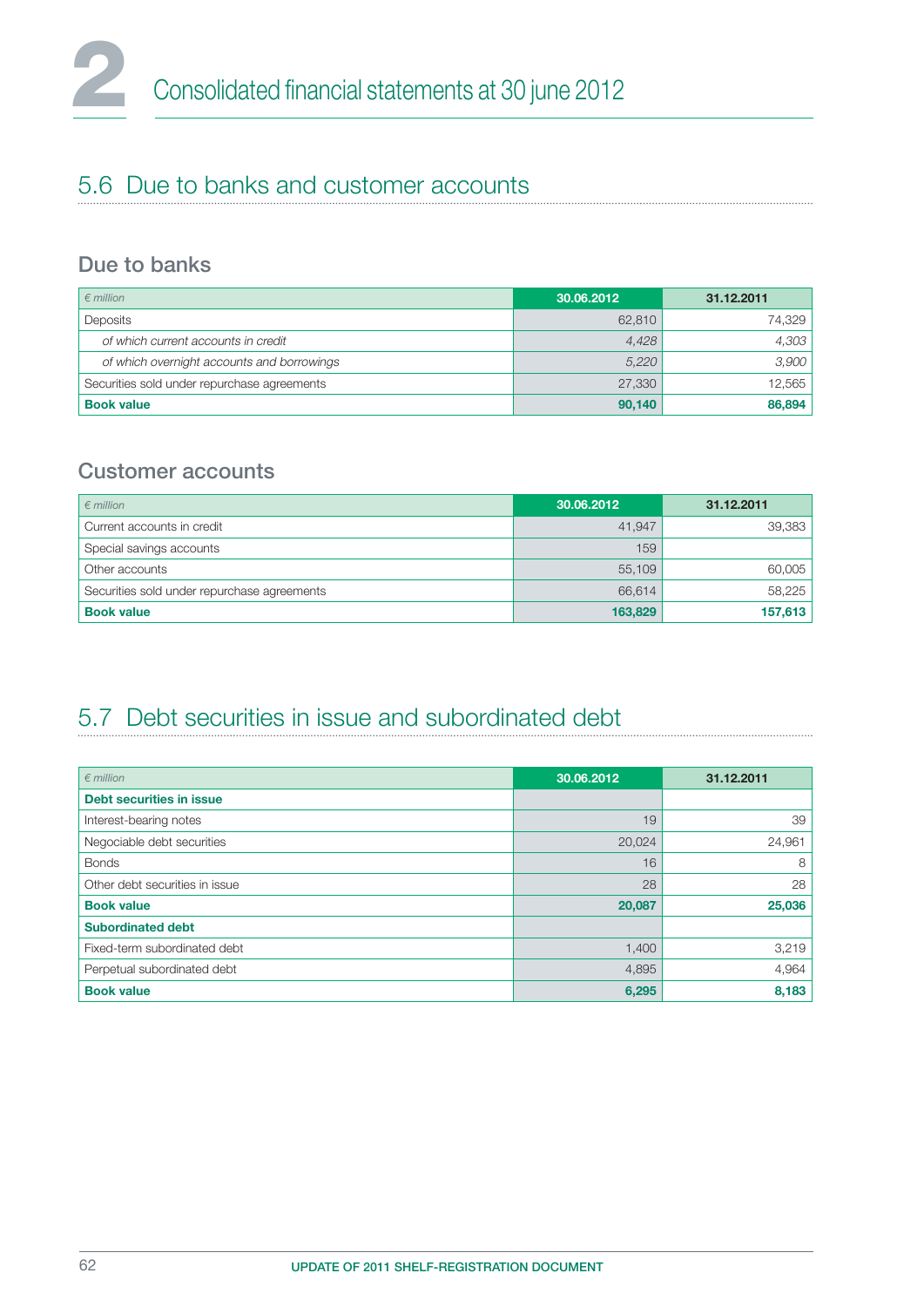## 5.6 Due to banks and customer accounts

### Due to banks

| *€ million* | 30.06.2012 | 31.12.2011 |
|---|---|---|
| Deposits | 62,810 | 74,329 |
| *of which current accounts in credit* | *4,428* | *4,303* |
| *of which overnight accounts and borrowings* | *5,220* | *3,900* |
| Securities sold under repurchase agreements | 27,330 | 12,565 |
| **Book value** | **90,140** | **86,894** |

### Customer accounts

| *€ million* | 30.06.2012 | 31.12.2011 |
|---|---|---|
| Current accounts in credit | 41,947 | 39,383 |
| Special savings accounts | 159 | |
| Other accounts | 55,109 | 60,005 |
| Securities sold under repurchase agreements | 66,614 | 58,225 |
| **Book value** | **163,829** | **157,613** |

## 5.7 Debt securities in issue and subordinated debt

| *€ million* | 30.06.2012 | 31.12.2011 |
|---|---|---|
| **Debt securities in issue** | | |
| Interest-bearing notes | 19 | 39 |
| Negociable debt securities | 20,024 | 24,961 |
| Bonds | 16 | 8 |
| Other debt securities in issue | 28 | 28 |
| **Book value** | **20,087** | **25,036** |
| **Subordinated debt** | | |
| Fixed-term subordinated debt | 1,400 | 3,219 |
| Perpetual subordinated debt | 4,895 | 4,964 |
| **Book value** | **6,295** | **8,183** |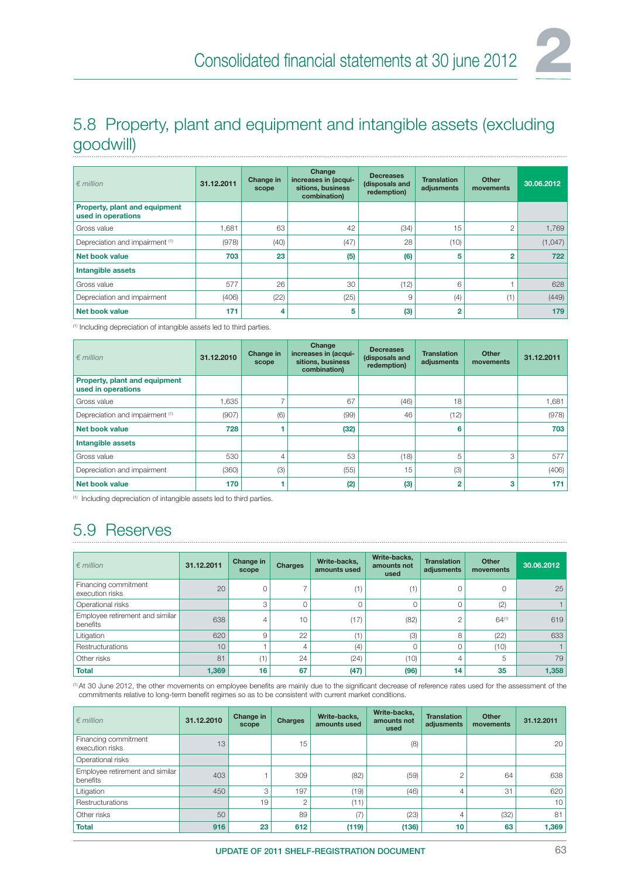## 5.8 Property, plant and equipment and intangible assets (excluding goodwill)

| *€ million* | 31.12.2011 | Change in scope | Change increases in (acquisitions, business combination) | Decreases (disposals and redemption) | Translation adjusments | Other movements | 30.06.2012 |
|---|---|---|---|---|---|---|---|
| **Property, plant and equipment used in operations** | | | | | | | |
| Gross value | 1,681 | 63 | 42 | (34) | 15 | 2 | 1,769 |
| Depreciation and impairment [(1)] | (978) | (40) | (47) | 28 | (10) | | (1,047) |
| **Net book value** | **703** | **23** | **(5)** | **(6)** | **5** | **2** | **722** |
| **Intangible assets** | | | | | | | |
| Gross value | 577 | 26 | 30 | (12) | 6 | 1 | 628 |
| Depreciation and impairment | (406) | (22) | (25) | 9 | (4) | (1) | (449) |
| **Net book value** | **171** | **4** | **5** | **(3)** | **2** | | **179** |

[(1)] Including depreciation of intangible assets led to third parties.

| *€ million* | 31.12.2010 | Change in scope | Change increases in (acquisitions, business combination) | Decreases (disposals and redemption) | Translation adjusments | Other movements | 31.12.2011 |
|---|---|---|---|---|---|---|---|
| **Property, plant and equipment used in operations** | | | | | | | |
| Gross value | 1,635 | 7 | 67 | (46) | 18 | | 1,681 |
| Depreciation and impairment [(1)] | (907) | (6) | (99) | 46 | (12) | | (978) |
| **Net book value** | **728** | **1** | **(32)** | | **6** | | **703** |
| **Intangible assets** | | | | | | | |
| Gross value | 530 | 4 | 53 | (18) | 5 | 3 | 577 |
| Depreciation and impairment | (360) | (3) | (55) | 15 | (3) | | (406) |
| **Net book value** | **170** | **1** | **(2)** | **(3)** | **2** | **3** | **171** |

[(1)] Including depreciation of intangible assets led to third parties.

## 5.9 Reserves

| *€ million* | 31.12.2011 | Change in scope | Charges | Write-backs, amounts used | Write-backs, amounts not used | Translation adjusments | Other movements | 30.06.2012 |
|---|---|---|---|---|---|---|---|---|
| Financing commitment execution risks | 20 | 0 | 7 | (1) | (1) | 0 | 0 | 25 |
| Operational risks | | 3 | 0 | 0 | 0 | 0 | (2) | 1 |
| Employee retirement and similar benefits | 638 | 4 | 10 | (17) | (82) | 2 | 64[(1)] | 619 |
| Litigation | 620 | 9 | 22 | (1) | (3) | 8 | (22) | 633 |
| Restructurations | 10 | 1 | 4 | (4) | 0 | 0 | (10) | 1 |
| Other risks | 81 | (1) | 24 | (24) | (10) | 4 | 5 | 79 |
| **Total** | **1,369** | **16** | **67** | **(47)** | **(96)** | **14** | **35** | **1,358** |

[(1)] At 30 June 2012, the other movements on employee benefits are mainly due to the significant decrease of reference rates used for the assessment of the commitments relative to long-term benefit regimes so as to be consistent with current market conditions.

| *€ million* | 31.12.2010 | Change in scope | Charges | Write-backs, amounts used | Write-backs, amounts not used | Translation adjusments | Other movements | 31.12.2011 |
|---|---|---|---|---|---|---|---|---|
| Financing commitment execution risks | 13 | | 15 | | (8) | | | 20 |
| Operational risks | | | | | | | | |
| Employee retirement and similar benefits | 403 | 1 | 309 | (82) | (59) | 2 | 64 | 638 |
| Litigation | 450 | 3 | 197 | (19) | (46) | 4 | 31 | 620 |
| Restructurations | | 19 | 2 | (11) | | | | 10 |
| Other risks | 50 | | 89 | (7) | (23) | 4 | (32) | 81 |
| **Total** | **916** | **23** | **612** | **(119)** | **(136)** | **10** | **63** | **1,369** |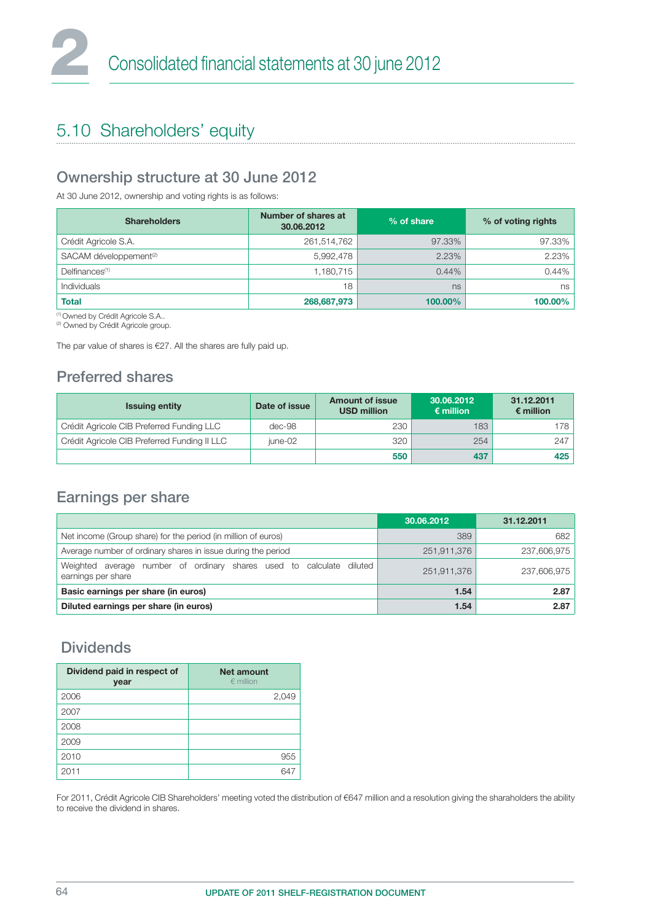## 5.10 Shareholders' equity

### Ownership structure at 30 June 2012

At 30 June 2012, ownership and voting rights is as follows:

| Shareholders | Number of shares at 30.06.2012 | % of share | % of voting rights |
|---|---|---|---|
| Crédit Agricole S.A. | 261,514,762 | 97.33% | 97.33% |
| SACAM développement[2] | 5,992,478 | 2.23% | 2.23% |
| Delfinances[1] | 1,180,715 | 0.44% | 0.44% |
| Individuals | 18 | ns | ns |
| **Total** | **268,687,973** | **100.00%** | **100.00%** |

[1] Owned by Crédit Agricole S.A..
[2] Owned by Crédit Agricole group.

The par value of shares is €27. All the shares are fully paid up.

### Preferred shares

| Issuing entity | Date of issue | Amount of issue USD million | 30.06.2012 € million | 31.12.2011 € million |
|---|---|---|---|---|
| Crédit Agricole CIB Preferred Funding LLC | dec-98 | 230 | 183 | 178 |
| Crédit Agricole CIB Preferred Funding II LLC | june-02 | 320 | 254 | 247 |
| | | **550** | **437** | **425** |

### Earnings per share

| | 30.06.2012 | 31.12.2011 |
|---|---|---|
| Net income (Group share) for the period (in million of euros) | 389 | 682 |
| Average number of ordinary shares in issue during the period | 251,911,376 | 237,606,975 |
| Weighted average number of ordinary shares used to calculate diluted earnings per share | 251,911,376 | 237,606,975 |
| **Basic earnings per share (in euros)** | **1.54** | **2.87** |
| **Diluted earnings per share (in euros)** | **1.54** | **2.87** |

### Dividends

| Dividend paid in respect of year | Net amount € million |
|---|---|
| 2006 | 2,049 |
| 2007 | |
| 2008 | |
| 2009 | |
| 2010 | 955 |
| 2011 | 647 |

For 2011, Crédit Agricole CIB Shareholders' meeting voted the distribution of €647 million and a resolution giving the sharaholders the ability to receive the dividend in shares.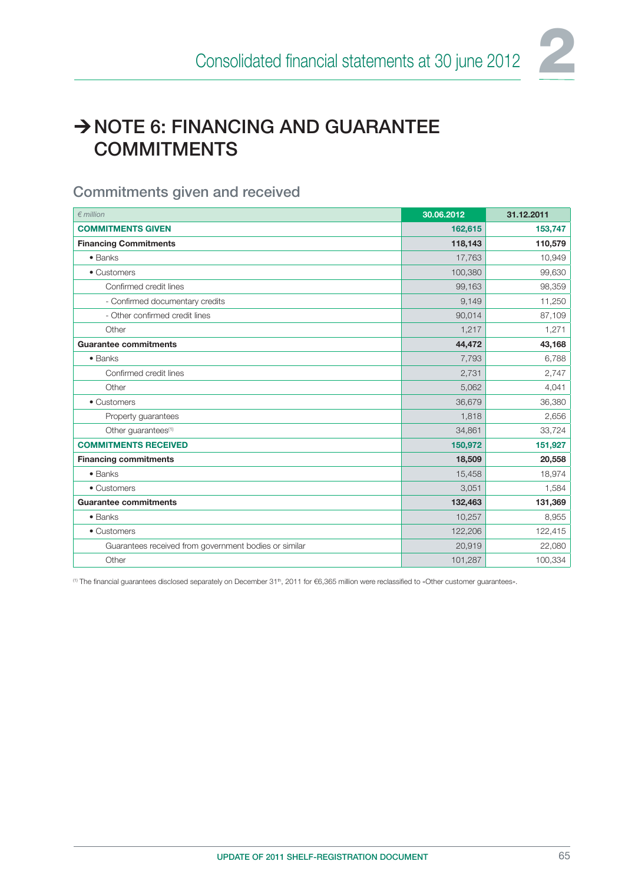# → NOTE 6: FINANCING AND GUARANTEE COMMITMENTS

## Commitments given and received

| *€ million* | 30.06.2012 | 31.12.2011 |
|---|---|---|
| **COMMITMENTS GIVEN** | **162,615** | **153,747** |
| **Financing Commitments** | **118,143** | **110,579** |
| • Banks | 17,763 | 10,949 |
| • Customers | 100,380 | 99,630 |
| Confirmed credit lines | 99,163 | 98,359 |
| - Confirmed documentary credits | 9,149 | 11,250 |
| - Other confirmed credit lines | 90,014 | 87,109 |
| Other | 1,217 | 1,271 |
| **Guarantee commitments** | **44,472** | **43,168** |
| • Banks | 7,793 | 6,788 |
| Confirmed credit lines | 2,731 | 2,747 |
| Other | 5,062 | 4,041 |
| • Customers | 36,679 | 36,380 |
| Property guarantees | 1,818 | 2,656 |
| Other guarantees[1] | 34,861 | 33,724 |
| **COMMITMENTS RECEIVED** | **150,972** | **151,927** |
| **Financing commitments** | **18,509** | **20,558** |
| • Banks | 15,458 | 18,974 |
| • Customers | 3,051 | 1,584 |
| **Guarantee commitments** | **132,463** | **131,369** |
| • Banks | 10,257 | 8,955 |
| • Customers | 122,206 | 122,415 |
| Guarantees received from government bodies or similar | 20,919 | 22,080 |
| Other | 101,287 | 100,334 |

[1] The financial guarantees disclosed separately on December 31th, 2011 for €6,365 million were reclassified to «Other customer guarantees».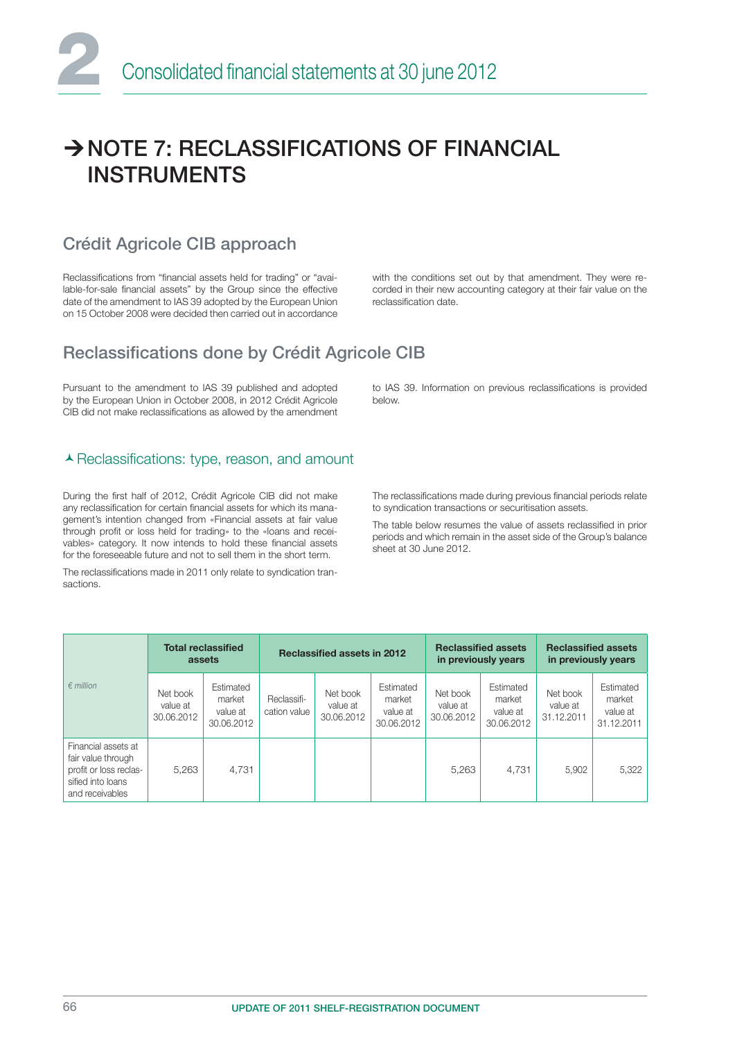# → NOTE 7: RECLASSIFICATIONS OF FINANCIAL INSTRUMENTS

## Crédit Agricole CIB approach

Reclassifications from "financial assets held for trading" or "available-for-sale financial assets" by the Group since the effective date of the amendment to IAS 39 adopted by the European Union on 15 October 2008 were decided then carried out in accordance with the conditions set out by that amendment. They were recorded in their new accounting category at their fair value on the reclassification date.

## Reclassifications done by Crédit Agricole CIB

Pursuant to the amendment to IAS 39 published and adopted by the European Union in October 2008, in 2012 Crédit Agricole CIB did not make reclassifications as allowed by the amendment to IAS 39. Information on previous reclassifications is provided below.

### Reclassifications: type, reason, and amount

During the first half of 2012, Crédit Agricole CIB did not make any reclassification for certain financial assets for which its management's intention changed from «Financial assets at fair value through profit or loss held for trading» to the «loans and receivables» category. It now intends to hold these financial assets for the foreseeable future and not to sell them in the short term.

The reclassifications made in 2011 only relate to syndication transactions.

The reclassifications made during previous financial periods relate to syndication transactions or securitisation assets.

The table below resumes the value of assets reclassified in prior periods and which remain in the asset side of the Group's balance sheet at 30 June 2012.

| *€ million* | **Total reclassified assets** | | **Reclassified assets in 2012** | | | **Reclassified assets in previously years** | | **Reclassified assets in previously years** | |
|---|---|---|---|---|---|---|---|---|---|
| | Net book value at 30.06.2012 | Estimated market value at 30.06.2012 | Reclassification value | Net book value at 30.06.2012 | Estimated market value at 30.06.2012 | Net book value at 30.06.2012 | Estimated market value at 30.06.2012 | Net book value at 31.12.2011 | Estimated market value at 31.12.2011 |
| Financial assets at fair value through profit or loss reclassified into loans and receivables | 5,263 | 4,731 | | | | 5,263 | 4,731 | 5,902 | 5,322 |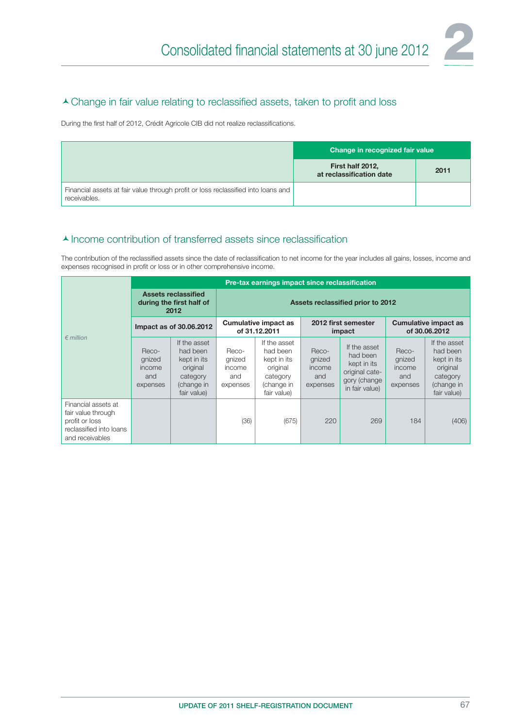### Change in fair value relating to reclassified assets, taken to profit and loss

During the first half of 2012, Crédit Agricole CIB did not realize reclassifications.

| | Change in recognized fair value | |
|---|---|---|
| | First half 2012, at reclassification date | 2011 |
| Financial assets at fair value through profit or loss reclassified into loans and receivables. | | |

### Income contribution of transferred assets since reclassification

The contribution of the reclassified assets since the date of reclassification to net income for the year includes all gains, losses, income and expenses recognised in profit or loss or in other comprehensive income.

| *€ million* | Pre-tax earnings impact since reclassification | | | | | | | |
|---|---|---|---|---|---|---|---|---|
| | Assets reclassified during the first half of 2012 | | Assets reclassified prior to 2012 | | | | | |
| | Impact as of 30.06.2012 | | Cumulative impact as of 31.12.2011 | | 2012 first semester impact | | Cumulative impact as of 30.06.2012 | |
| | Recognized income and expenses | If the asset had been kept in its original category (change in fair value) | Recognized income and expenses | If the asset had been kept in its original category (change in fair value) | Recognized income and expenses | If the asset had been kept in its original category (change in fair value) | Recognized income and expenses | If the asset had been kept in its original category (change in fair value) |
| Financial assets at fair value through profit or loss reclassified into loans and receivables | | | (36) | (675) | 220 | 269 | 184 | (406) |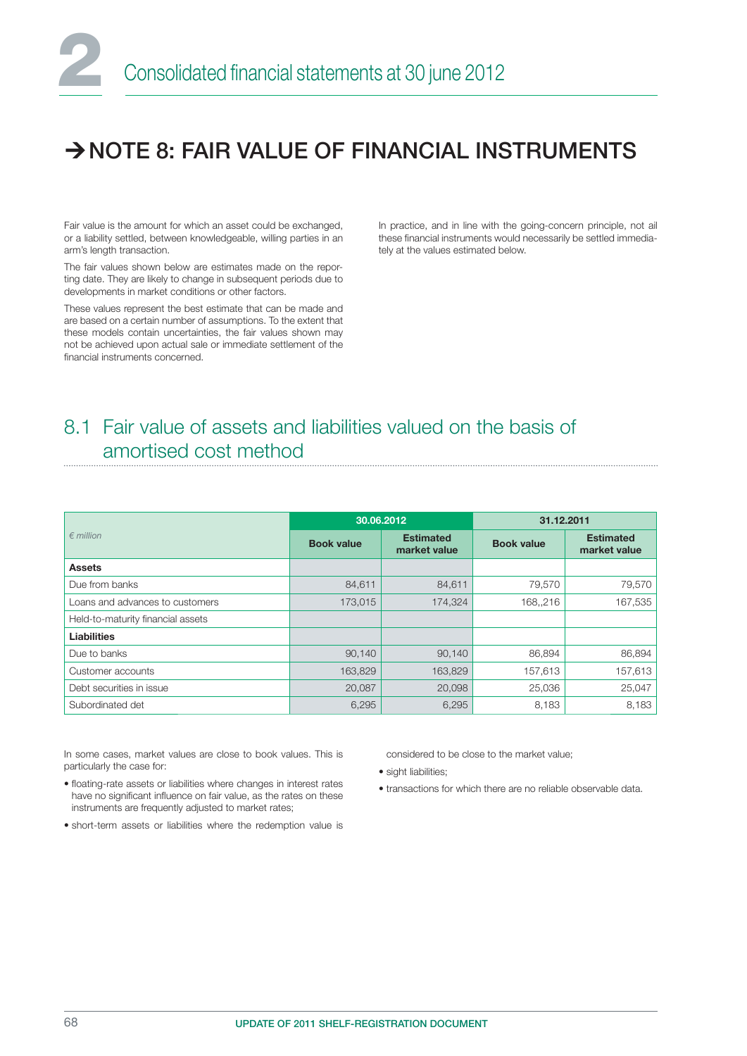# → NOTE 8: FAIR VALUE OF FINANCIAL INSTRUMENTS

Fair value is the amount for which an asset could be exchanged, or a liability settled, between knowledgeable, willing parties in an arm's length transaction.

The fair values shown below are estimates made on the reporting date. They are likely to change in subsequent periods due to developments in market conditions or other factors.

These values represent the best estimate that can be made and are based on a certain number of assumptions. To the extent that these models contain uncertainties, the fair values shown may not be achieved upon actual sale or immediate settlement of the financial instruments concerned.

In practice, and in line with the going-concern principle, not all these financial instruments would necessarily be settled immediately at the values estimated below.

## 8.1 Fair value of assets and liabilities valued on the basis of amortised cost method

| *€ million* | 30.06.2012 | | 31.12.2011 | |
|---|---|---|---|---|
| | **Book value** | **Estimated market value** | **Book value** | **Estimated market value** |
| **Assets** | | | | |
| Due from banks | 84,611 | 84,611 | 79,570 | 79,570 |
| Loans and advances to customers | 173,015 | 174,324 | 168,,216 | 167,535 |
| Held-to-maturity financial assets | | | | |
| **Liabilities** | | | | |
| Due to banks | 90,140 | 90,140 | 86,894 | 86,894 |
| Customer accounts | 163,829 | 163,829 | 157,613 | 157,613 |
| Debt securities in issue | 20,087 | 20,098 | 25,036 | 25,047 |
| Subordinated det | 6,295 | 6,295 | 8,183 | 8,183 |

In some cases, market values are close to book values. This is particularly the case for:

- floating-rate assets or liabilities where changes in interest rates have no significant influence on fair value, as the rates on these instruments are frequently adjusted to market rates;
- short-term assets or liabilities where the redemption value is considered to be close to the market value;
- sight liabilities;
- transactions for which there are no reliable observable data.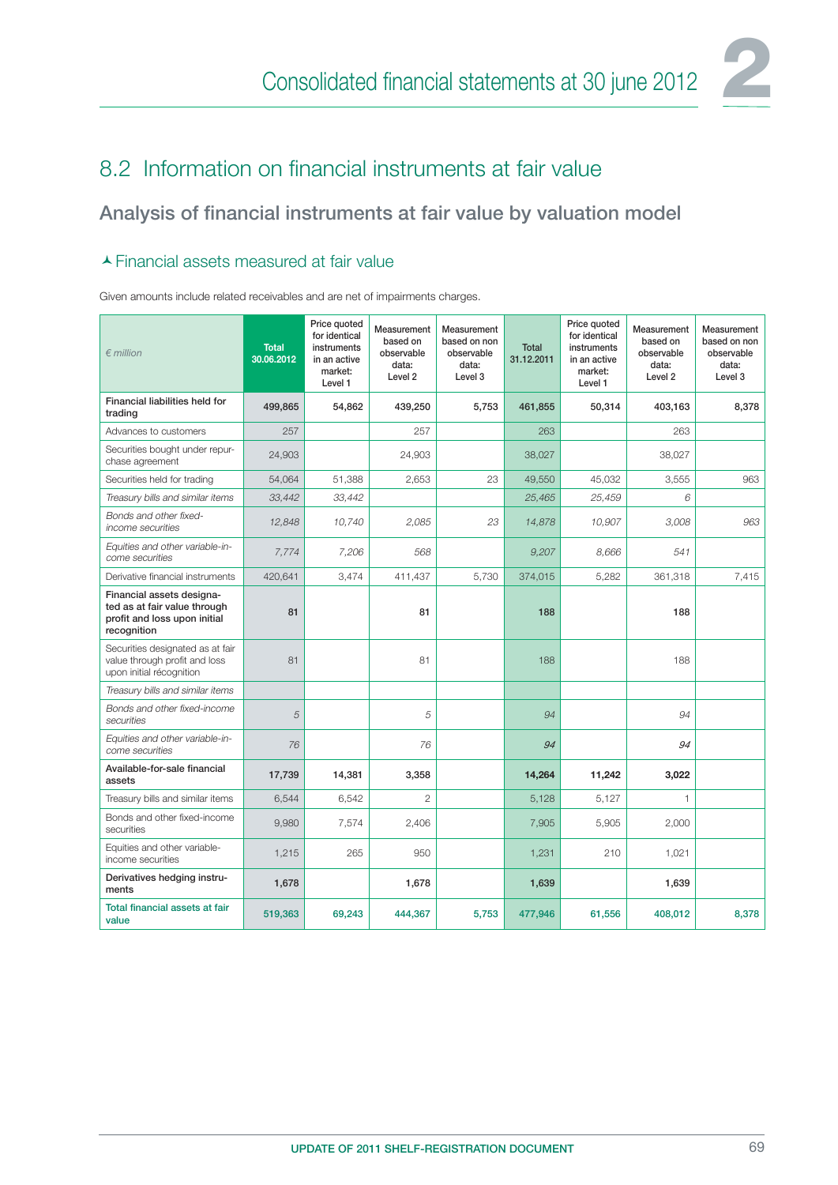## 8.2 Information on financial instruments at fair value

### Analysis of financial instruments at fair value by valuation model

#### Financial assets measured at fair value

Given amounts include related receivables and are net of impairments charges.

| *€ million* | Total 30.06.2012 | Price quoted for identical instruments in an active market: Level 1 | Measurement based on observable data: Level 2 | Measurement based on non observable data: Level 3 | Total 31.12.2011 | Price quoted for identical instruments in an active market: Level 1 | Measurement based on observable data: Level 2 | Measurement based on non observable data: Level 3 |
|---|---|---|---|---|---|---|---|---|
| **Financial liabilities held for trading** | **499,865** | **54,862** | **439,250** | **5,753** | **461,855** | **50,314** | **403,163** | **8,378** |
| Advances to customers | 257 | | 257 | | 263 | | 263 | |
| Securities bought under repurchase agreement | 24,903 | | 24,903 | | 38,027 | | 38,027 | |
| Securities held for trading | 54,064 | 51,388 | 2,653 | 23 | 49,550 | 45,032 | 3,555 | 963 |
| *Treasury bills and similar items* | *33,442* | *33,442* | | | *25,465* | *25,459* | *6* | |
| *Bonds and other fixed-income securities* | *12,848* | *10,740* | *2,085* | *23* | *14,878* | *10,907* | *3,008* | *963* |
| *Equities and other variable-income securities* | *7,774* | *7,206* | *568* | | *9,207* | *8,666* | *541* | |
| Derivative financial instruments | 420,641 | 3,474 | 411,437 | 5,730 | 374,015 | 5,282 | 361,318 | 7,415 |
| **Financial assets designated as at fair value through profit and loss upon initial recognition** | **81** | | **81** | | **188** | | **188** | |
| Securities designated as at fair value through profit and loss upon initial récognition | 81 | | 81 | | 188 | | 188 | |
| *Treasury bills and similar items* | | | | | | | | |
| *Bonds and other fixed-income securities* | *5* | | *5* | | *94* | | *94* | |
| *Equities and other variable-income securities* | *76* | | *76* | | *94* | | *94* | |
| **Available-for-sale financial assets** | **17,739** | **14,381** | **3,358** | | **14,264** | **11,242** | **3,022** | |
| Treasury bills and similar items | 6,544 | 6,542 | 2 | | 5,128 | 5,127 | 1 | |
| Bonds and other fixed-income securities | 9,980 | 7,574 | 2,406 | | 7,905 | 5,905 | 2,000 | |
| Equities and other variable-income securities | 1,215 | 265 | 950 | | 1,231 | 210 | 1,021 | |
| **Derivatives hedging instruments** | **1,678** | | **1,678** | | **1,639** | | **1,639** | |
| **Total financial assets at fair value** | **519,363** | **69,243** | **444,367** | **5,753** | **477,946** | **61,556** | **408,012** | **8,378** |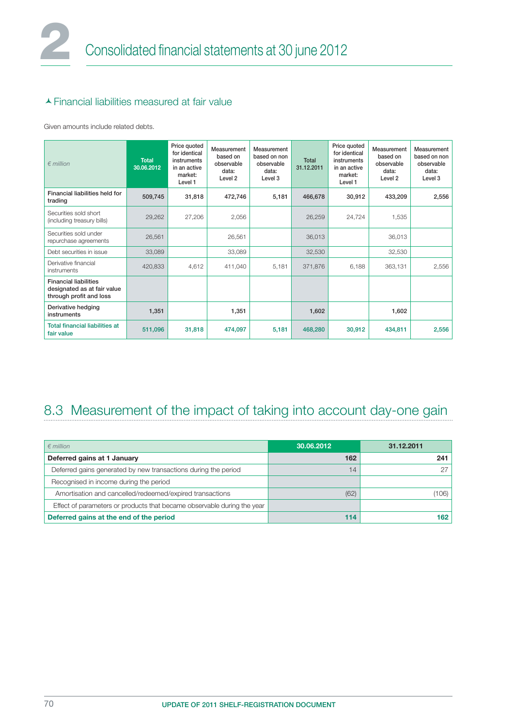## Financial liabilities measured at fair value

Given amounts include related debts.

| € million | Total 30.06.2012 | Price quoted for identical instruments in an active market: Level 1 | Measurement based on observable data: Level 2 | Measurement based on non observable data: Level 3 | Total 31.12.2011 | Price quoted for identical instruments in an active market: Level 1 | Measurement based on observable data: Level 2 | Measurement based on non observable data: Level 3 |
|---|---|---|---|---|---|---|---|---|
| **Financial liabilities held for trading** | **509,745** | **31,818** | **472,746** | **5,181** | **466,678** | **30,912** | **433,209** | **2,556** |
| Securities sold short (including treasury bills) | 29,262 | 27,206 | 2,056 | | 26,259 | 24,724 | 1,535 | |
| Securities sold under repurchase agreements | 26,561 | | 26,561 | | 36,013 | | 36,013 | |
| Debt securities in issue | 33,089 | | 33,089 | | 32,530 | | 32,530 | |
| Derivative financial instruments | 420,833 | 4,612 | 411,040 | 5,181 | 371,876 | 6,188 | 363,131 | 2,556 |
| **Financial liabilities designated as at fair value through profit and loss** | | | | | | | | |
| **Derivative hedging instruments** | **1,351** | | **1,351** | | **1,602** | | **1,602** | |
| **Total financial liabilities at fair value** | **511,096** | **31,818** | **474,097** | **5,181** | **468,280** | **30,912** | **434,811** | **2,556** |

## 8.3 Measurement of the impact of taking into account day-one gain

| € million | 30.06.2012 | 31.12.2011 |
|---|---|---|
| **Deferred gains at 1 January** | **162** | **241** |
| Deferred gains generated by new transactions during the period | 14 | 27 |
| Recognised in income during the period | | |
| Amortisation and cancelled/redeemed/expired transactions | (62) | (106) |
| Effect of parameters or products that became observable during the year | | |
| **Deferred gains at the end of the period** | **114** | **162** |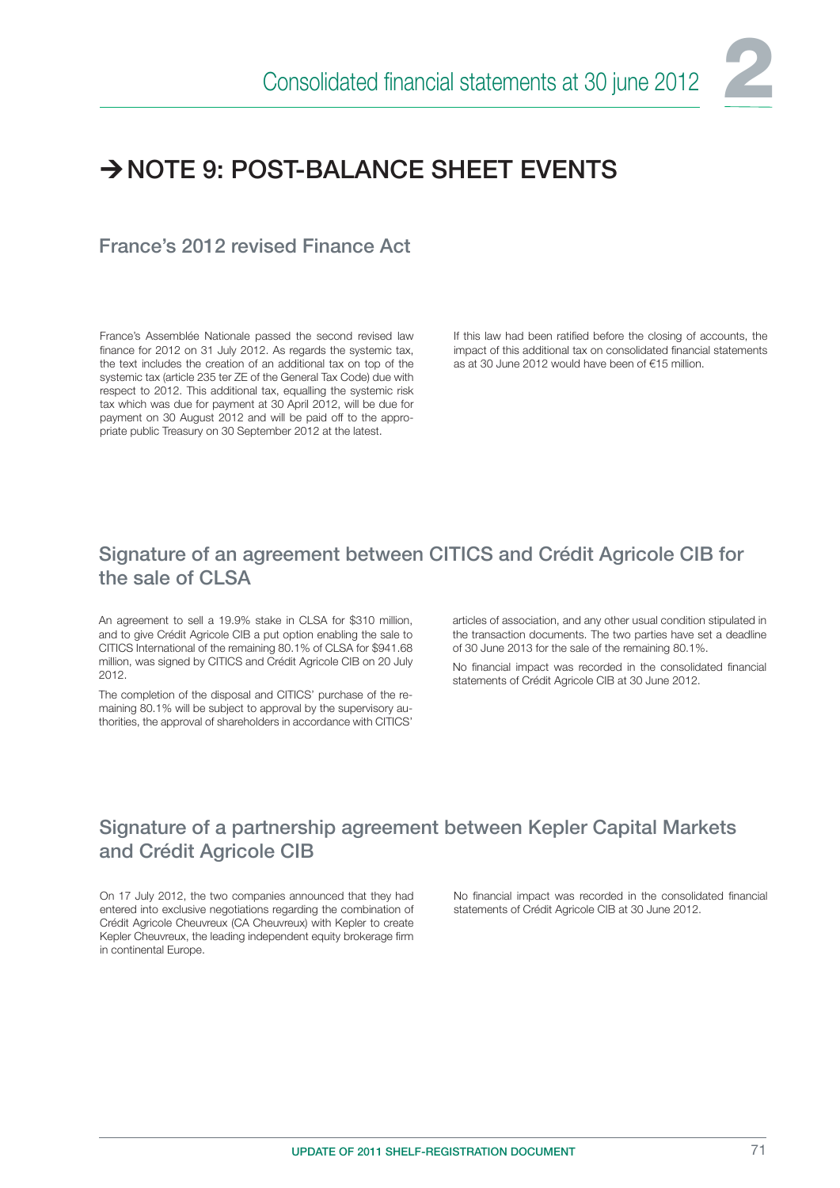# ➔ NOTE 9: POST-BALANCE SHEET EVENTS

## France's 2012 revised Finance Act

France's Assemblée Nationale passed the second revised law finance for 2012 on 31 July 2012. As regards the systemic tax, the text includes the creation of an additional tax on top of the systemic tax (article 235 ter ZE of the General Tax Code) due with respect to 2012. This additional tax, equalling the systemic risk tax which was due for payment at 30 April 2012, will be due for payment on 30 August 2012 and will be paid off to the appropriate public Treasury on 30 September 2012 at the latest.

If this law had been ratified before the closing of accounts, the impact of this additional tax on consolidated financial statements as at 30 June 2012 would have been of €15 million.

## Signature of an agreement between CITICS and Crédit Agricole CIB for the sale of CLSA

An agreement to sell a 19.9% stake in CLSA for \$310 million, and to give Crédit Agricole CIB a put option enabling the sale to CITICS International of the remaining 80.1% of CLSA for \$941.68 million, was signed by CITICS and Crédit Agricole CIB on 20 July 2012.

The completion of the disposal and CITICS' purchase of the remaining 80.1% will be subject to approval by the supervisory authorities, the approval of shareholders in accordance with CITICS' articles of association, and any other usual condition stipulated in the transaction documents. The two parties have set a deadline of 30 June 2013 for the sale of the remaining 80.1%.

No financial impact was recorded in the consolidated financial statements of Crédit Agricole CIB at 30 June 2012.

## Signature of a partnership agreement between Kepler Capital Markets and Crédit Agricole CIB

On 17 July 2012, the two companies announced that they had entered into exclusive negotiations regarding the combination of Crédit Agricole Cheuvreux (CA Cheuvreux) with Kepler to create Kepler Cheuvreux, the leading independent equity brokerage firm in continental Europe.

No financial impact was recorded in the consolidated financial statements of Crédit Agricole CIB at 30 June 2012.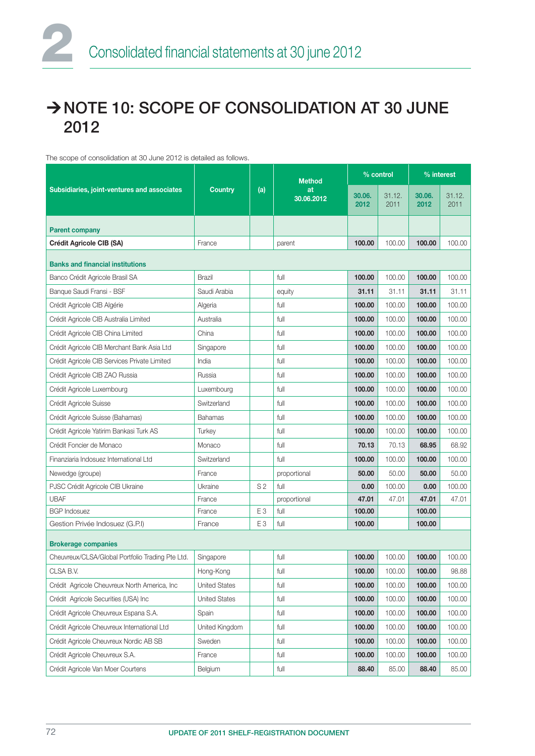# ➔ NOTE 10: SCOPE OF CONSOLIDATION AT 30 JUNE 2012

The scope of consolidation at 30 June 2012 is detailed as follows.

| Subsidiaries, joint-ventures and associates | Country | (a) | Method at 30.06.2012 | % control | | % interest | |
|---|---|---|---|---|---|---|---|
| | | | | 30.06. 2012 | 31.12. 2011 | 30.06. 2012 | 31.12. 2011 |
| **Parent company** | | | | | | | |
| **Crédit Agricole CIB (SA)** | France | | parent | **100.00** | 100.00 | **100.00** | 100.00 |
| **Banks and financial institutions** | | | | | | | |
| Banco Crédit Agricole Brasil SA | Brazil | | full | **100.00** | 100.00 | **100.00** | 100.00 |
| Banque Saudi Fransi - BSF | Saudi Arabia | | equity | **31.11** | 31.11 | **31.11** | 31.11 |
| Crédit Agricole CIB Algérie | Algeria | | full | **100.00** | 100.00 | **100.00** | 100.00 |
| Crédit Agricole CIB Australia Limited | Australia | | full | **100.00** | 100.00 | **100.00** | 100.00 |
| Crédit Agricole CIB China Limited | China | | full | **100.00** | 100.00 | **100.00** | 100.00 |
| Crédit Agricole CIB Merchant Bank Asia Ltd | Singapore | | full | **100.00** | 100.00 | **100.00** | 100.00 |
| Crédit Agricole CIB Services Private Limited | India | | full | **100.00** | 100.00 | **100.00** | 100.00 |
| Crédit Agricole CIB ZAO Russia | Russia | | full | **100.00** | 100.00 | **100.00** | 100.00 |
| Crédit Agricole Luxembourg | Luxembourg | | full | **100.00** | 100.00 | **100.00** | 100.00 |
| Crédit Agricole Suisse | Switzerland | | full | **100.00** | 100.00 | **100.00** | 100.00 |
| Crédit Agricole Suisse (Bahamas) | Bahamas | | full | **100.00** | 100.00 | **100.00** | 100.00 |
| Crédit Agricole Yatirim Bankasi Turk AS | Turkey | | full | **100.00** | 100.00 | **100.00** | 100.00 |
| Crédit Foncier de Monaco | Monaco | | full | **70.13** | 70.13 | **68.95** | 68.92 |
| Finanziaria Indosuez International Ltd | Switzerland | | full | **100.00** | 100.00 | **100.00** | 100.00 |
| Newedge (groupe) | France | | proportional | **50.00** | 50.00 | **50.00** | 50.00 |
| PJSC Crédit Agricole CIB Ukraine | Ukraine | S 2 | full | **0.00** | 100.00 | **0.00** | 100.00 |
| UBAF | France | | proportional | **47.01** | 47.01 | **47.01** | 47.01 |
| BGP Indosuez | France | E 3 | full | **100.00** | | **100.00** | |
| Gestion Privée Indosuez (G.P.I) | France | E 3 | full | **100.00** | | **100.00** | |
| **Brokerage companies** | | | | | | | |
| Cheuvreux/CLSA/Global Portfolio Trading Pte Ltd. | Singapore | | full | **100.00** | 100.00 | **100.00** | 100.00 |
| CLSA B.V. | Hong-Kong | | full | **100.00** | 100.00 | **100.00** | 98.88 |
| Crédit Agricole Cheuvreux North America, Inc | United States | | full | **100.00** | 100.00 | **100.00** | 100.00 |
| Crédit Agricole Securities (USA) Inc | United States | | full | **100.00** | 100.00 | **100.00** | 100.00 |
| Crédit Agricole Cheuvreux Espana S.A. | Spain | | full | **100.00** | 100.00 | **100.00** | 100.00 |
| Crédit Agricole Cheuvreux International Ltd | United Kingdom | | full | **100.00** | 100.00 | **100.00** | 100.00 |
| Crédit Agricole Cheuvreux Nordic AB SB | Sweden | | full | **100.00** | 100.00 | **100.00** | 100.00 |
| Crédit Agricole Cheuvreux S.A. | France | | full | **100.00** | 100.00 | **100.00** | 100.00 |
| Crédit Agricole Van Moer Courtens | Belgium | | full | **88.40** | 85.00 | **88.40** | 85.00 |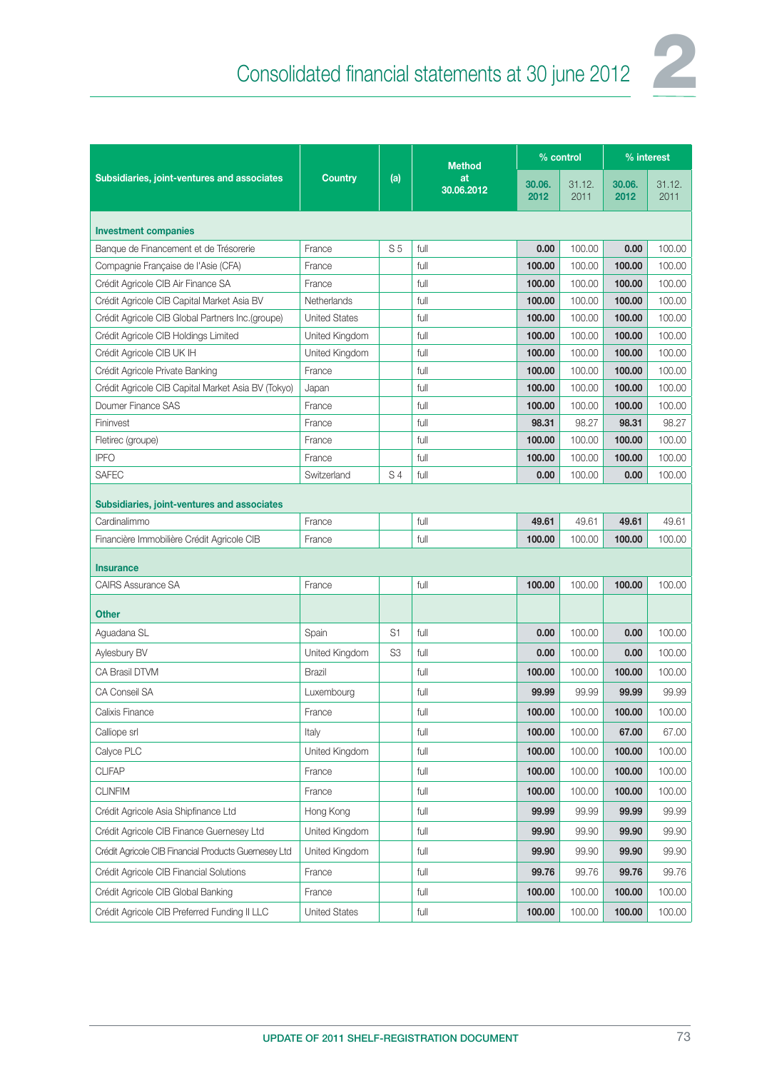| Subsidiaries, joint-ventures and associates | Country | (a) | Method at 30.06.2012 | % control | | % interest | |
|---|---|---|---|---|---|---|---|
| | | | | 30.06. 2012 | 31.12. 2011 | 30.06. 2012 | 31.12. 2011 |
| **Investment companies** | | | | | | | |
| Banque de Financement et de Trésorerie | France | S 5 | full | **0.00** | 100.00 | **0.00** | 100.00 |
| Compagnie Française de l'Asie (CFA) | France | | full | **100.00** | 100.00 | **100.00** | 100.00 |
| Crédit Agricole CIB Air Finance SA | France | | full | **100.00** | 100.00 | **100.00** | 100.00 |
| Crédit Agricole CIB Capital Market Asia BV | Netherlands | | full | **100.00** | 100.00 | **100.00** | 100.00 |
| Crédit Agricole CIB Global Partners Inc.(groupe) | United States | | full | **100.00** | 100.00 | **100.00** | 100.00 |
| Crédit Agricole CIB Holdings Limited | United Kingdom | | full | **100.00** | 100.00 | **100.00** | 100.00 |
| Crédit Agricole CIB UK IH | United Kingdom | | full | **100.00** | 100.00 | **100.00** | 100.00 |
| Crédit Agricole Private Banking | France | | full | **100.00** | 100.00 | **100.00** | 100.00 |
| Crédit Agricole CIB Capital Market Asia BV (Tokyo) | Japan | | full | **100.00** | 100.00 | **100.00** | 100.00 |
| Doumer Finance SAS | France | | full | **100.00** | 100.00 | **100.00** | 100.00 |
| Fininvest | France | | full | **98.31** | 98.27 | **98.31** | 98.27 |
| Fletirec (groupe) | France | | full | **100.00** | 100.00 | **100.00** | 100.00 |
| IPFO | France | | full | **100.00** | 100.00 | **100.00** | 100.00 |
| SAFEC | Switzerland | S 4 | full | **0.00** | 100.00 | **0.00** | 100.00 |
| **Subsidiaries, joint-ventures and associates** | | | | | | | |
| Cardinalimmo | France | | full | **49.61** | 49.61 | **49.61** | 49.61 |
| Financière Immobilière Crédit Agricole CIB | France | | full | **100.00** | 100.00 | **100.00** | 100.00 |
| **Insurance** | | | | | | | |
| CAIRS Assurance SA | France | | full | **100.00** | 100.00 | **100.00** | 100.00 |
| **Other** | | | | | | | |
| Aguadana SL | Spain | S1 | full | **0.00** | 100.00 | **0.00** | 100.00 |
| Aylesbury BV | United Kingdom | S3 | full | **0.00** | 100.00 | **0.00** | 100.00 |
| CA Brasil DTVM | Brazil | | full | **100.00** | 100.00 | **100.00** | 100.00 |
| CA Conseil SA | Luxembourg | | full | **99.99** | 99.99 | **99.99** | 99.99 |
| Calixis Finance | France | | full | **100.00** | 100.00 | **100.00** | 100.00 |
| Calliope srl | Italy | | full | **100.00** | 100.00 | **67.00** | 67.00 |
| Calyce PLC | United Kingdom | | full | **100.00** | 100.00 | **100.00** | 100.00 |
| CLIFAP | France | | full | **100.00** | 100.00 | **100.00** | 100.00 |
| CLINFIM | France | | full | **100.00** | 100.00 | **100.00** | 100.00 |
| Crédit Agricole Asia Shipfinance Ltd | Hong Kong | | full | **99.99** | 99.99 | **99.99** | 99.99 |
| Crédit Agricole CIB Finance Guernesey Ltd | United Kingdom | | full | **99.90** | 99.90 | **99.90** | 99.90 |
| Crédit Agricole CIB Financial Products Guernesey Ltd | United Kingdom | | full | **99.90** | 99.90 | **99.90** | 99.90 |
| Crédit Agricole CIB Financial Solutions | France | | full | **99.76** | 99.76 | **99.76** | 99.76 |
| Crédit Agricole CIB Global Banking | France | | full | **100.00** | 100.00 | **100.00** | 100.00 |
| Crédit Agricole CIB Preferred Funding II LLC | United States | | full | **100.00** | 100.00 | **100.00** | 100.00 |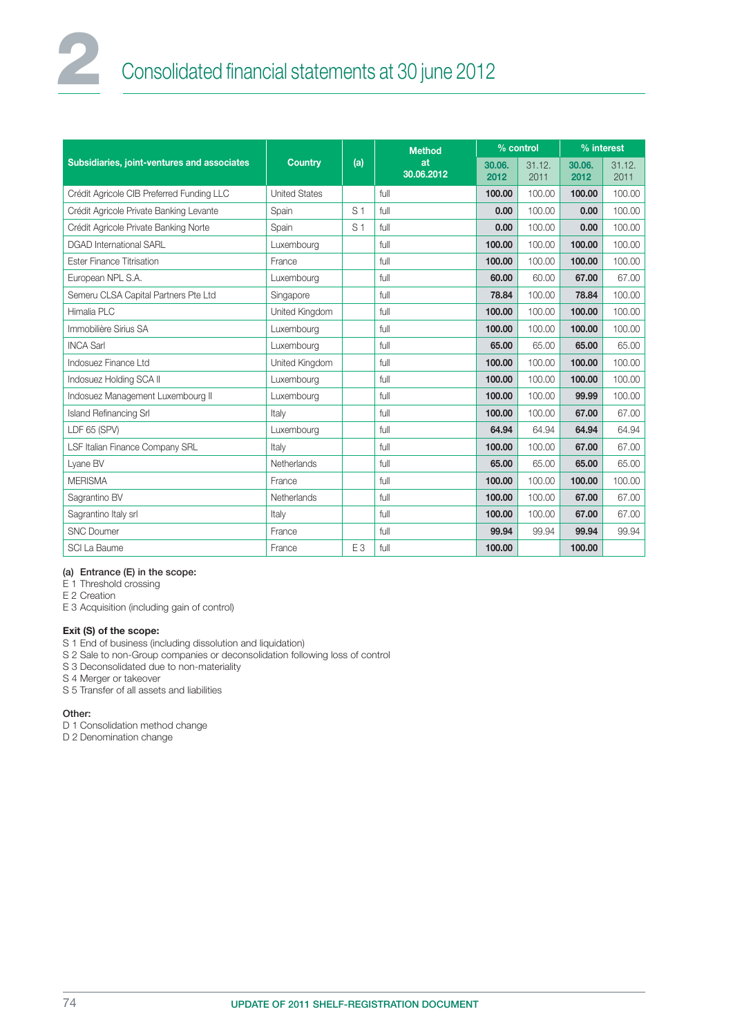| Subsidiaries, joint-ventures and associates | Country | (a) | Method at 30.06.2012 | % control | | % interest | |
|---|---|---|---|---|---|---|---|
| | | | | 30.06.2012 | 31.12.2011 | 30.06.2012 | 31.12.2011 |
| Crédit Agricole CIB Preferred Funding LLC | United States | | full | **100.00** | 100.00 | **100.00** | 100.00 |
| Crédit Agricole Private Banking Levante | Spain | S 1 | full | **0.00** | 100.00 | **0.00** | 100.00 |
| Crédit Agricole Private Banking Norte | Spain | S 1 | full | **0.00** | 100.00 | **0.00** | 100.00 |
| DGAD International SARL | Luxembourg | | full | **100.00** | 100.00 | **100.00** | 100.00 |
| Ester Finance Titrisation | France | | full | **100.00** | 100.00 | **100.00** | 100.00 |
| European NPL S.A. | Luxembourg | | full | **60.00** | 60.00 | **67.00** | 67.00 |
| Semeru CLSA Capital Partners Pte Ltd | Singapore | | full | **78.84** | 100.00 | **78.84** | 100.00 |
| Himalia PLC | United Kingdom | | full | **100.00** | 100.00 | **100.00** | 100.00 |
| Immobilière Sirius SA | Luxembourg | | full | **100.00** | 100.00 | **100.00** | 100.00 |
| INCA Sarl | Luxembourg | | full | **65.00** | 65.00 | **65.00** | 65.00 |
| Indosuez Finance Ltd | United Kingdom | | full | **100.00** | 100.00 | **100.00** | 100.00 |
| Indosuez Holding SCA II | Luxembourg | | full | **100.00** | 100.00 | **100.00** | 100.00 |
| Indosuez Management Luxembourg II | Luxembourg | | full | **100.00** | 100.00 | **99.99** | 100.00 |
| Island Refinancing Srl | Italy | | full | **100.00** | 100.00 | **67.00** | 67.00 |
| LDF 65 (SPV) | Luxembourg | | full | **64.94** | 64.94 | **64.94** | 64.94 |
| LSF Italian Finance Company SRL | Italy | | full | **100.00** | 100.00 | **67.00** | 67.00 |
| Lyane BV | Netherlands | | full | **65.00** | 65.00 | **65.00** | 65.00 |
| MERISMA | France | | full | **100.00** | 100.00 | **100.00** | 100.00 |
| Sagrantino BV | Netherlands | | full | **100.00** | 100.00 | **67.00** | 67.00 |
| Sagrantino Italy srl | Italy | | full | **100.00** | 100.00 | **67.00** | 67.00 |
| SNC Doumer | France | | full | **99.94** | 99.94 | **99.94** | 99.94 |
| SCI La Baume | France | E 3 | full | **100.00** | | **100.00** | |

**(a) Entrance (E) in the scope:**

E 1 Threshold crossing
E 2 Creation
E 3 Acquisition (including gain of control)

**Exit (S) of the scope:**

S 1 End of business (including dissolution and liquidation)
S 2 Sale to non-Group companies or deconsolidation following loss of control
S 3 Deconsolidated due to non-materiality
S 4 Merger or takeover
S 5 Transfer of all assets and liabilities

**Other:**

D 1 Consolidation method change
D 2 Denomination change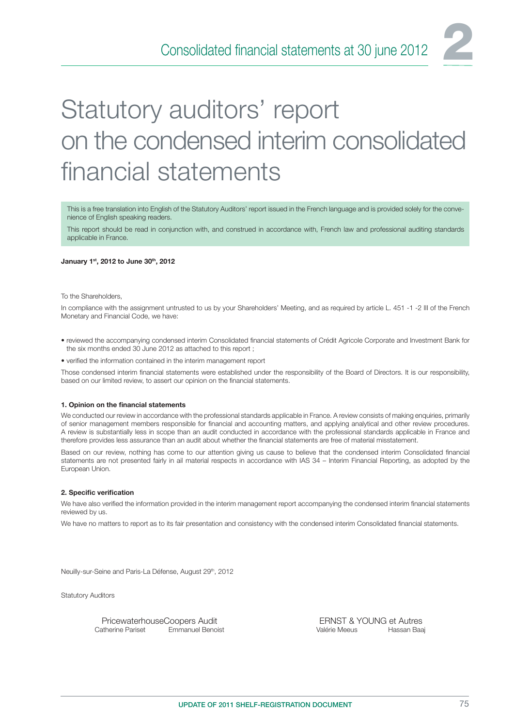# Statutory auditors' report on the condensed interim consolidated financial statements

This is a free translation into English of the Statutory Auditors' report issued in the French language and is provided solely for the convenience of English speaking readers.

This report should be read in conjunction with, and construed in accordance with, French law and professional auditing standards applicable in France.

**January 1st, 2012 to June 30th, 2012**

To the Shareholders,

In compliance with the assignment untrusted to us by your Shareholders' Meeting, and as required by article L. 451 -1 -2 III of the French Monetary and Financial Code, we have:

- reviewed the accompanying condensed interim Consolidated financial statements of Crédit Agricole Corporate and Investment Bank for the six months ended 30 June 2012 as attached to this report ;
- verified the information contained in the interim management report

Those condensed interim financial statements were established under the responsibility of the Board of Directors. It is our responsibility, based on our limited review, to assert our opinion on the financial statements.

**1. Opinion on the financial statements**

We conducted our review in accordance with the professional standards applicable in France. A review consists of making enquiries, primarily of senior management members responsible for financial and accounting matters, and applying analytical and other review procedures. A review is substantially less in scope than an audit conducted in accordance with the professional standards applicable in France and therefore provides less assurance than an audit about whether the financial statements are free of material misstatement.

Based on our review, nothing has come to our attention giving us cause to believe that the condensed interim Consolidated financial statements are not presented fairly in ail material respects in accordance with IAS 34 – Interim Financial Reporting, as adopted by the European Union.

**2. Specific verification**

We have also verified the information provided in the interim management report accompanying the condensed interim financial statements reviewed by us.

We have no matters to report as to its fair presentation and consistency with the condensed interim Consolidated financial statements.

Neuilly-sur-Seine and Paris-La Défense, August 29th, 2012

Statutory Auditors

| PricewaterhouseCoopers Audit | | ERNST & YOUNG et Autres | |
|---|---|---|---|
| Catherine Pariset | Emmanuel Benoist | Valérie Meeus | Hassan Baaj |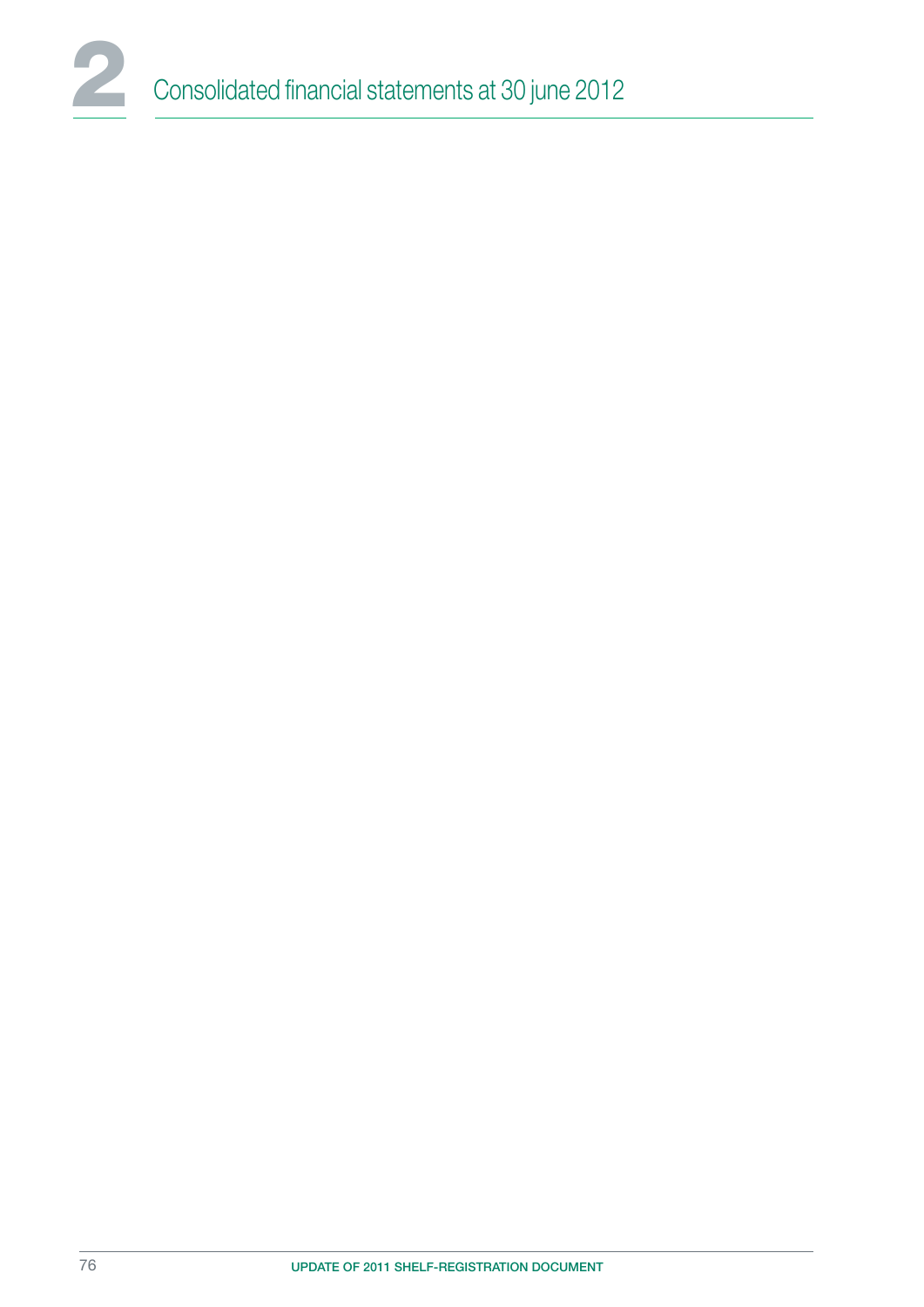# 2 Consolidated financial statements at 30 june 2012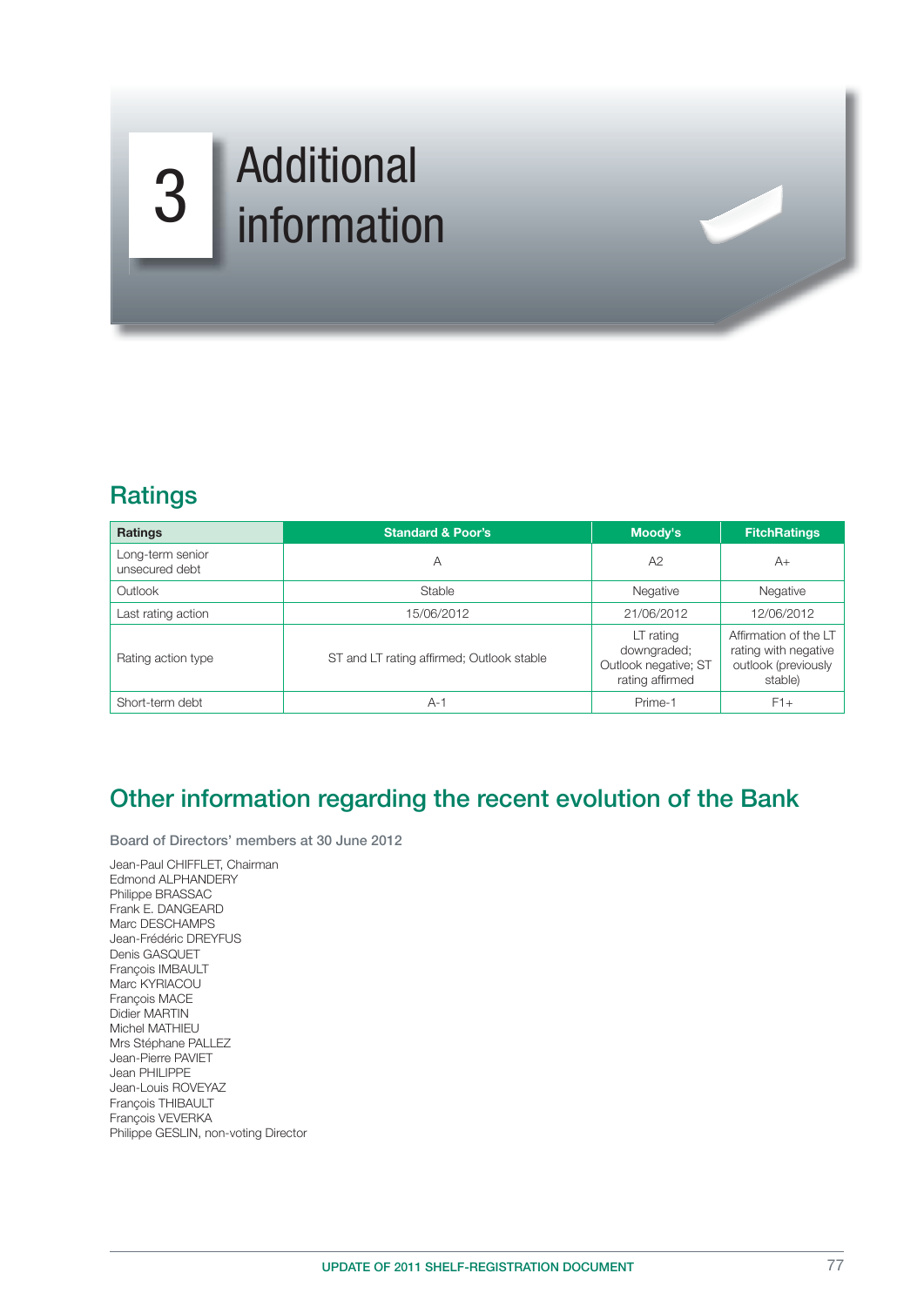# 3 Additional information

## Ratings

| Ratings | Standard & Poor's | Moody's | FitchRatings |
|---|---|---|---|
| Long-term senior unsecured debt | A | A2 | A+ |
| Outlook | Stable | Negative | Negative |
| Last rating action | 15/06/2012 | 21/06/2012 | 12/06/2012 |
| Rating action type | ST and LT rating affirmed; Outlook stable | LT rating downgraded; Outlook negative; ST rating affirmed | Affirmation of the LT rating with negative outlook (previously stable) |
| Short-term debt | A-1 | Prime-1 | F1+ |

## Other information regarding the recent evolution of the Bank

### Board of Directors' members at 30 June 2012

Jean-Paul CHIFFLET, Chairman
Edmond ALPHANDERY
Philippe BRASSAC
Frank E. DANGEARD
Marc DESCHAMPS
Jean-Frédéric DREYFUS
Denis GASQUET
François IMBAULT
Marc KYRIACOU
François MACE
Didier MARTIN
Michel MATHIEU
Mrs Stéphane PALLEZ
Jean-Pierre PAVIET
Jean PHILIPPE
Jean-Louis ROVEYAZ
François THIBAULT
François VEVERKA
Philippe GESLIN, non-voting Director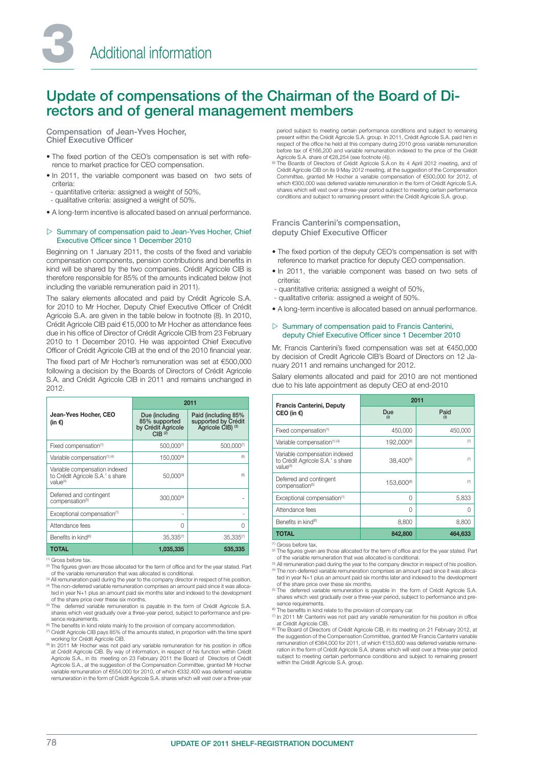# 3 Additional information

## Update of compensations of the Chairman of the Board of Directors and of general management members

### Compensation of Jean-Yves Hocher, Chief Executive Officer

- The fixed portion of the CEO's compensation is set with reference to market practice for CEO compensation.
- In 2011, the variable component was based on two sets of criteria:
  - quantitative criteria: assigned a weight of 50%,
  - qualitative criteria: assigned a weight of 50%.
- A long-term incentive is allocated based on annual performance.

#### ▷ Summary of compensation paid to Jean-Yves Hocher, Chief Executive Officer since 1 December 2010

Beginning on 1 January 2011, the costs of the fixed and variable compensation components, pension contributions and benefits in kind will be shared by the two companies. Crédit Agricole CIB is therefore responsible for 85% of the amounts indicated below (not including the variable remuneration paid in 2011).

The salary elements allocated and paid by Crédit Agricole S.A. for 2010 to Mr Hocher, Deputy Chief Executive Officer of Crédit Agricole S.A. are given in the table below in footnote (8). In 2010, Crédit Agricole CIB paid €15,000 to Mr Hocher as attendance fees due in his office of Director of Crédit Agricole CIB from 23 February 2010 to 1 December 2010. He was appointed Chief Executive Officer of Crédit Agricole CIB at the end of the 2010 financial year.

The fixed part of Mr Hocher's remuneration was set at €500,000 following a decision by the Boards of Directors of Crédit Agricole S.A. and Crédit Agricole CIB in 2011 and remains unchanged in 2012.

| Jean-Yves Hocher, CEO (in €) | 2011 | |
|---|---|---|
| | Due (including 85% supported by Crédit Agricole CIB [2]) | Paid (including 85% supported by Crédit Agricole CIB) [3] |
| Fixed compensation[1] | 500,000[7] | 500,000[7] |
| Variable compensation[1] [4] | 150,000[8] | [8] |
| Variable compensation indexed to Crédit Agricole S.A.' s share value[4] | 50,000[8] | [8] |
| Deferred and contingent compensation[5] | 300,000[8] | - |
| Exceptional compensation[1] | - | - |
| Attendance fees | 0 | 0 |
| Benefits in kind[6] | 35,335[7] | 35,335[7] |
| **TOTAL** | **1,035,335** | **535,335** |

[1] Gross before tax.
[2] The figures given are those allocated for the term of office and for the year stated. Part of the variable remuneration that was allocated is conditional.
[3] All remuneration paid during the year to the company director in respect of his position.
[4] The non-deferred variable remuneration comprises an amount paid since it was allocated in year N+1 plus an amount paid six months later and indexed to the development of the share price over these six months.
[5] The deferred variable remuneration is payable in the form of Crédit Agricole S.A. shares which vest gradually over a three-year period, subject to performance and presence requirements.
[6] The benefits in kind relate mainly to the provision of company accommodation.
[7] Crédit Agricole CIB pays 85% of the amounts stated, in proportion with the time spent working for Crédit Agricole CIB.
[8] In 2011 Mr Hocher was not paid any variable remuneration for his position in office at Crédit Agricole CIB. By way of information, in respect of his function within Crédit Agricole S.A., in its meeting on 23 February 2011 the Board of Directors of Crédit Agricole S.A., at the suggestion of the Compensation Committee, granted Mr Hocher variable remuneration of €554,000 for 2010, of which €332,400 was deferred variable remuneration in the form of Crédit Agricole S.A. shares which will vest over a three-year period subject to meeting certain performance conditions and subject to remaining present within the Crédit Agricole S.A. group. In 2011, Crédit Agricole S.A. paid him in respect of the office he held at this company during 2010 gross variable remuneration before tax of €166,200 and variable remuneration indexed to the price of the Crédit Agricole S.A. share of €28,254 (see footnote (4)).
[9] The Boards of Directors of Crédit Agricole S.A.on its 4 April 2012 meeting, and of Crédit Agricole CIB on its 9 May 2012 meeting, at the suggestion of the Compensation Committee, granted Mr Hocher a variable compensation of €500,000 for 2012, of which €300,000 was deferred variable remuneration in the form of Crédit Agricole S.A. shares which will vest over a three-year period subject to meeting certain performance conditions and subject to remaining present within the Crédit Agricole S.A. group.

### Francis Canterini's compensation, deputy Chief Executive Officer

- The fixed portion of the deputy CEO's compensation is set with reference to market practice for deputy CEO compensation.
- In 2011, the variable component was based on two sets of criteria:
  - quantitative criteria: assigned a weight of 50%,
  - qualitative criteria: assigned a weight of 50%.
- A long-term incentive is allocated based on annual performance.

#### ▷ Summary of compensation paid to Francis Canterini, deputy Chief Executive Officer since 1 December 2010

Mr. Francis Canterini's fixed compensation was set at €450,000 by decision of Credit Agricole CIB's Board of Directors on 12 January 2011 and remains unchanged for 2012.

Salary elements allocated and paid for 2010 are not mentioned due to his late appointment as deputy CEO at end-2010

| Francis Canterini, Deputy CEO (in €) | 2011 | |
|---|---|---|
| | Due [2] | Paid [3] |
| Fixed compensation[1] | 450,000 | 450,000 |
| Variable compensation[1] [4] | 192,000[8] | [7] |
| Variable compensation indexed to Crédit Agricole S.A.' s share value[4] | 38,400[8] | [7] |
| Deferred and contingent compensation[5] | 153,600[8] | [7] |
| Exceptional compensation[1] | 0 | 5,833 |
| Attendance fees | 0 | 0 |
| Benefits in kind[6] | 8,800 | 8,800 |
| **TOTAL** | **842,800** | **464,633** |

[1] Gross before tax.
[2] The figures given are those allocated for the term of office and for the year stated. Part of the variable remuneration that was allocated is conditional.
[3] All remuneration paid during the year to the company director in respect of his position.
[4] The non-deferred variable remuneration comprises an amount paid since it was allocated in year N+1 plus an amount paid six months later and indexed to the development of the share price over these six months.
[5] The deferred variable remuneration is payable in the form of Crédit Agricole S.A. shares which vest gradually over a three-year period, subject to performance and presence requirements.
[6] The benefits in kind relate to the provision of company car.
[7] In 2011 Mr Canterini was not paid any variable remuneration for his position in office at Crédit Agricole CIB.
[8] The Board of Directors of Crédit Agricole CIB, in its meeting on 21 February 2012, at the suggestion of the Compensation Committee, granted Mr Francis Canterini variable remuneration of €384,000 for 2011, of which €153,600 was deferred variable remuneration in the form of Crédit Agricole S.A. shares which will vest over a three-year period subject to meeting certain performance conditions and subject to remaining present within the Crédit Agricole S.A. group.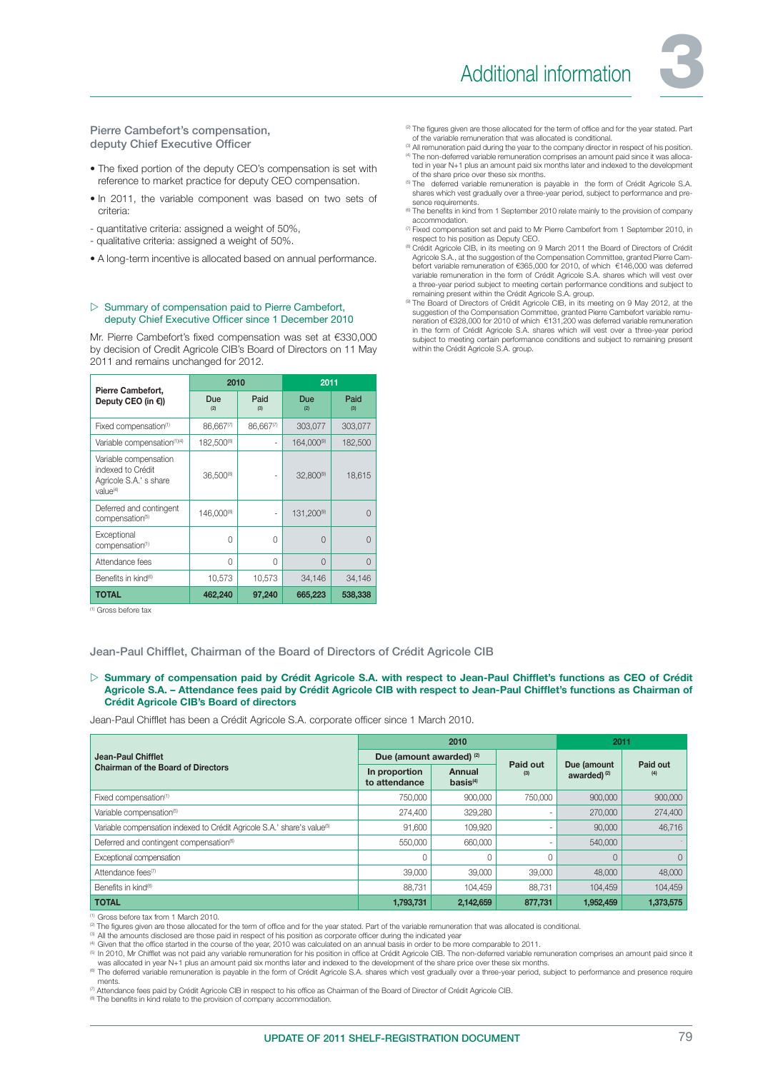## Pierre Cambefort's compensation, deputy Chief Executive Officer

- The fixed portion of the deputy CEO's compensation is set with reference to market practice for deputy CEO compensation.
- In 2011, the variable component was based on two sets of criteria:

- quantitative criteria: assigned a weight of 50%,
- qualitative criteria: assigned a weight of 50%.

- A long-term incentive is allocated based on annual performance.

### ▷ Summary of compensation paid to Pierre Cambefort, deputy Chief Executive Officer since 1 December 2010

Mr. Pierre Cambefort's fixed compensation was set at €330,000 by decision of Credit Agricole CIB's Board of Directors on 11 May 2011 and remains unchanged for 2012.

| Pierre Cambefort, Deputy CEO (in €)) | 2010 | | 2011 | |
|---|---|---|---|---|
| | Due [2] | Paid [3] | Due [2] | Paid [3] |
| Fixed compensation[1] | 86,667[7] | 86,667[7] | 303,077 | 303,077 |
| Variable compensation[1][4] | 182,500[8] | - | 164,000[9] | 182,500 |
| Variable compensation indexed to Crédit Agricole S.A.' s share value[4] | 36,500[8] | - | 32,800[9] | 18,615 |
| Deferred and contingent compensation[5] | 146,000[8] | - | 131,200[9] | 0 |
| Exceptional compensation[1] | 0 | 0 | 0 | 0 |
| Attendance fees | 0 | 0 | 0 | 0 |
| Benefits in kind[6] | 10,573 | 10,573 | 34,146 | 34,146 |
| **TOTAL** | **462,240** | **97,240** | **665,223** | **538,338** |

[1] Gross before tax

[2] The figures given are those allocated for the term of office and for the year stated. Part of the variable remuneration that was allocated is conditional.

[3] All remuneration paid during the year to the company director in respect of his position.

[4] The non-deferred variable remuneration comprises an amount paid since it was allocated in year N+1 plus an amount paid six months later and indexed to the development of the share price over these six months.

[5] The deferred variable remuneration is payable in the form of Crédit Agricole S.A. shares which vest gradually over a three-year period, subject to performance and presence requirements.

[6] The benefits in kind from 1 September 2010 relate mainly to the provision of company accommodation.

[7] Fixed compensation set and paid to Mr Pierre Cambefort from 1 September 2010, in respect to his position as Deputy CEO.

[8] Crédit Agricole CIB, in its meeting on 9 March 2011 the Board of Directors of Crédit Agricole S.A., at the suggestion of the Compensation Committee, granted Pierre Cambefort variable remuneration of €365,000 for 2010, of which €146,000 was deferred variable remuneration in the form of Crédit Agricole S.A. shares which will vest over a three-year period subject to meeting certain performance conditions and subject to remaining present within the Crédit Agricole S.A. group.

[9] The Board of Directors of Crédit Agricole CIB, in its meeting on 9 May 2012, at the suggestion of the Compensation Committee, granted Pierre Cambefort variable remuneration of €328,000 for 2010 of which €131,200 was deferred variable remuneration in the form of Crédit Agricole S.A. shares which will vest over a three-year period subject to meeting certain performance conditions and subject to remaining present within the Crédit Agricole S.A. group.

## Jean-Paul Chifflet, Chairman of the Board of Directors of Crédit Agricole CIB

### ▷ Summary of compensation paid by Crédit Agricole S.A. with respect to Jean-Paul Chifflet's functions as CEO of Crédit Agricole S.A. – Attendance fees paid by Crédit Agricole CIB with respect to Jean-Paul Chifflet's functions as Chairman of Crédit Agricole CIB's Board of directors

Jean-Paul Chifflet has been a Crédit Agricole S.A. corporate officer since 1 March 2010.

| Jean-Paul Chifflet Chairman of the Board of Directors | 2010 | | | 2011 | |
|---|---|---|---|---|---|
| | Due (amount awarded) [2] | | Paid out [3] | Due (amount awarded) [2] | Paid out [4] |
| | In proportion to attendance | Annual basis[4] | | | |
| Fixed compensation[1] | 750,000 | 900,000 | 750,000 | 900,000 | 900,000 |
| Variable compensation[5] | 274,400 | 329,280 | - | 270,000 | 274,400 |
| Variable compensation indexed to Crédit Agricole S.A.' share's value[5] | 91,600 | 109,920 | - | 90,000 | 46,716 |
| Deferred and contingent compensation[6] | 550,000 | 660,000 | - | 540,000 | - |
| Exceptional compensation | 0 | 0 | 0 | 0 | 0 |
| Attendance fees[7] | 39,000 | 39,000 | 39,000 | 48,000 | 48,000 |
| Benefits in kind[8] | 88,731 | 104,459 | 88,731 | 104,459 | 104,459 |
| **TOTAL** | **1,793,731** | **2,142,659** | **877,731** | **1,952,459** | **1,373,575** |

[1] Gross before tax from 1 March 2010.

[2] The figures given are those allocated for the term of office and for the year stated. Part of the variable remuneration that was allocated is conditional.

[3] All the amounts disclosed are those paid in respect of his position as corporate officer during the indicated year

[4] Given that the office started in the course of the year, 2010 was calculated on an annual basis in order to be more comparable to 2011.

[5] In 2010, Mr Chifflet was not paid any variable remuneration for his position in office at Crédit Agricole CIB. The non-deferred variable remuneration comprises an amount paid since it was allocated in year N+1 plus an amount paid six months later and indexed to the development of the share price over these six months.

[6] The deferred variable remuneration is payable in the form of Crédit Agricole S.A. shares which vest gradually over a three-year period, subject to performance and presence requirements.

[7] Attendance fees paid by Crédit Agricole CIB in respect to his office as Chairman of the Board of Director of Crédit Agricole CIB.

[8] The benefits in kind relate to the provision of company accommodation.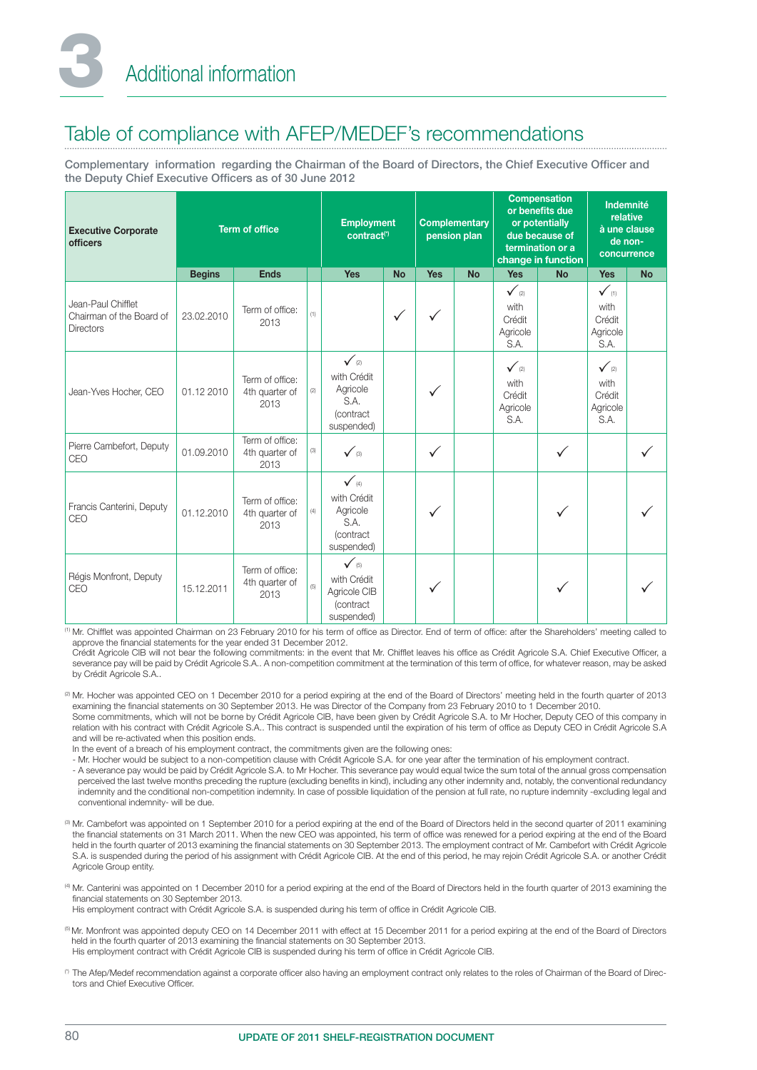# Table of compliance with AFEP/MEDEF's recommendations

Complementary information regarding the Chairman of the Board of Directors, the Chief Executive Officer and the Deputy Chief Executive Officers as of 30 June 2012

| Executive Corporate officers | Term of office | | | Employment contract[*] | | Complementary pension plan | | Compensation or benefits due or potentially due because of termination or a change in function | | Indemnité relative à une clause de non-concurrence | |
|---|---|---|---|---|---|---|---|---|---|---|---|
| | Begins | Ends | | Yes | No | Yes | No | Yes | No | Yes | No |
| Jean-Paul Chifflet Chairman of the Board of Directors | 23.02.2010 | Term of office: 2013 | (1) | | ✓ | ✓ | | ✓ (2) with Crédit Agricole S.A. | | ✓ (1) with Crédit Agricole S.A. | |
| Jean-Yves Hocher, CEO | 01.12 2010 | Term of office: 4th quarter of 2013 | (2) | ✓ (2) with Crédit Agricole S.A. (contract suspended) | | ✓ | | ✓ (2) with Crédit Agricole S.A. | | ✓ (2) with Crédit Agricole S.A. | |
| Pierre Cambefort, Deputy CEO | 01.09.2010 | Term of office: 4th quarter of 2013 | (3) | ✓ (3) | | ✓ | | | ✓ | | ✓ |
| Francis Canterini, Deputy CEO | 01.12.2010 | Term of office: 4th quarter of 2013 | (4) | ✓ (4) with Crédit Agricole S.A. (contract suspended) | | ✓ | | | ✓ | | ✓ |
| Régis Monfront, Deputy CEO | 15.12.2011 | Term of office: 4th quarter of 2013 | (5) | ✓ (5) with Crédit Agricole CIB (contract suspended) | | ✓ | | | ✓ | | ✓ |

(1) Mr. Chifflet was appointed Chairman on 23 February 2010 for his term of office as Director. End of term of office: after the Shareholders' meeting called to approve the financial statements for the year ended 31 December 2012.
Crédit Agricole CIB will not bear the following commitments: in the event that Mr. Chifflet leaves his office as Crédit Agricole S.A. Chief Executive Officer, a severance pay will be paid by Crédit Agricole S.A.. A non-competition commitment at the termination of this term of office, for whatever reason, may be asked by Crédit Agricole S.A..

(2) Mr. Hocher was appointed CEO on 1 December 2010 for a period expiring at the end of the Board of Directors' meeting held in the fourth quarter of 2013 examining the financial statements on 30 September 2013. He was Director of the Company from 23 February 2010 to 1 December 2010.
Some commitments, which will not be borne by Crédit Agricole CIB, have been given by Crédit Agricole S.A. to Mr Hocher, Deputy CEO of this company in relation with his contract with Crédit Agricole S.A.. This contract is suspended until the expiration of his term of office as Deputy CEO in Crédit Agricole S.A and will be re-activated when this position ends.
In the event of a breach of his employment contract, the commitments given are the following ones:
- Mr. Hocher would be subject to a non-competition clause with Crédit Agricole S.A. for one year after the termination of his employment contract.
- A severance pay would be paid by Crédit Agricole S.A. to Mr Hocher. This severance pay would equal twice the sum total of the annual gross compensation perceived the last twelve months preceding the rupture (excluding benefits in kind), including any other indemnity and, notably, the conventional redundancy indemnity and the conditional non-competition indemnity. In case of possible liquidation of the pension at full rate, no rupture indemnity -excluding legal and conventional indemnity- will be due.

(3) Mr. Cambefort was appointed on 1 September 2010 for a period expiring at the end of the Board of Directors held in the second quarter of 2011 examining the financial statements on 31 March 2011. When the new CEO was appointed, his term of office was renewed for a period expiring at the end of the Board held in the fourth quarter of 2013 examining the financial statements on 30 September 2013. The employment contract of Mr. Cambefort with Crédit Agricole S.A. is suspended during the period of his assignment with Crédit Agricole CIB. At the end of this period, he may rejoin Crédit Agricole S.A. or another Crédit Agricole Group entity.

(4) Mr. Canterini was appointed on 1 December 2010 for a period expiring at the end of the Board of Directors held in the fourth quarter of 2013 examining the financial statements on 30 September 2013.
His employment contract with Crédit Agricole S.A. is suspended during his term of office in Crédit Agricole CIB.

(5) Mr. Monfront was appointed deputy CEO on 14 December 2011 with effect at 15 December 2011 for a period expiring at the end of the Board of Directors held in the fourth quarter of 2013 examining the financial statements on 30 September 2013.
His employment contract with Crédit Agricole CIB is suspended during his term of office in Crédit Agricole CIB.

(*) The Afep/Medef recommendation against a corporate officer also having an employment contract only relates to the roles of Chairman of the Board of Directors and Chief Executive Officer.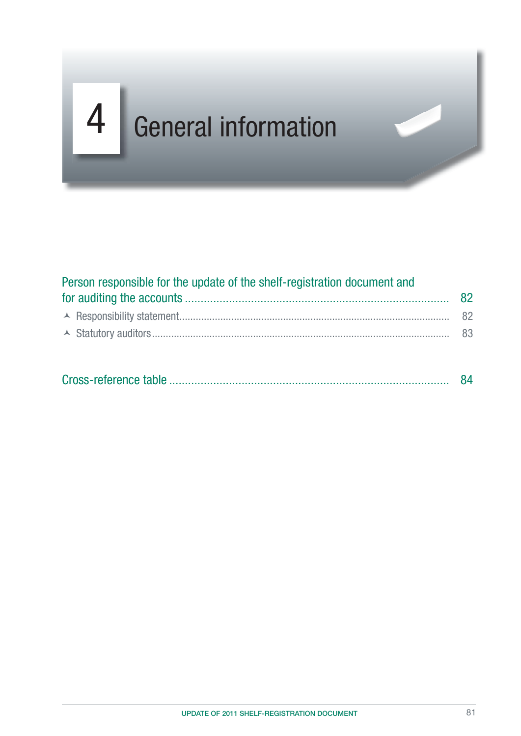# 4 General information

| | |
|---|---|
| Person responsible for the update of the shelf-registration document and for auditing the accounts | 82 |
| Responsibility statement | 82 |
| Statutory auditors | 83 |
| Cross-reference table | 84 |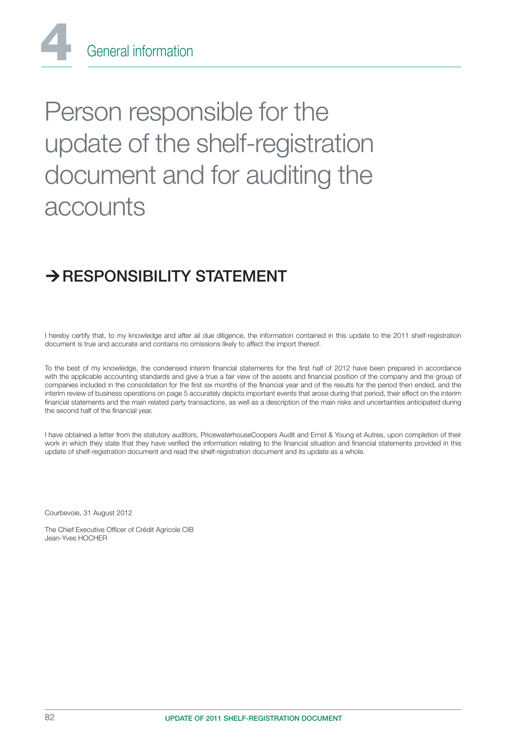# Person responsible for the update of the shelf-registration document and for auditing the accounts

## → RESPONSIBILITY STATEMENT

I hereby certify that, to my knowledge and after ail due diligence, the information contained in this update to the 2011 shelf-registration document is true and accurate and contains no omissions likely to affect the import thereof.

To the best of my knowledge, the condensed interim financial statements for the first half of 2012 have been prepared in accordance with the applicable accounting standards and give a true a fair view of the assets and financial position of the company and the group of companies included in the consolidation for the first six months of the financial year and of the results for the period then ended, and the interim review of business operations on page 5 accurately depicts important events that arose during that period, their effect on the interim financial statements and the main related party transactions, as well as a description of the main risks and uncertainties anticipated during the second half of the financial year.

I have obtained a letter from the statutory auditors, PricewaterhouseCoopers Audit and Ernst & Young et Autres, upon completion of their work in which they state that they have verified the information relating to the financial situation and financial statements provided in this update of shelf-registration document and read the shelf-registration document and its update as a whole.

Courbevoie, 31 August 2012

The Chief Executive Officer of Crédit Agricole CIB
Jean-Yves HOCHER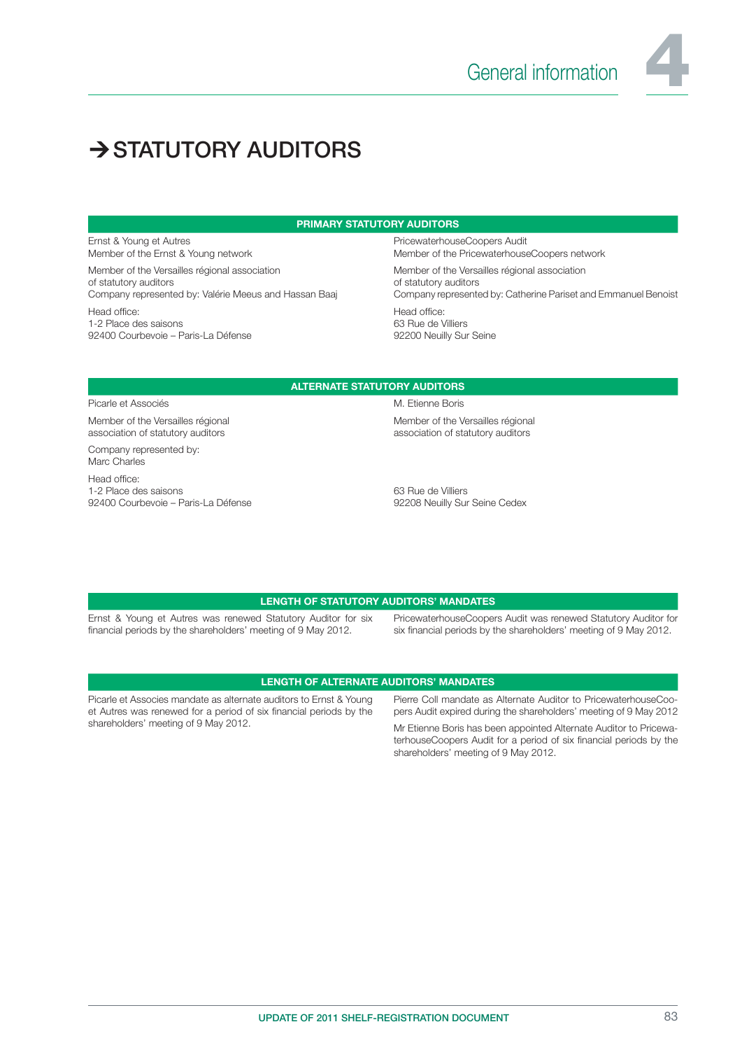# ➔ STATUTORY AUDITORS

## PRIMARY STATUTORY AUDITORS

Ernst & Young et Autres
Member of the Ernst & Young network

Member of the Versailles régional association of statutory auditors
Company represented by: Valérie Meeus and Hassan Baaj

Head office:
1-2 Place des saisons
92400 Courbevoie – Paris-La Défense

PricewaterhouseCoopers Audit
Member of the PricewaterhouseCoopers network

Member of the Versailles régional association of statutory auditors
Company represented by: Catherine Pariset and Emmanuel Benoist

Head office:
63 Rue de Villiers
92200 Neuilly Sur Seine

## ALTERNATE STATUTORY AUDITORS

Picarle et Associés

Member of the Versailles régional association of statutory auditors

Company represented by:
Marc Charles

Head office:
1-2 Place des saisons
92400 Courbevoie – Paris-La Défense

M. Etienne Boris

Member of the Versailles régional association of statutory auditors

63 Rue de Villiers
92208 Neuilly Sur Seine Cedex

## LENGTH OF STATUTORY AUDITORS' MANDATES

Ernst & Young et Autres was renewed Statutory Auditor for six financial periods by the shareholders' meeting of 9 May 2012.

PricewaterhouseCoopers Audit was renewed Statutory Auditor for six financial periods by the shareholders' meeting of 9 May 2012.

## LENGTH OF ALTERNATE AUDITORS' MANDATES

Picarle et Associes mandate as alternate auditors to Ernst & Young et Autres was renewed for a period of six financial periods by the shareholders' meeting of 9 May 2012.

Pierre Coll mandate as Alternate Auditor to PricewaterhouseCoopers Audit expired during the shareholders' meeting of 9 May 2012

Mr Etienne Boris has been appointed Alternate Auditor to PricewaterhouseCoopers Audit for a period of six financial periods by the shareholders' meeting of 9 May 2012.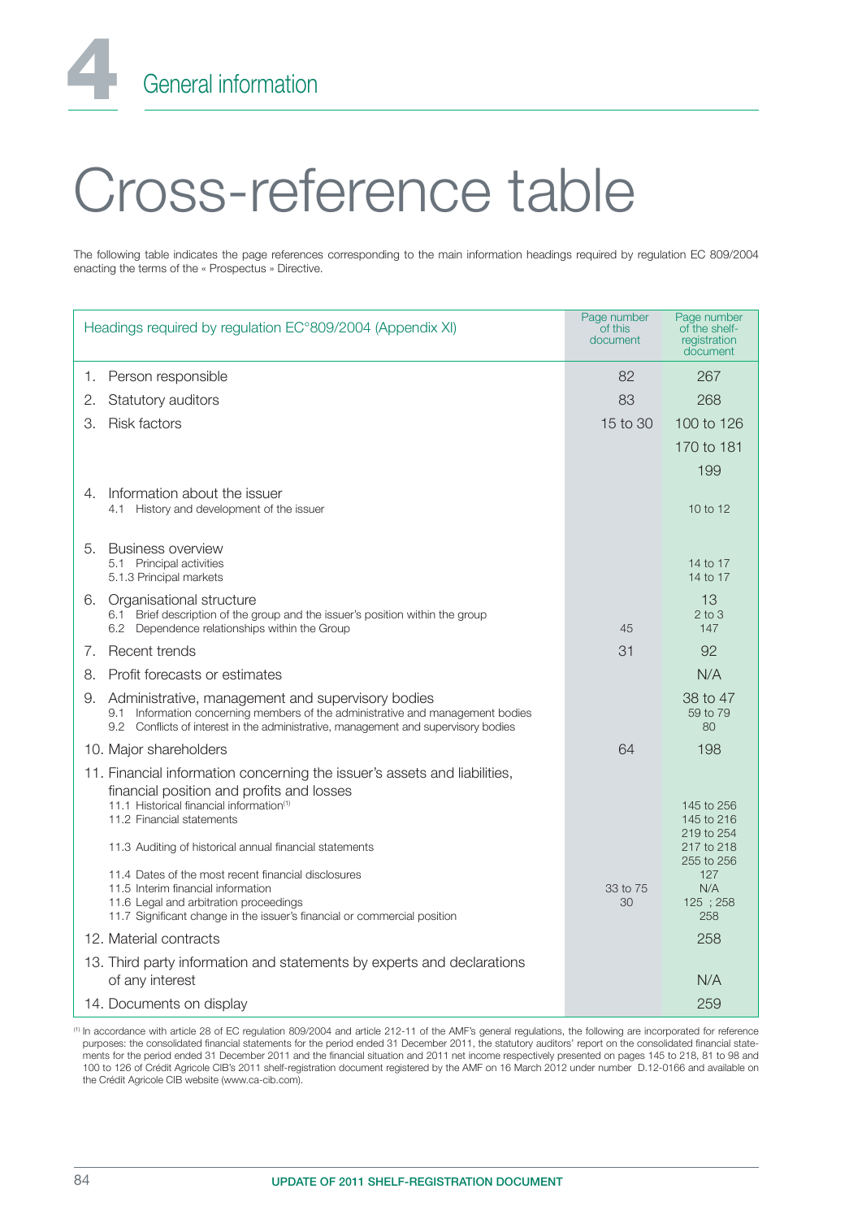# Cross-reference table

The following table indicates the page references corresponding to the main information headings required by regulation EC 809/2004 enacting the terms of the « Prospectus » Directive.

| Headings required by regulation EC°809/2004 (Appendix XI) | Page number of this document | Page number of the shelf-registration document |
|---|---|---|
| 1. Person responsible | 82 | 267 |
| 2. Statutory auditors | 83 | 268 |
| 3. Risk factors | 15 to 30 | 100 to 126 |
| | | 170 to 181 |
| | | 199 |
| 4. Information about the issuer | | |
| 4.1 History and development of the issuer | | 10 to 12 |
| 5. Business overview | | |
| 5.1 Principal activities | | 14 to 17 |
| 5.1.3 Principal markets | | 14 to 17 |
| 6. Organisational structure | | 13 |
| 6.1 Brief description of the group and the issuer's position within the group | | 2 to 3 |
| 6.2 Dependence relationships within the Group | 45 | 147 |
| 7. Recent trends | 31 | 92 |
| 8. Profit forecasts or estimates | | N/A |
| 9. Administrative, management and supervisory bodies | | 38 to 47 |
| 9.1 Information concerning members of the administrative and management bodies | | 59 to 79 |
| 9.2 Conflicts of interest in the administrative, management and supervisory bodies | | 80 |
| 10. Major shareholders | 64 | 198 |
| 11. Financial information concerning the issuer's assets and liabilities, financial position and profits and losses | | |
| 11.1 Historical financial information[(1)] | | 145 to 256 |
| 11.2 Financial statements | | 145 to 216 |
| | | 219 to 254 |
| 11.3 Auditing of historical annual financial statements | | 217 to 218 |
| | | 255 to 256 |
| 11.4 Dates of the most recent financial disclosures | | 127 |
| 11.5 Interim financial information | 33 to 75 | N/A |
| 11.6 Legal and arbitration proceedings | 30 | 125 ; 258 |
| 11.7 Significant change in the issuer's financial or commercial position | | 258 |
| 12. Material contracts | | 258 |
| 13. Third party information and statements by experts and declarations of any interest | | N/A |
| 14. Documents on display | | 259 |

(1) In accordance with article 28 of EC regulation 809/2004 and article 212-11 of the AMF's general regulations, the following are incorporated for reference purposes: the consolidated financial statements for the period ended 31 December 2011, the statutory auditors' report on the consolidated financial statements for the period ended 31 December 2011 and the financial situation and 2011 net income respectively presented on pages 145 to 218, 81 to 98 and 100 to 126 of Crédit Agricole CIB's 2011 shelf-registration document registered by the AMF on 16 March 2012 under number D.12-0166 and available on the Crédit Agricole CIB website (www.ca-cib.com).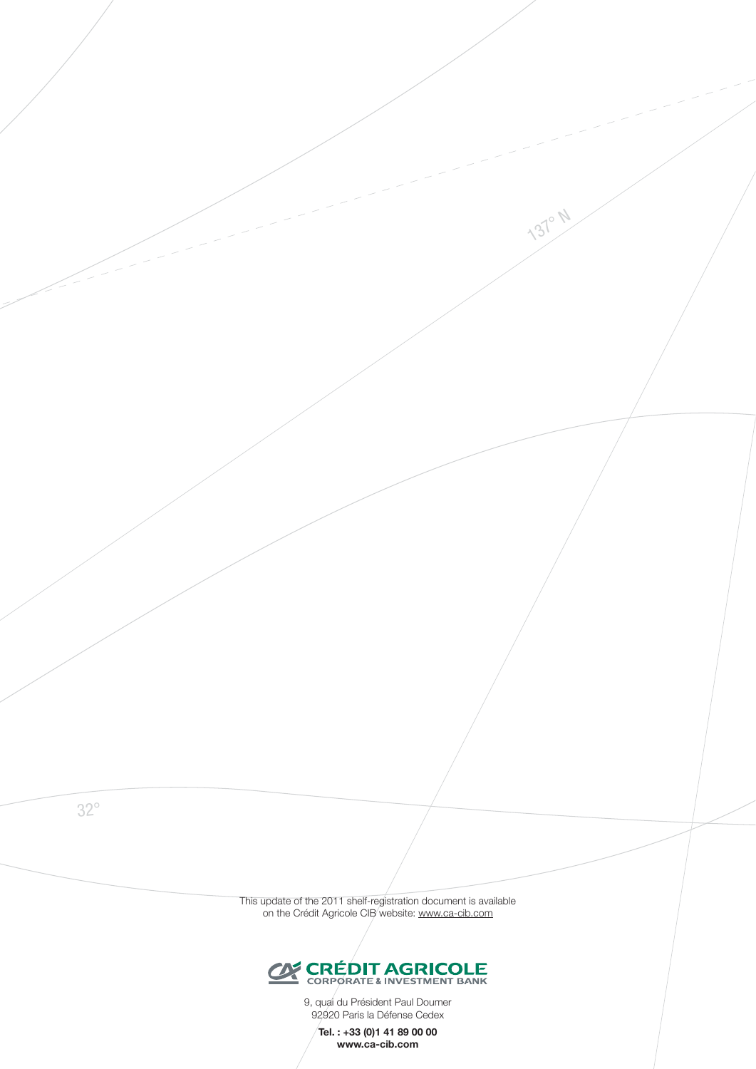137° N

32°

This update of the 2011 shelf-registration document is available on the Crédit Agricole CIB website: www.ca-cib.com

CRÉDIT AGRICOLE
CORPORATE & INVESTMENT BANK

9, quai du Président Paul Doumer
92920 Paris la Défense Cedex

**Tel. : +33 (0)1 41 89 00 00**
**www.ca-cib.com**